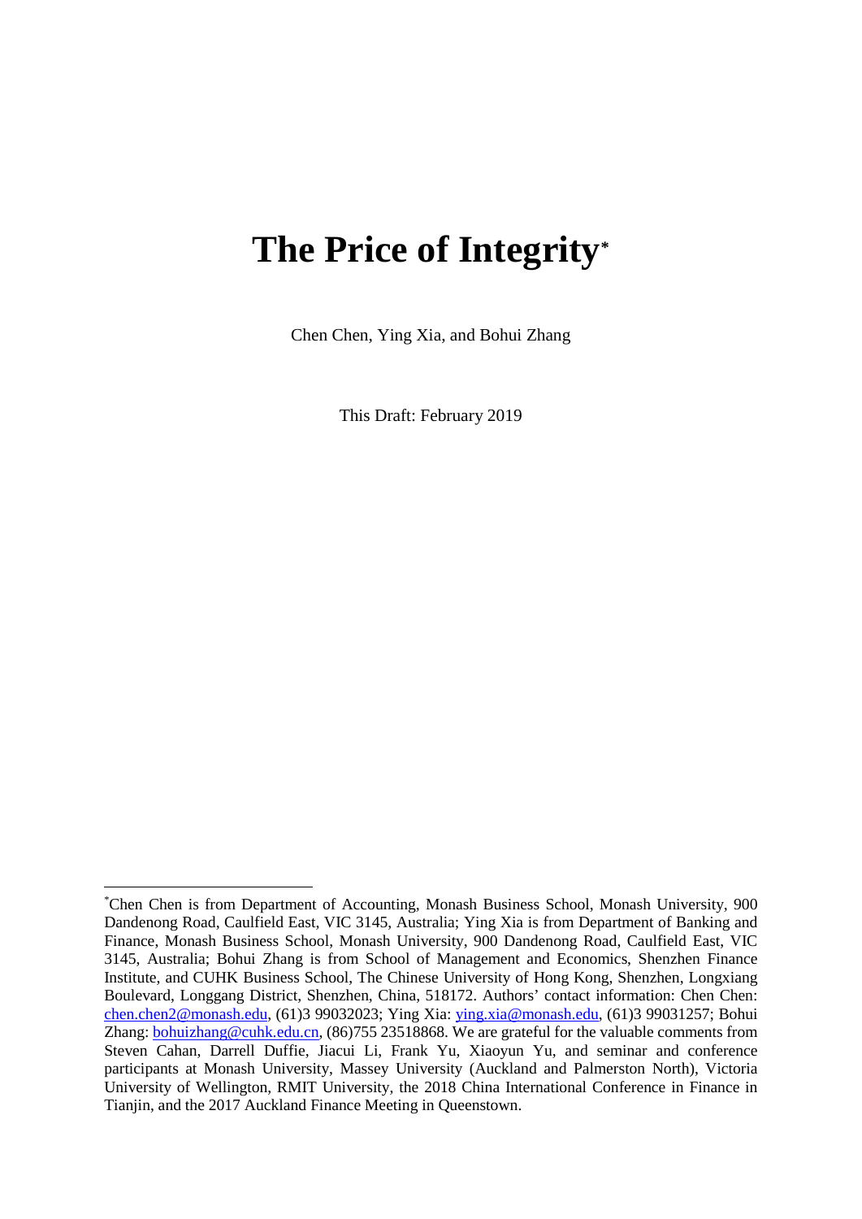# The Price of Integrity[*]

Chen Chen, Ying Xia, and Bohui Zhang

This Draft: February 2019

---

[*]Chen Chen is from Department of Accounting, Monash Business School, Monash University, 900 Dandenong Road, Caulfield East, VIC 3145, Australia; Ying Xia is from Department of Banking and Finance, Monash Business School, Monash University, 900 Dandenong Road, Caulfield East, VIC 3145, Australia; Bohui Zhang is from School of Management and Economics, Shenzhen Finance Institute, and CUHK Business School, The Chinese University of Hong Kong, Shenzhen, Longxiang Boulevard, Longgang District, Shenzhen, China, 518172. Authors' contact information: Chen Chen: chen.chen2@monash.edu, (61)3 99032023; Ying Xia: ying.xia@monash.edu, (61)3 99031257; Bohui Zhang: bohuizhang@cuhk.edu.cn, (86)755 23518868. We are grateful for the valuable comments from Steven Cahan, Darrell Duffie, Jiacui Li, Frank Yu, Xiaoyun Yu, and seminar and conference participants at Monash University, Massey University (Auckland and Palmerston North), Victoria University of Wellington, RMIT University, the 2018 China International Conference in Finance in Tianjin, and the 2017 Auckland Finance Meeting in Queenstown.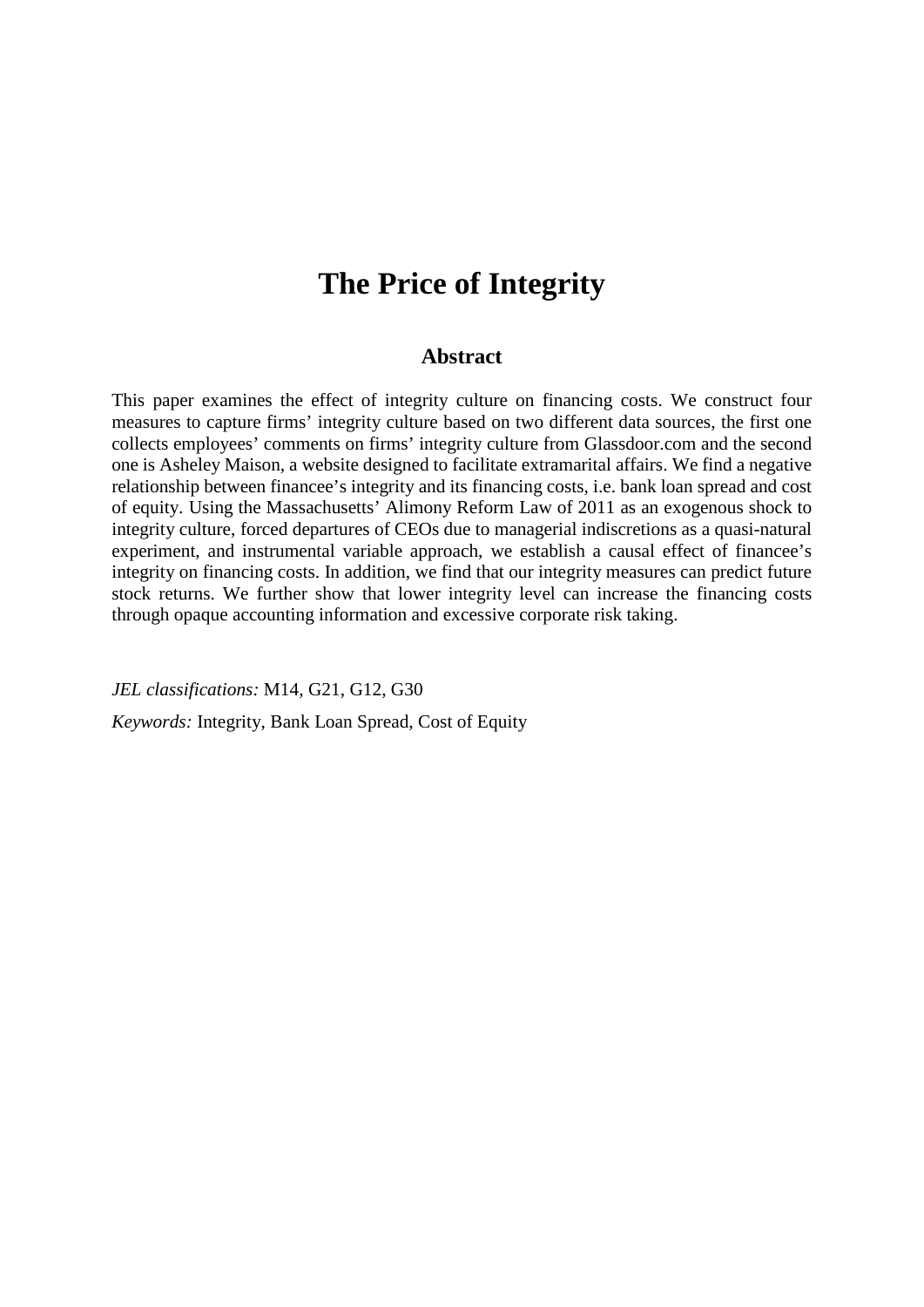# The Price of Integrity

## Abstract

This paper examines the effect of integrity culture on financing costs. We construct four measures to capture firms' integrity culture based on two different data sources, the first one collects employees' comments on firms' integrity culture from Glassdoor.com and the second one is Asheley Maison, a website designed to facilitate extramarital affairs. We find a negative relationship between financee's integrity and its financing costs, i.e. bank loan spread and cost of equity. Using the Massachusetts' Alimony Reform Law of 2011 as an exogenous shock to integrity culture, forced departures of CEOs due to managerial indiscretions as a quasi-natural experiment, and instrumental variable approach, we establish a causal effect of financee's integrity on financing costs. In addition, we find that our integrity measures can predict future stock returns. We further show that lower integrity level can increase the financing costs through opaque accounting information and excessive corporate risk taking.

*JEL classifications:* M14, G21, G12, G30

*Keywords:* Integrity, Bank Loan Spread, Cost of Equity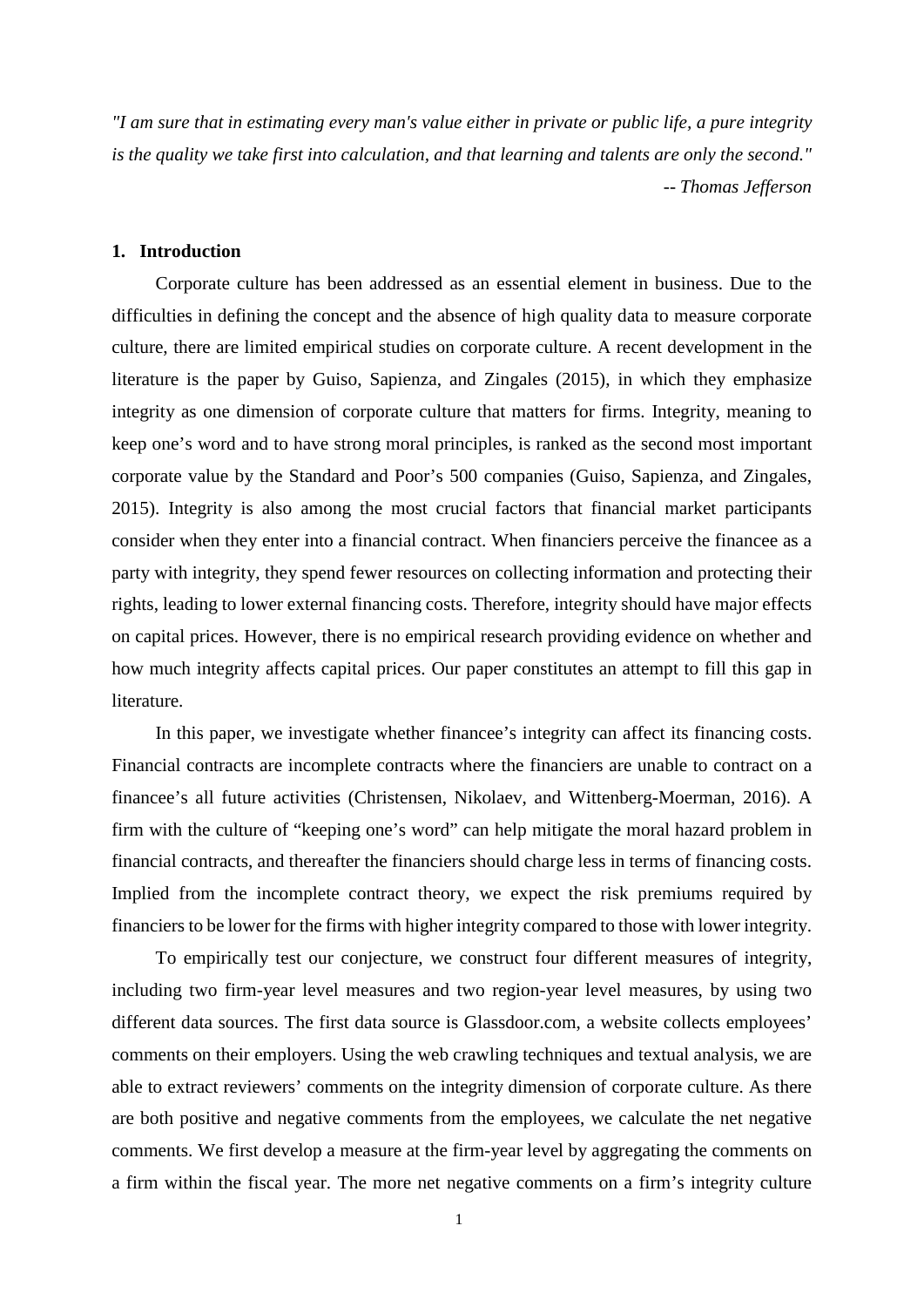*"I am sure that in estimating every man's value either in private or public life, a pure integrity is the quality we take first into calculation, and that learning and talents are only the second."*

*-- Thomas Jefferson*

## 1. Introduction

Corporate culture has been addressed as an essential element in business. Due to the difficulties in defining the concept and the absence of high quality data to measure corporate culture, there are limited empirical studies on corporate culture. A recent development in the literature is the paper by Guiso, Sapienza, and Zingales (2015), in which they emphasize integrity as one dimension of corporate culture that matters for firms. Integrity, meaning to keep one's word and to have strong moral principles, is ranked as the second most important corporate value by the Standard and Poor's 500 companies (Guiso, Sapienza, and Zingales, 2015). Integrity is also among the most crucial factors that financial market participants consider when they enter into a financial contract. When financiers perceive the financee as a party with integrity, they spend fewer resources on collecting information and protecting their rights, leading to lower external financing costs. Therefore, integrity should have major effects on capital prices. However, there is no empirical research providing evidence on whether and how much integrity affects capital prices. Our paper constitutes an attempt to fill this gap in literature.

In this paper, we investigate whether financee's integrity can affect its financing costs. Financial contracts are incomplete contracts where the financiers are unable to contract on a financee's all future activities (Christensen, Nikolaev, and Wittenberg-Moerman, 2016). A firm with the culture of "keeping one's word" can help mitigate the moral hazard problem in financial contracts, and thereafter the financiers should charge less in terms of financing costs. Implied from the incomplete contract theory, we expect the risk premiums required by financiers to be lower for the firms with higher integrity compared to those with lower integrity.

To empirically test our conjecture, we construct four different measures of integrity, including two firm-year level measures and two region-year level measures, by using two different data sources. The first data source is Glassdoor.com, a website collects employees' comments on their employers. Using the web crawling techniques and textual analysis, we are able to extract reviewers' comments on the integrity dimension of corporate culture. As there are both positive and negative comments from the employees, we calculate the net negative comments. We first develop a measure at the firm-year level by aggregating the comments on a firm within the fiscal year. The more net negative comments on a firm's integrity culture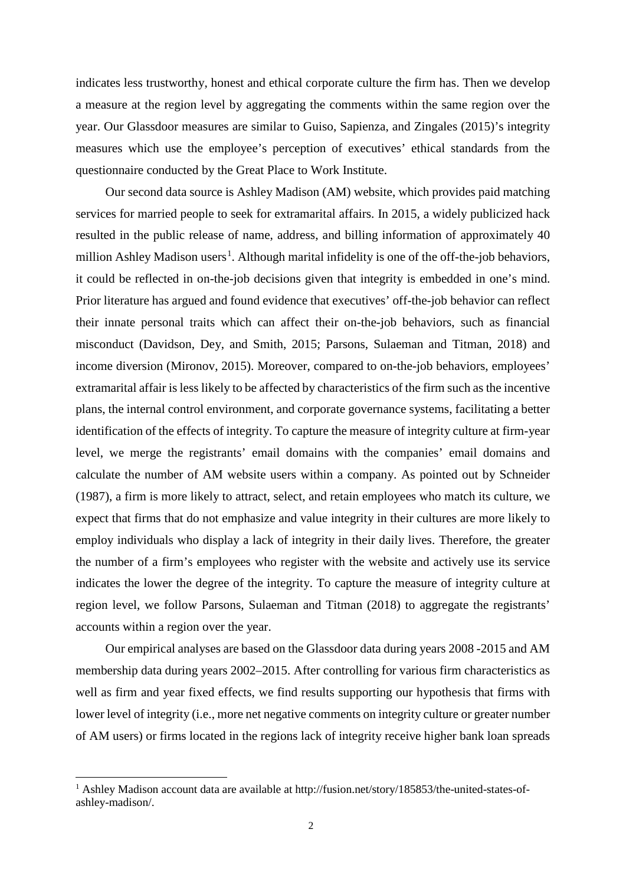indicates less trustworthy, honest and ethical corporate culture the firm has. Then we develop a measure at the region level by aggregating the comments within the same region over the year. Our Glassdoor measures are similar to Guiso, Sapienza, and Zingales (2015)'s integrity measures which use the employee's perception of executives' ethical standards from the questionnaire conducted by the Great Place to Work Institute.

Our second data source is Ashley Madison (AM) website, which provides paid matching services for married people to seek for extramarital affairs. In 2015, a widely publicized hack resulted in the public release of name, address, and billing information of approximately 40 million Ashley Madison users[1]. Although marital infidelity is one of the off-the-job behaviors, it could be reflected in on-the-job decisions given that integrity is embedded in one's mind. Prior literature has argued and found evidence that executives' off-the-job behavior can reflect their innate personal traits which can affect their on-the-job behaviors, such as financial misconduct (Davidson, Dey, and Smith, 2015; Parsons, Sulaeman and Titman, 2018) and income diversion (Mironov, 2015). Moreover, compared to on-the-job behaviors, employees' extramarital affair is less likely to be affected by characteristics of the firm such as the incentive plans, the internal control environment, and corporate governance systems, facilitating a better identification of the effects of integrity. To capture the measure of integrity culture at firm-year level, we merge the registrants' email domains with the companies' email domains and calculate the number of AM website users within a company. As pointed out by Schneider (1987), a firm is more likely to attract, select, and retain employees who match its culture, we expect that firms that do not emphasize and value integrity in their cultures are more likely to employ individuals who display a lack of integrity in their daily lives. Therefore, the greater the number of a firm's employees who register with the website and actively use its service indicates the lower the degree of the integrity. To capture the measure of integrity culture at region level, we follow Parsons, Sulaeman and Titman (2018) to aggregate the registrants' accounts within a region over the year.

Our empirical analyses are based on the Glassdoor data during years 2008 -2015 and AM membership data during years 2002–2015. After controlling for various firm characteristics as well as firm and year fixed effects, we find results supporting our hypothesis that firms with lower level of integrity (i.e., more net negative comments on integrity culture or greater number of AM users) or firms located in the regions lack of integrity receive higher bank loan spreads

[1] Ashley Madison account data are available at http://fusion.net/story/185853/the-united-states-of-ashley-madison/.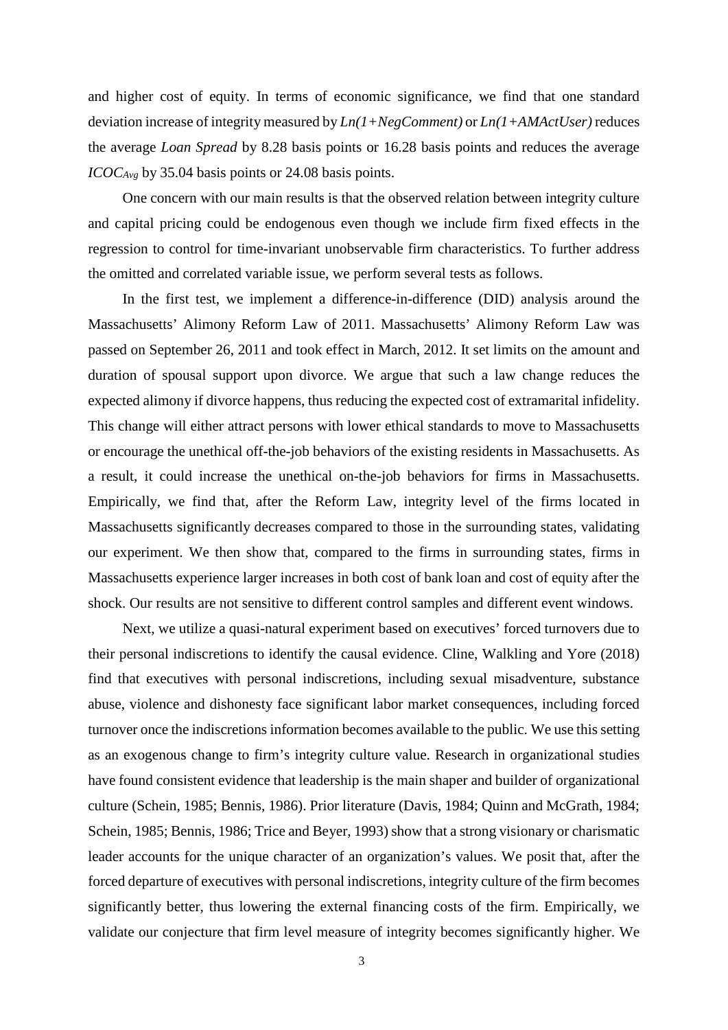and higher cost of equity. In terms of economic significance, we find that one standard deviation increase of integrity measured by *Ln(1+NegComment)* or *Ln(1+AMActUser)* reduces the average *Loan Spread* by 8.28 basis points or 16.28 basis points and reduces the average $ICOC_{Avg}$ by 35.04 basis points or 24.08 basis points.

One concern with our main results is that the observed relation between integrity culture and capital pricing could be endogenous even though we include firm fixed effects in the regression to control for time-invariant unobservable firm characteristics. To further address the omitted and correlated variable issue, we perform several tests as follows.

In the first test, we implement a difference-in-difference (DID) analysis around the Massachusetts' Alimony Reform Law of 2011. Massachusetts' Alimony Reform Law was passed on September 26, 2011 and took effect in March, 2012. It set limits on the amount and duration of spousal support upon divorce. We argue that such a law change reduces the expected alimony if divorce happens, thus reducing the expected cost of extramarital infidelity. This change will either attract persons with lower ethical standards to move to Massachusetts or encourage the unethical off-the-job behaviors of the existing residents in Massachusetts. As a result, it could increase the unethical on-the-job behaviors for firms in Massachusetts. Empirically, we find that, after the Reform Law, integrity level of the firms located in Massachusetts significantly decreases compared to those in the surrounding states, validating our experiment. We then show that, compared to the firms in surrounding states, firms in Massachusetts experience larger increases in both cost of bank loan and cost of equity after the shock. Our results are not sensitive to different control samples and different event windows.

Next, we utilize a quasi-natural experiment based on executives' forced turnovers due to their personal indiscretions to identify the causal evidence. Cline, Walkling and Yore (2018) find that executives with personal indiscretions, including sexual misadventure, substance abuse, violence and dishonesty face significant labor market consequences, including forced turnover once the indiscretions information becomes available to the public. We use this setting as an exogenous change to firm's integrity culture value. Research in organizational studies have found consistent evidence that leadership is the main shaper and builder of organizational culture (Schein, 1985; Bennis, 1986). Prior literature (Davis, 1984; Quinn and McGrath, 1984; Schein, 1985; Bennis, 1986; Trice and Beyer, 1993) show that a strong visionary or charismatic leader accounts for the unique character of an organization's values. We posit that, after the forced departure of executives with personal indiscretions, integrity culture of the firm becomes significantly better, thus lowering the external financing costs of the firm. Empirically, we validate our conjecture that firm level measure of integrity becomes significantly higher. We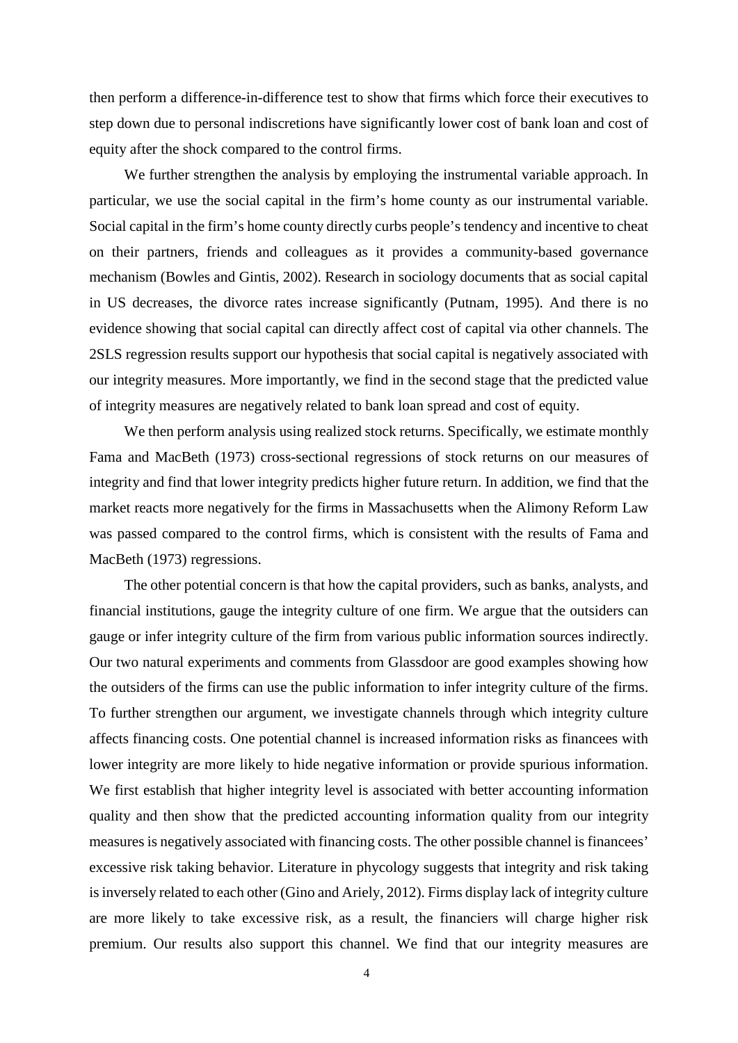then perform a difference-in-difference test to show that firms which force their executives to step down due to personal indiscretions have significantly lower cost of bank loan and cost of equity after the shock compared to the control firms.

We further strengthen the analysis by employing the instrumental variable approach. In particular, we use the social capital in the firm's home county as our instrumental variable. Social capital in the firm's home county directly curbs people's tendency and incentive to cheat on their partners, friends and colleagues as it provides a community-based governance mechanism (Bowles and Gintis, 2002). Research in sociology documents that as social capital in US decreases, the divorce rates increase significantly (Putnam, 1995). And there is no evidence showing that social capital can directly affect cost of capital via other channels. The 2SLS regression results support our hypothesis that social capital is negatively associated with our integrity measures. More importantly, we find in the second stage that the predicted value of integrity measures are negatively related to bank loan spread and cost of equity.

We then perform analysis using realized stock returns. Specifically, we estimate monthly Fama and MacBeth (1973) cross-sectional regressions of stock returns on our measures of integrity and find that lower integrity predicts higher future return. In addition, we find that the market reacts more negatively for the firms in Massachusetts when the Alimony Reform Law was passed compared to the control firms, which is consistent with the results of Fama and MacBeth (1973) regressions.

The other potential concern is that how the capital providers, such as banks, analysts, and financial institutions, gauge the integrity culture of one firm. We argue that the outsiders can gauge or infer integrity culture of the firm from various public information sources indirectly. Our two natural experiments and comments from Glassdoor are good examples showing how the outsiders of the firms can use the public information to infer integrity culture of the firms. To further strengthen our argument, we investigate channels through which integrity culture affects financing costs. One potential channel is increased information risks as financees with lower integrity are more likely to hide negative information or provide spurious information. We first establish that higher integrity level is associated with better accounting information quality and then show that the predicted accounting information quality from our integrity measures is negatively associated with financing costs. The other possible channel is financees' excessive risk taking behavior. Literature in phycology suggests that integrity and risk taking is inversely related to each other (Gino and Ariely, 2012). Firms display lack of integrity culture are more likely to take excessive risk, as a result, the financiers will charge higher risk premium. Our results also support this channel. We find that our integrity measures are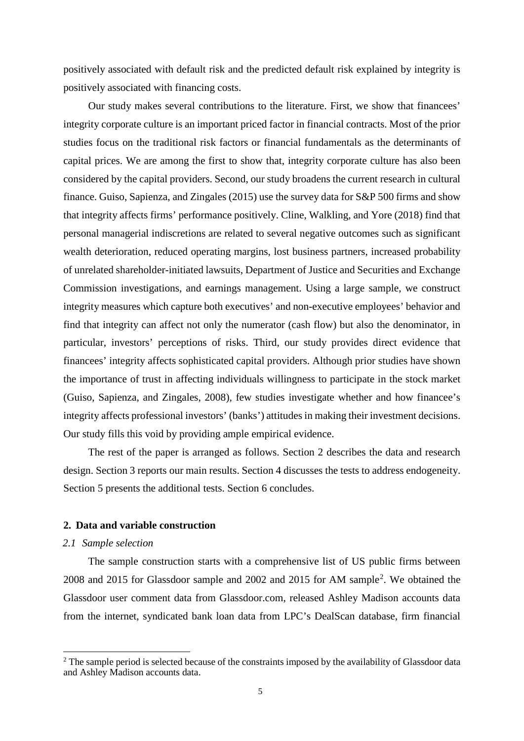positively associated with default risk and the predicted default risk explained by integrity is positively associated with financing costs.

Our study makes several contributions to the literature. First, we show that financees' integrity corporate culture is an important priced factor in financial contracts. Most of the prior studies focus on the traditional risk factors or financial fundamentals as the determinants of capital prices. We are among the first to show that, integrity corporate culture has also been considered by the capital providers. Second, our study broadens the current research in cultural finance. Guiso, Sapienza, and Zingales (2015) use the survey data for S&P 500 firms and show that integrity affects firms' performance positively. Cline, Walkling, and Yore (2018) find that personal managerial indiscretions are related to several negative outcomes such as significant wealth deterioration, reduced operating margins, lost business partners, increased probability of unrelated shareholder-initiated lawsuits, Department of Justice and Securities and Exchange Commission investigations, and earnings management. Using a large sample, we construct integrity measures which capture both executives' and non-executive employees' behavior and find that integrity can affect not only the numerator (cash flow) but also the denominator, in particular, investors' perceptions of risks. Third, our study provides direct evidence that financees' integrity affects sophisticated capital providers. Although prior studies have shown the importance of trust in affecting individuals willingness to participate in the stock market (Guiso, Sapienza, and Zingales, 2008), few studies investigate whether and how financee's integrity affects professional investors' (banks') attitudes in making their investment decisions. Our study fills this void by providing ample empirical evidence.

The rest of the paper is arranged as follows. Section 2 describes the data and research design. Section 3 reports our main results. Section 4 discusses the tests to address endogeneity. Section 5 presents the additional tests. Section 6 concludes.

## 2. Data and variable construction

### *2.1 Sample selection*

The sample construction starts with a comprehensive list of US public firms between 2008 and 2015 for Glassdoor sample and 2002 and 2015 for AM sample[2]. We obtained the Glassdoor user comment data from Glassdoor.com, released Ashley Madison accounts data from the internet, syndicated bank loan data from LPC's DealScan database, firm financial

[2] The sample period is selected because of the constraints imposed by the availability of Glassdoor data and Ashley Madison accounts data.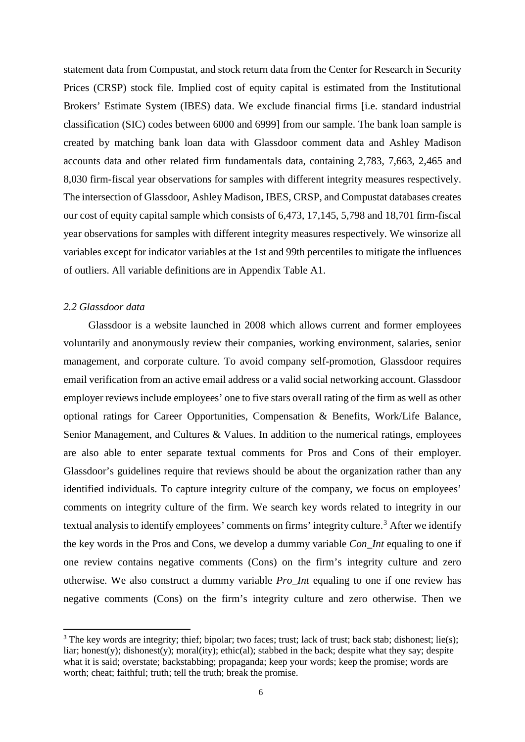statement data from Compustat, and stock return data from the Center for Research in Security Prices (CRSP) stock file. Implied cost of equity capital is estimated from the Institutional Brokers' Estimate System (IBES) data. We exclude financial firms [i.e. standard industrial classification (SIC) codes between 6000 and 6999] from our sample. The bank loan sample is created by matching bank loan data with Glassdoor comment data and Ashley Madison accounts data and other related firm fundamentals data, containing 2,783, 7,663, 2,465 and 8,030 firm-fiscal year observations for samples with different integrity measures respectively. The intersection of Glassdoor, Ashley Madison, IBES, CRSP, and Compustat databases creates our cost of equity capital sample which consists of 6,473, 17,145, 5,798 and 18,701 firm-fiscal year observations for samples with different integrity measures respectively. We winsorize all variables except for indicator variables at the 1st and 99th percentiles to mitigate the influences of outliers. All variable definitions are in Appendix Table A1.

### *2.2 Glassdoor data*

Glassdoor is a website launched in 2008 which allows current and former employees voluntarily and anonymously review their companies, working environment, salaries, senior management, and corporate culture. To avoid company self-promotion, Glassdoor requires email verification from an active email address or a valid social networking account. Glassdoor employer reviews include employees' one to five stars overall rating of the firm as well as other optional ratings for Career Opportunities, Compensation & Benefits, Work/Life Balance, Senior Management, and Cultures & Values. In addition to the numerical ratings, employees are also able to enter separate textual comments for Pros and Cons of their employer. Glassdoor's guidelines require that reviews should be about the organization rather than any identified individuals. To capture integrity culture of the company, we focus on employees' comments on integrity culture of the firm. We search key words related to integrity in our textual analysis to identify employees' comments on firms' integrity culture.[3] After we identify the key words in the Pros and Cons, we develop a dummy variable *Con_Int* equaling to one if one review contains negative comments (Cons) on the firm's integrity culture and zero otherwise. We also construct a dummy variable *Pro_Int* equaling to one if one review has negative comments (Cons) on the firm's integrity culture and zero otherwise. Then we

[3] The key words are integrity; thief; bipolar; two faces; trust; lack of trust; back stab; dishonest; lie(s); liar; honest(y); dishonest(y); moral(ity); ethic(al); stabbed in the back; despite what they say; despite what it is said; overstate; backstabbing; propaganda; keep your words; keep the promise; words are worth; cheat; faithful; truth; tell the truth; break the promise.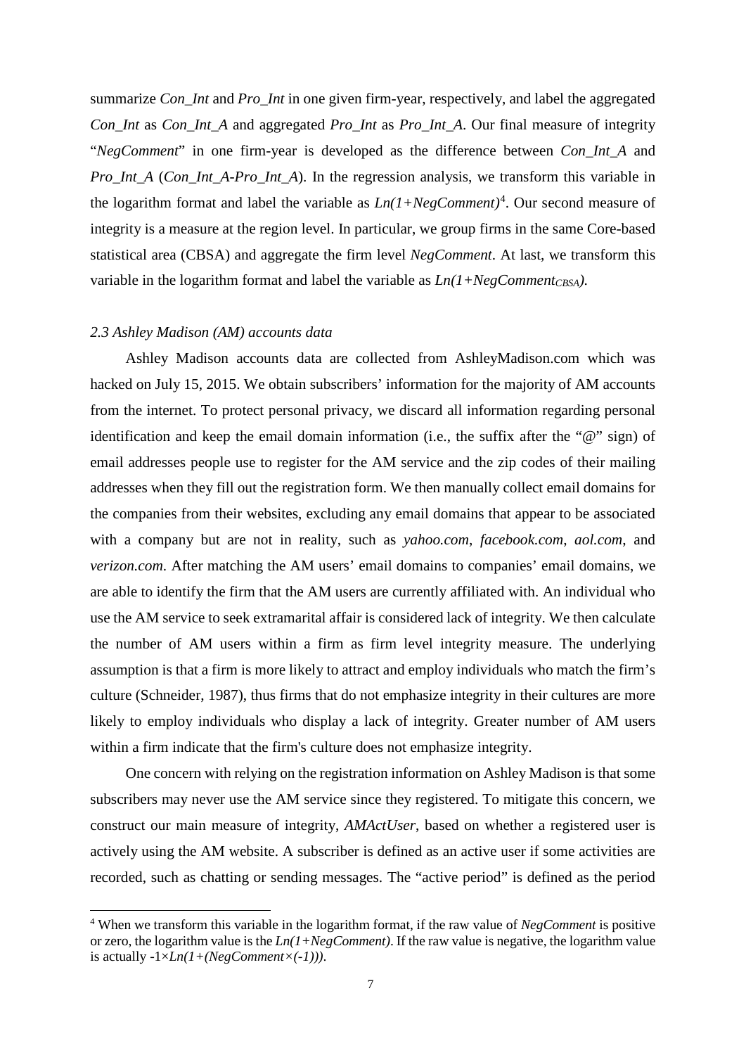summarize *Con_Int* and *Pro_Int* in one given firm-year, respectively, and label the aggregated *Con_Int* as *Con_Int_A* and aggregated *Pro_Int* as *Pro_Int_A*. Our final measure of integrity "*NegComment*" in one firm-year is developed as the difference between *Con_Int_A* and *Pro_Int_A* (*Con_Int_A-Pro_Int_A*). In the regression analysis, we transform this variable in the logarithm format and label the variable as *Ln(1+NegComment)*[4]. Our second measure of integrity is a measure at the region level. In particular, we group firms in the same Core-based statistical area (CBSA) and aggregate the firm level *NegComment*. At last, we transform this variable in the logarithm format and label the variable as $Ln(1+NegComment_{CBSA})$.

### *2.3 Ashley Madison (AM) accounts data*

Ashley Madison accounts data are collected from AshleyMadison.com which was hacked on July 15, 2015. We obtain subscribers' information for the majority of AM accounts from the internet. To protect personal privacy, we discard all information regarding personal identification and keep the email domain information (i.e., the suffix after the "@" sign) of email addresses people use to register for the AM service and the zip codes of their mailing addresses when they fill out the registration form. We then manually collect email domains for the companies from their websites, excluding any email domains that appear to be associated with a company but are not in reality, such as *yahoo.com*, *facebook.com*, *aol.com*, and *verizon.com*. After matching the AM users' email domains to companies' email domains, we are able to identify the firm that the AM users are currently affiliated with. An individual who use the AM service to seek extramarital affair is considered lack of integrity. We then calculate the number of AM users within a firm as firm level integrity measure. The underlying assumption is that a firm is more likely to attract and employ individuals who match the firm's culture (Schneider, 1987), thus firms that do not emphasize integrity in their cultures are more likely to employ individuals who display a lack of integrity. Greater number of AM users within a firm indicate that the firm's culture does not emphasize integrity.

One concern with relying on the registration information on Ashley Madison is that some subscribers may never use the AM service since they registered. To mitigate this concern, we construct our main measure of integrity, *AMActUser*, based on whether a registered user is actively using the AM website. A subscriber is defined as an active user if some activities are recorded, such as chatting or sending messages. The "active period" is defined as the period

[4] When we transform this variable in the logarithm format, if the raw value of *NegComment* is positive or zero, the logarithm value is the *Ln(1+NegComment)*. If the raw value is negative, the logarithm value is actually $-1 \times Ln(1+(NegComment \times (-1)))$.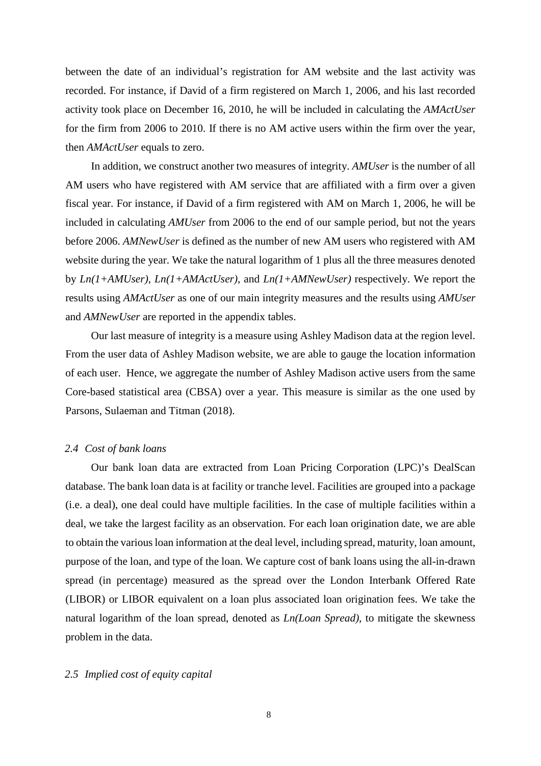between the date of an individual's registration for AM website and the last activity was recorded. For instance, if David of a firm registered on March 1, 2006, and his last recorded activity took place on December 16, 2010, he will be included in calculating the *AMActUser* for the firm from 2006 to 2010. If there is no AM active users within the firm over the year, then *AMActUser* equals to zero.

In addition, we construct another two measures of integrity. *AMUser* is the number of all AM users who have registered with AM service that are affiliated with a firm over a given fiscal year. For instance, if David of a firm registered with AM on March 1, 2006, he will be included in calculating *AMUser* from 2006 to the end of our sample period, but not the years before 2006. *AMNewUser* is defined as the number of new AM users who registered with AM website during the year. We take the natural logarithm of 1 plus all the three measures denoted by *Ln(1+AMUser)*, *Ln(1+AMActUser)*, and *Ln(1+AMNewUser)* respectively. We report the results using *AMActUser* as one of our main integrity measures and the results using *AMUser* and *AMNewUser* are reported in the appendix tables.

Our last measure of integrity is a measure using Ashley Madison data at the region level. From the user data of Ashley Madison website, we are able to gauge the location information of each user. Hence, we aggregate the number of Ashley Madison active users from the same Core-based statistical area (CBSA) over a year. This measure is similar as the one used by Parsons, Sulaeman and Titman (2018).

### *2.4 Cost of bank loans*

Our bank loan data are extracted from Loan Pricing Corporation (LPC)'s DealScan database. The bank loan data is at facility or tranche level. Facilities are grouped into a package (i.e. a deal), one deal could have multiple facilities. In the case of multiple facilities within a deal, we take the largest facility as an observation. For each loan origination date, we are able to obtain the various loan information at the deal level, including spread, maturity, loan amount, purpose of the loan, and type of the loan. We capture cost of bank loans using the all-in-drawn spread (in percentage) measured as the spread over the London Interbank Offered Rate (LIBOR) or LIBOR equivalent on a loan plus associated loan origination fees. We take the natural logarithm of the loan spread, denoted as *Ln(Loan Spread)*, to mitigate the skewness problem in the data.

### *2.5 Implied cost of equity capital*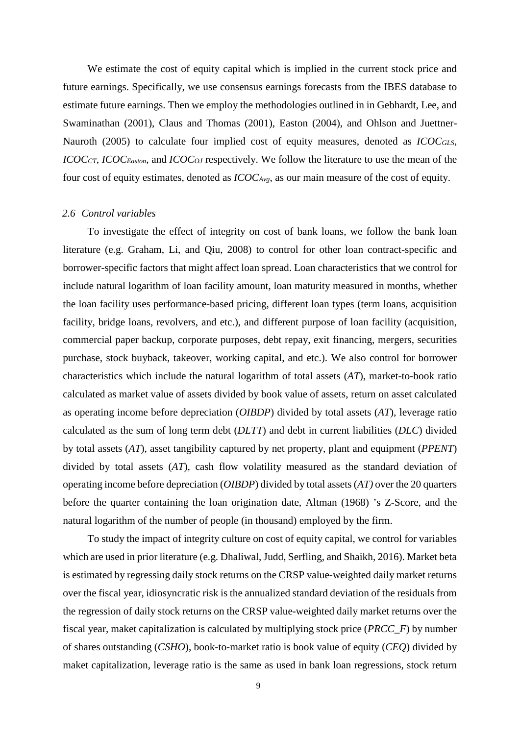We estimate the cost of equity capital which is implied in the current stock price and future earnings. Specifically, we use consensus earnings forecasts from the IBES database to estimate future earnings. Then we employ the methodologies outlined in in Gebhardt, Lee, and Swaminathan (2001), Claus and Thomas (2001), Easton (2004), and Ohlson and Juettner-Nauroth (2005) to calculate four implied cost of equity measures, denoted as $ICOC_{GLS}$, $ICOC_{CT}$, $ICOC_{Easton}$, and $ICOC_{OJ}$ respectively. We follow the literature to use the mean of the four cost of equity estimates, denoted as $ICOC_{Avg}$, as our main measure of the cost of equity.

### *2.6 Control variables*

To investigate the effect of integrity on cost of bank loans, we follow the bank loan literature (e.g. Graham, Li, and Qiu, 2008) to control for other loan contract-specific and borrower-specific factors that might affect loan spread. Loan characteristics that we control for include natural logarithm of loan facility amount, loan maturity measured in months, whether the loan facility uses performance-based pricing, different loan types (term loans, acquisition facility, bridge loans, revolvers, and etc.), and different purpose of loan facility (acquisition, commercial paper backup, corporate purposes, debt repay, exit financing, mergers, securities purchase, stock buyback, takeover, working capital, and etc.). We also control for borrower characteristics which include the natural logarithm of total assets (*AT*), market-to-book ratio calculated as market value of assets divided by book value of assets, return on asset calculated as operating income before depreciation (*OIBDP*) divided by total assets (*AT*), leverage ratio calculated as the sum of long term debt (*DLTT*) and debt in current liabilities (*DLC*) divided by total assets (*AT*), asset tangibility captured by net property, plant and equipment (*PPENT*) divided by total assets (*AT*), cash flow volatility measured as the standard deviation of operating income before depreciation (*OIBDP*) divided by total assets (*AT)* over the 20 quarters before the quarter containing the loan origination date, Altman (1968) 's Z-Score, and the natural logarithm of the number of people (in thousand) employed by the firm.

To study the impact of integrity culture on cost of equity capital, we control for variables which are used in prior literature (e.g. Dhaliwal, Judd, Serfling, and Shaikh, 2016). Market beta is estimated by regressing daily stock returns on the CRSP value-weighted daily market returns over the fiscal year, idiosyncratic risk is the annualized standard deviation of the residuals from the regression of daily stock returns on the CRSP value-weighted daily market returns over the fiscal year, maket capitalization is calculated by multiplying stock price (*PRCC_F*) by number of shares outstanding (*CSHO*), book-to-market ratio is book value of equity (*CEQ*) divided by maket capitalization, leverage ratio is the same as used in bank loan regressions, stock return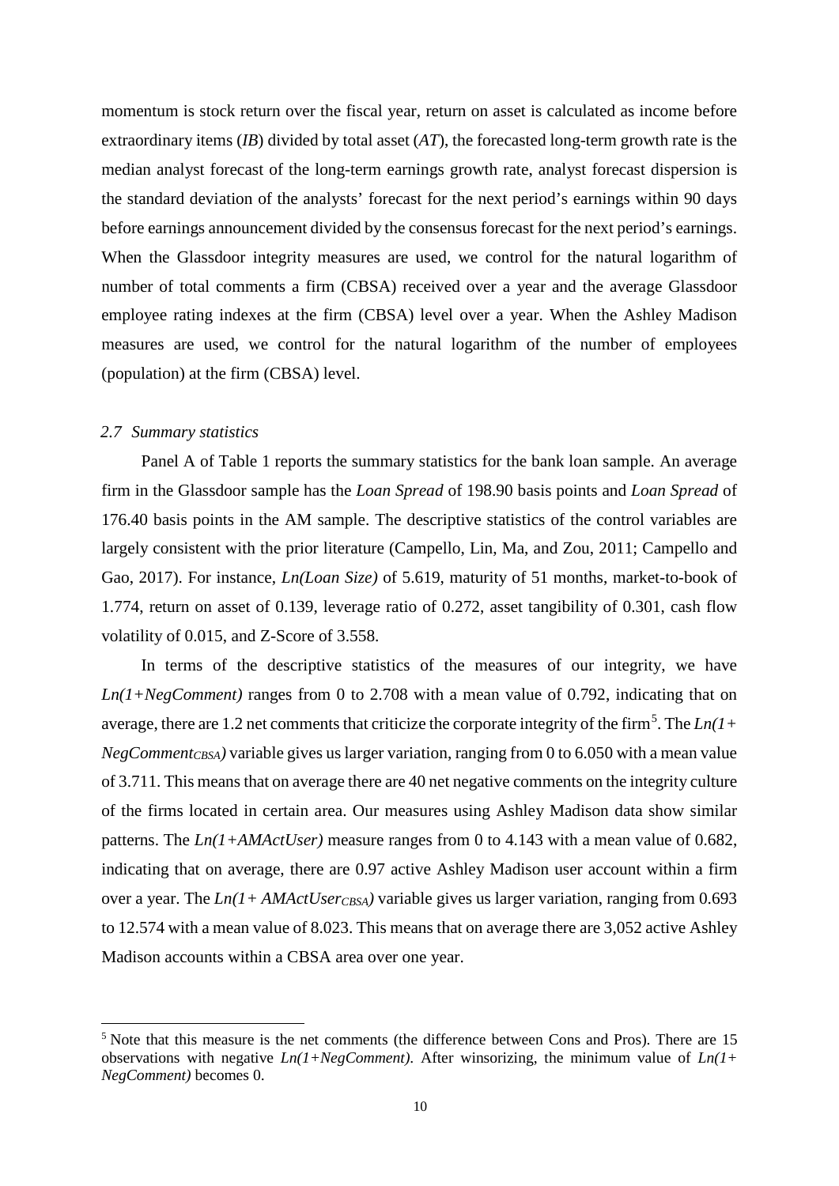momentum is stock return over the fiscal year, return on asset is calculated as income before extraordinary items (*IB*) divided by total asset (*AT*), the forecasted long-term growth rate is the median analyst forecast of the long-term earnings growth rate, analyst forecast dispersion is the standard deviation of the analysts' forecast for the next period's earnings within 90 days before earnings announcement divided by the consensus forecast for the next period's earnings. When the Glassdoor integrity measures are used, we control for the natural logarithm of number of total comments a firm (CBSA) received over a year and the average Glassdoor employee rating indexes at the firm (CBSA) level over a year. When the Ashley Madison measures are used, we control for the natural logarithm of the number of employees (population) at the firm (CBSA) level.

### *2.7 Summary statistics*

Panel A of Table 1 reports the summary statistics for the bank loan sample. An average firm in the Glassdoor sample has the *Loan Spread* of 198.90 basis points and *Loan Spread* of 176.40 basis points in the AM sample. The descriptive statistics of the control variables are largely consistent with the prior literature (Campello, Lin, Ma, and Zou, 2011; Campello and Gao, 2017). For instance, *Ln(Loan Size)* of 5.619, maturity of 51 months, market-to-book of 1.774, return on asset of 0.139, leverage ratio of 0.272, asset tangibility of 0.301, cash flow volatility of 0.015, and Z-Score of 3.558.

In terms of the descriptive statistics of the measures of our integrity, we have *Ln(1+NegComment)* ranges from 0 to 2.708 with a mean value of 0.792, indicating that on average, there are 1.2 net comments that criticize the corporate integrity of the firm[5]. The $Ln(1+NegComment_{CBSA})$ variable gives us larger variation, ranging from 0 to 6.050 with a mean value of 3.711. This means that on average there are 40 net negative comments on the integrity culture of the firms located in certain area. Our measures using Ashley Madison data show similar patterns. The *Ln(1+AMActUser)* measure ranges from 0 to 4.143 with a mean value of 0.682, indicating that on average, there are 0.97 active Ashley Madison user account within a firm over a year. The $Ln(1+AMActUser_{CBSA})$ variable gives us larger variation, ranging from 0.693 to 12.574 with a mean value of 8.023. This means that on average there are 3,052 active Ashley Madison accounts within a CBSA area over one year.

---

[5] Note that this measure is the net comments (the difference between Cons and Pros). There are 15 observations with negative *Ln(1+NegComment)*. After winsorizing, the minimum value of *Ln(1+NegComment)* becomes 0.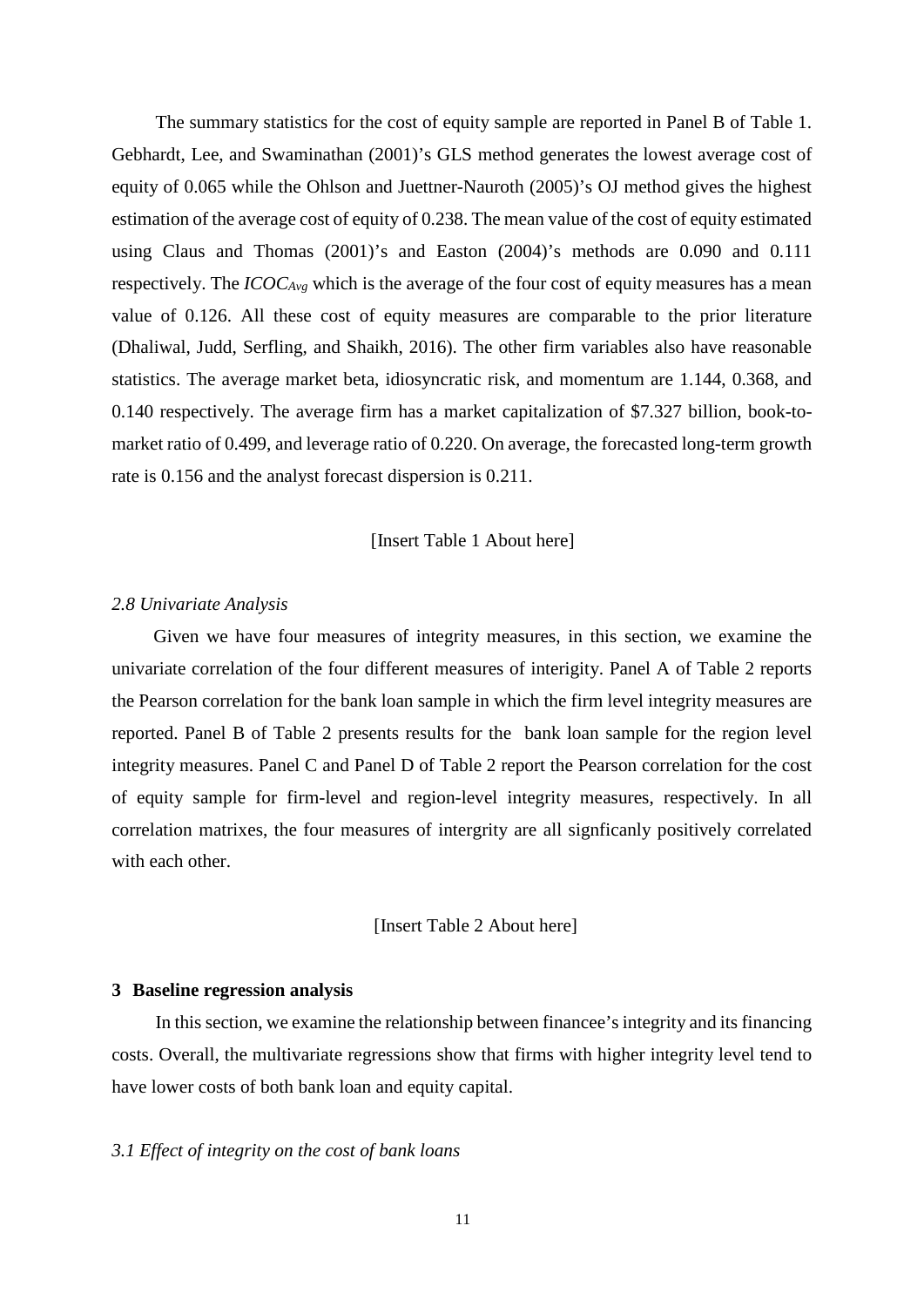The summary statistics for the cost of equity sample are reported in Panel B of Table 1. Gebhardt, Lee, and Swaminathan (2001)'s GLS method generates the lowest average cost of equity of 0.065 while the Ohlson and Juettner-Nauroth (2005)'s OJ method gives the highest estimation of the average cost of equity of 0.238. The mean value of the cost of equity estimated using Claus and Thomas (2001)'s and Easton (2004)'s methods are 0.090 and 0.111 respectively. The $ICOC_{Avg}$ which is the average of the four cost of equity measures has a mean value of 0.126. All these cost of equity measures are comparable to the prior literature (Dhaliwal, Judd, Serfling, and Shaikh, 2016). The other firm variables also have reasonable statistics. The average market beta, idiosyncratic risk, and momentum are 1.144, 0.368, and 0.140 respectively. The average firm has a market capitalization of $7.327 billion, book-to-market ratio of 0.499, and leverage ratio of 0.220. On average, the forecasted long-term growth rate is 0.156 and the analyst forecast dispersion is 0.211.

[Insert Table 1 About here]

### *2.8 Univariate Analysis*

Given we have four measures of integrity measures, in this section, we examine the univariate correlation of the four different measures of interigity. Panel A of Table 2 reports the Pearson correlation for the bank loan sample in which the firm level integrity measures are reported. Panel B of Table 2 presents results for the bank loan sample for the region level integrity measures. Panel C and Panel D of Table 2 report the Pearson correlation for the cost of equity sample for firm-level and region-level integrity measures, respectively. In all correlation matrixes, the four measures of intergrity are all signficanly positively correlated with each other.

[Insert Table 2 About here]

## 3 Baseline regression analysis

In this section, we examine the relationship between financee's integrity and its financing costs. Overall, the multivariate regressions show that firms with higher integrity level tend to have lower costs of both bank loan and equity capital.

### *3.1 Effect of integrity on the cost of bank loans*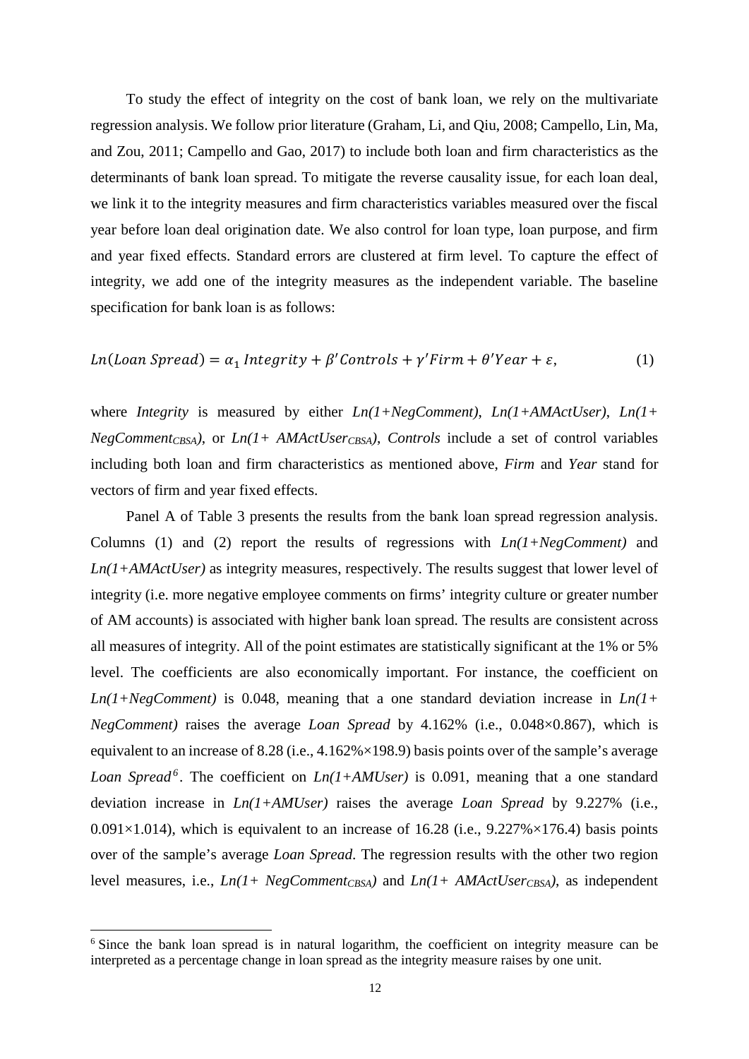To study the effect of integrity on the cost of bank loan, we rely on the multivariate regression analysis. We follow prior literature (Graham, Li, and Qiu, 2008; Campello, Lin, Ma, and Zou, 2011; Campello and Gao, 2017) to include both loan and firm characteristics as the determinants of bank loan spread. To mitigate the reverse causality issue, for each loan deal, we link it to the integrity measures and firm characteristics variables measured over the fiscal year before loan deal origination date. We also control for loan type, loan purpose, and firm and year fixed effects. Standard errors are clustered at firm level. To capture the effect of integrity, we add one of the integrity measures as the independent variable. The baseline specification for bank loan is as follows:

$$Ln(Loan\ Spread) = \alpha_1\ Integrity + \beta' Controls + \gamma' Firm + \theta' Year + \varepsilon, \qquad (1)$$

where *Integrity* is measured by either *Ln(1+NegComment)*, *Ln(1+AMActUser)*, *Ln(1+* $NegComment_{CBSA}$*)*, or *Ln(1+* $AMActUser_{CBSA}$*)*, *Controls* include a set of control variables including both loan and firm characteristics as mentioned above, *Firm* and *Year* stand for vectors of firm and year fixed effects.

Panel A of Table 3 presents the results from the bank loan spread regression analysis. Columns (1) and (2) report the results of regressions with *Ln(1+NegComment)* and *Ln(1+AMActUser)* as integrity measures, respectively. The results suggest that lower level of integrity (i.e. more negative employee comments on firms' integrity culture or greater number of AM accounts) is associated with higher bank loan spread. The results are consistent across all measures of integrity. All of the point estimates are statistically significant at the 1% or 5% level. The coefficients are also economically important. For instance, the coefficient on *Ln(1+NegComment)* is 0.048, meaning that a one standard deviation increase in *Ln(1+ NegComment)* raises the average *Loan Spread* by 4.162% (i.e., 0.048×0.867), which is equivalent to an increase of 8.28 (i.e., 4.162%×198.9) basis points over of the sample's average *Loan Spread*[6]. The coefficient on *Ln(1+AMUser)* is 0.091, meaning that a one standard deviation increase in *Ln(1+AMUser)* raises the average *Loan Spread* by 9.227% (i.e., 0.091×1.014), which is equivalent to an increase of 16.28 (i.e., 9.227%×176.4) basis points over of the sample's average *Loan Spread*. The regression results with the other two region level measures, i.e., *Ln(1+* $NegComment_{CBSA}$*)* and *Ln(1+* $AMActUser_{CBSA}$*)*, as independent

[6] Since the bank loan spread is in natural logarithm, the coefficient on integrity measure can be interpreted as a percentage change in loan spread as the integrity measure raises by one unit.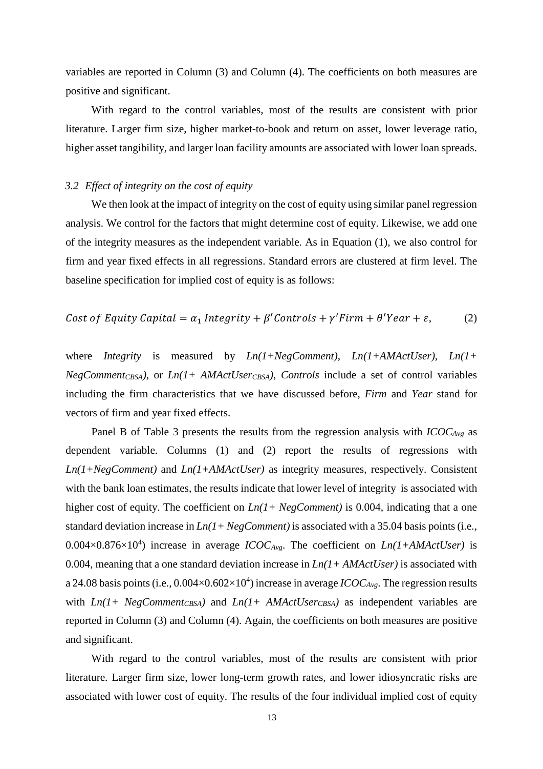variables are reported in Column (3) and Column (4). The coefficients on both measures are positive and significant.

With regard to the control variables, most of the results are consistent with prior literature. Larger firm size, higher market-to-book and return on asset, lower leverage ratio, higher asset tangibility, and larger loan facility amounts are associated with lower loan spreads.

### *3.2 Effect of integrity on the cost of equity*

We then look at the impact of integrity on the cost of equity using similar panel regression analysis. We control for the factors that might determine cost of equity. Likewise, we add one of the integrity measures as the independent variable. As in Equation (1), we also control for firm and year fixed effects in all regressions. Standard errors are clustered at firm level. The baseline specification for implied cost of equity is as follows:

$$Cost\ of\ Equity\ Capital = \alpha_1\ Integrity + \beta' Controls + \gamma' Firm + \theta' Year + \varepsilon, \tag{2}$$

where *Integrity* is measured by $Ln(1{+}NegComment)$, $Ln(1{+}AMActUser)$, $Ln(1{+}NegComment_{CBSA})$, or $Ln(1{+}AMActUser_{CBSA})$, *Controls* include a set of control variables including the firm characteristics that we have discussed before, *Firm* and *Year* stand for vectors of firm and year fixed effects.

Panel B of Table 3 presents the results from the regression analysis with $ICOC_{Avg}$ as dependent variable. Columns (1) and (2) report the results of regressions with $Ln(1{+}NegComment)$ and $Ln(1{+}AMActUser)$ as integrity measures, respectively. Consistent with the bank loan estimates, the results indicate that lower level of integrity is associated with higher cost of equity. The coefficient on $Ln(1{+}\ NegComment)$ is 0.004, indicating that a one standard deviation increase in $Ln(1{+}\ NegComment)$ is associated with a 35.04 basis points (i.e., $0.004 \times 0.876 \times 10^4$) increase in average $ICOC_{Avg}$. The coefficient on $Ln(1{+}AMActUser)$ is 0.004, meaning that a one standard deviation increase in $Ln(1{+}\ AMActUser)$ is associated with a 24.08 basis points (i.e., $0.004 \times 0.602 \times 10^4$) increase in average $ICOC_{Avg}$. The regression results with $Ln(1{+}\ NegComment_{CBSA})$ and $Ln(1{+}\ AMActUser_{CBSA})$ as independent variables are reported in Column (3) and Column (4). Again, the coefficients on both measures are positive and significant.

With regard to the control variables, most of the results are consistent with prior literature. Larger firm size, lower long-term growth rates, and lower idiosyncratic risks are associated with lower cost of equity. The results of the four individual implied cost of equity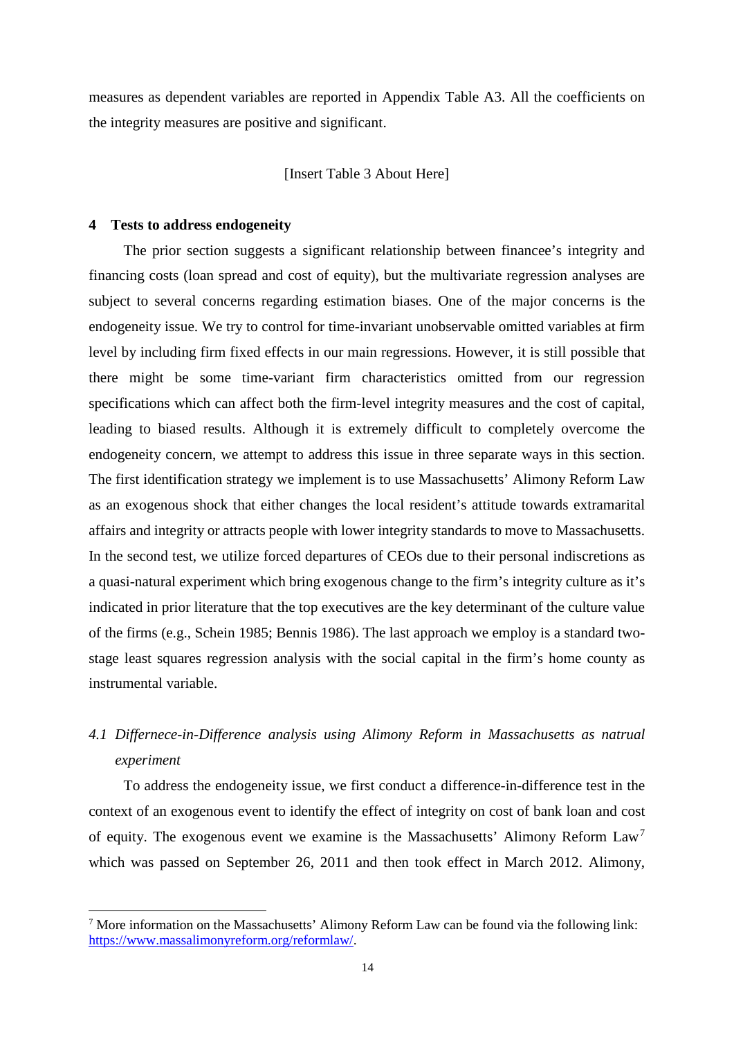measures as dependent variables are reported in Appendix Table A3. All the coefficients on the integrity measures are positive and significant.

[Insert Table 3 About Here]

## 4 Tests to address endogeneity

The prior section suggests a significant relationship between financee's integrity and financing costs (loan spread and cost of equity), but the multivariate regression analyses are subject to several concerns regarding estimation biases. One of the major concerns is the endogeneity issue. We try to control for time-invariant unobservable omitted variables at firm level by including firm fixed effects in our main regressions. However, it is still possible that there might be some time-variant firm characteristics omitted from our regression specifications which can affect both the firm-level integrity measures and the cost of capital, leading to biased results. Although it is extremely difficult to completely overcome the endogeneity concern, we attempt to address this issue in three separate ways in this section. The first identification strategy we implement is to use Massachusetts' Alimony Reform Law as an exogenous shock that either changes the local resident's attitude towards extramarital affairs and integrity or attracts people with lower integrity standards to move to Massachusetts. In the second test, we utilize forced departures of CEOs due to their personal indiscretions as a quasi-natural experiment which bring exogenous change to the firm's integrity culture as it's indicated in prior literature that the top executives are the key determinant of the culture value of the firms (e.g., Schein 1985; Bennis 1986). The last approach we employ is a standard two-stage least squares regression analysis with the social capital in the firm's home county as instrumental variable.

### *4.1 Differnece-in-Difference analysis using Alimony Reform in Massachusetts as natrual experiment*

To address the endogeneity issue, we first conduct a difference-in-difference test in the context of an exogenous event to identify the effect of integrity on cost of bank loan and cost of equity. The exogenous event we examine is the Massachusetts' Alimony Reform Law[7] which was passed on September 26, 2011 and then took effect in March 2012. Alimony,

[7] More information on the Massachusetts' Alimony Reform Law can be found via the following link: https://www.massalimonyreform.org/reformlaw/.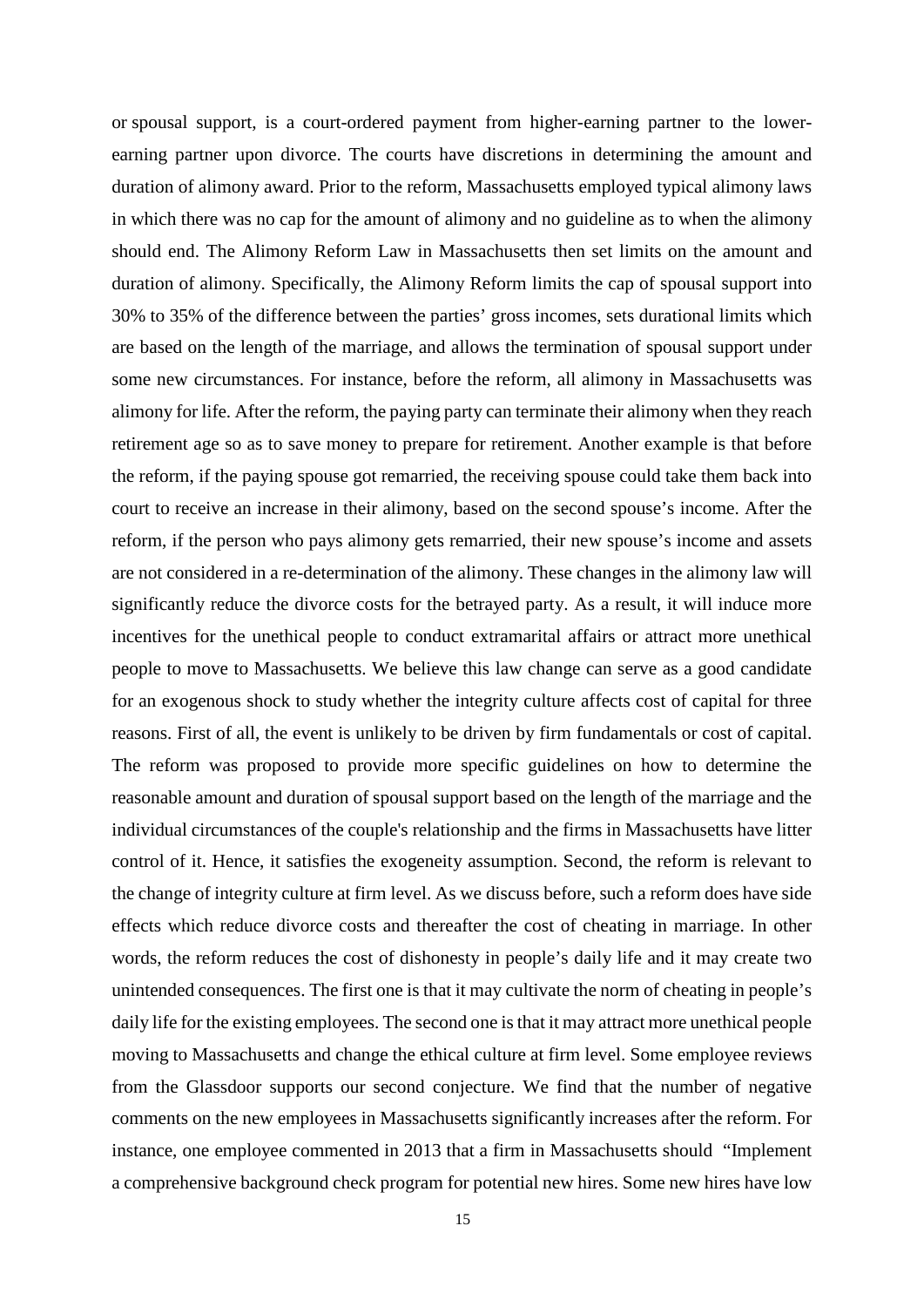or spousal support, is a court-ordered payment from higher-earning partner to the lower-earning partner upon divorce. The courts have discretions in determining the amount and duration of alimony award. Prior to the reform, Massachusetts employed typical alimony laws in which there was no cap for the amount of alimony and no guideline as to when the alimony should end. The Alimony Reform Law in Massachusetts then set limits on the amount and duration of alimony. Specifically, the Alimony Reform limits the cap of spousal support into 30% to 35% of the difference between the parties' gross incomes, sets durational limits which are based on the length of the marriage, and allows the termination of spousal support under some new circumstances. For instance, before the reform, all alimony in Massachusetts was alimony for life. After the reform, the paying party can terminate their alimony when they reach retirement age so as to save money to prepare for retirement. Another example is that before the reform, if the paying spouse got remarried, the receiving spouse could take them back into court to receive an increase in their alimony, based on the second spouse's income. After the reform, if the person who pays alimony gets remarried, their new spouse's income and assets are not considered in a re-determination of the alimony. These changes in the alimony law will significantly reduce the divorce costs for the betrayed party. As a result, it will induce more incentives for the unethical people to conduct extramarital affairs or attract more unethical people to move to Massachusetts. We believe this law change can serve as a good candidate for an exogenous shock to study whether the integrity culture affects cost of capital for three reasons. First of all, the event is unlikely to be driven by firm fundamentals or cost of capital. The reform was proposed to provide more specific guidelines on how to determine the reasonable amount and duration of spousal support based on the length of the marriage and the individual circumstances of the couple's relationship and the firms in Massachusetts have litter control of it. Hence, it satisfies the exogeneity assumption. Second, the reform is relevant to the change of integrity culture at firm level. As we discuss before, such a reform does have side effects which reduce divorce costs and thereafter the cost of cheating in marriage. In other words, the reform reduces the cost of dishonesty in people's daily life and it may create two unintended consequences. The first one is that it may cultivate the norm of cheating in people's daily life for the existing employees. The second one is that it may attract more unethical people moving to Massachusetts and change the ethical culture at firm level. Some employee reviews from the Glassdoor supports our second conjecture. We find that the number of negative comments on the new employees in Massachusetts significantly increases after the reform. For instance, one employee commented in 2013 that a firm in Massachusetts should "Implement a comprehensive background check program for potential new hires. Some new hires have low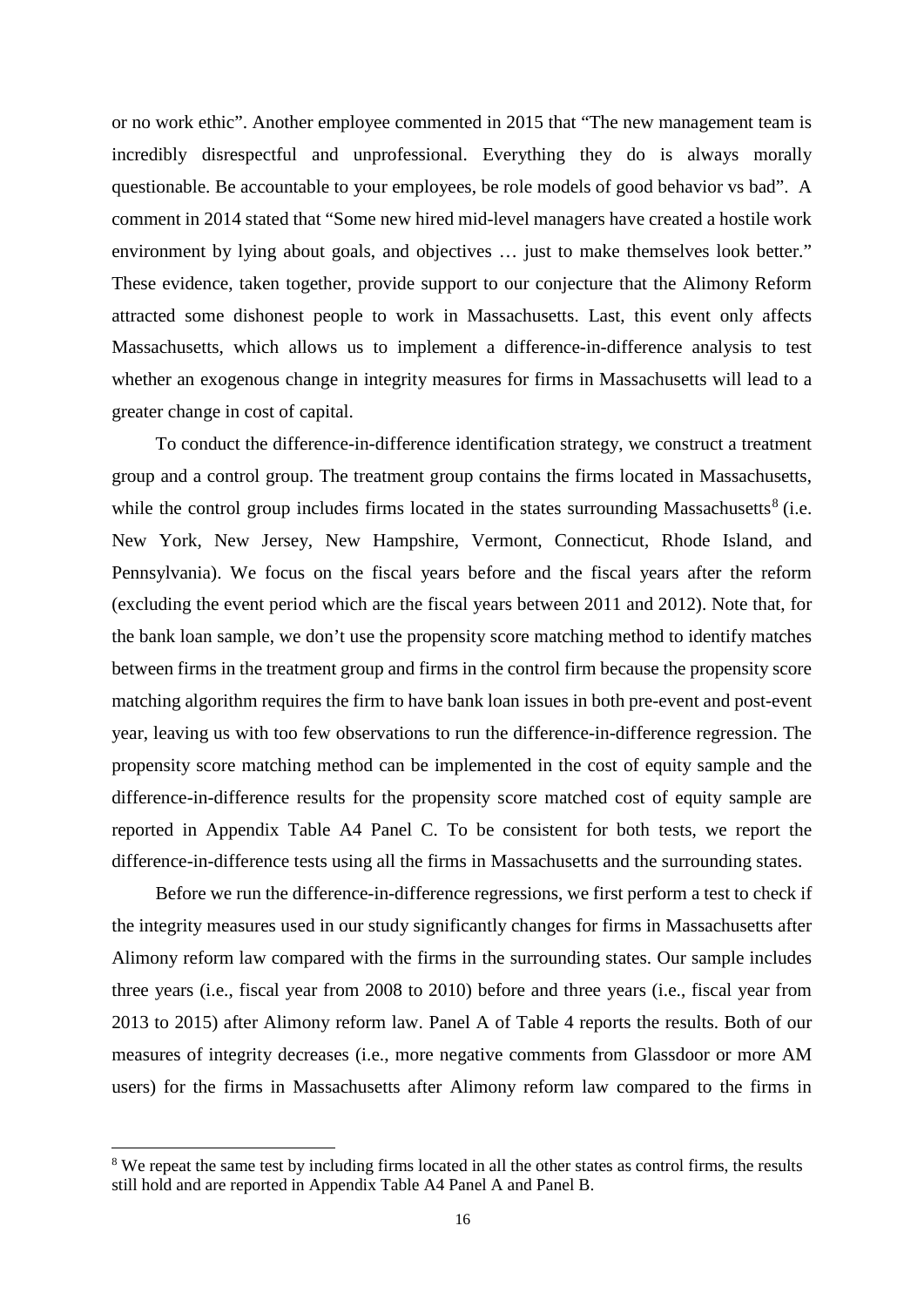or no work ethic". Another employee commented in 2015 that "The new management team is incredibly disrespectful and unprofessional. Everything they do is always morally questionable. Be accountable to your employees, be role models of good behavior vs bad". A comment in 2014 stated that "Some new hired mid-level managers have created a hostile work environment by lying about goals, and objectives … just to make themselves look better." These evidence, taken together, provide support to our conjecture that the Alimony Reform attracted some dishonest people to work in Massachusetts. Last, this event only affects Massachusetts, which allows us to implement a difference-in-difference analysis to test whether an exogenous change in integrity measures for firms in Massachusetts will lead to a greater change in cost of capital.

To conduct the difference-in-difference identification strategy, we construct a treatment group and a control group. The treatment group contains the firms located in Massachusetts, while the control group includes firms located in the states surrounding Massachusetts[8] (i.e. New York, New Jersey, New Hampshire, Vermont, Connecticut, Rhode Island, and Pennsylvania). We focus on the fiscal years before and the fiscal years after the reform (excluding the event period which are the fiscal years between 2011 and 2012). Note that, for the bank loan sample, we don't use the propensity score matching method to identify matches between firms in the treatment group and firms in the control firm because the propensity score matching algorithm requires the firm to have bank loan issues in both pre-event and post-event year, leaving us with too few observations to run the difference-in-difference regression. The propensity score matching method can be implemented in the cost of equity sample and the difference-in-difference results for the propensity score matched cost of equity sample are reported in Appendix Table A4 Panel C. To be consistent for both tests, we report the difference-in-difference tests using all the firms in Massachusetts and the surrounding states.

Before we run the difference-in-difference regressions, we first perform a test to check if the integrity measures used in our study significantly changes for firms in Massachusetts after Alimony reform law compared with the firms in the surrounding states. Our sample includes three years (i.e., fiscal year from 2008 to 2010) before and three years (i.e., fiscal year from 2013 to 2015) after Alimony reform law. Panel A of Table 4 reports the results. Both of our measures of integrity decreases (i.e., more negative comments from Glassdoor or more AM users) for the firms in Massachusetts after Alimony reform law compared to the firms in

[8] We repeat the same test by including firms located in all the other states as control firms, the results still hold and are reported in Appendix Table A4 Panel A and Panel B.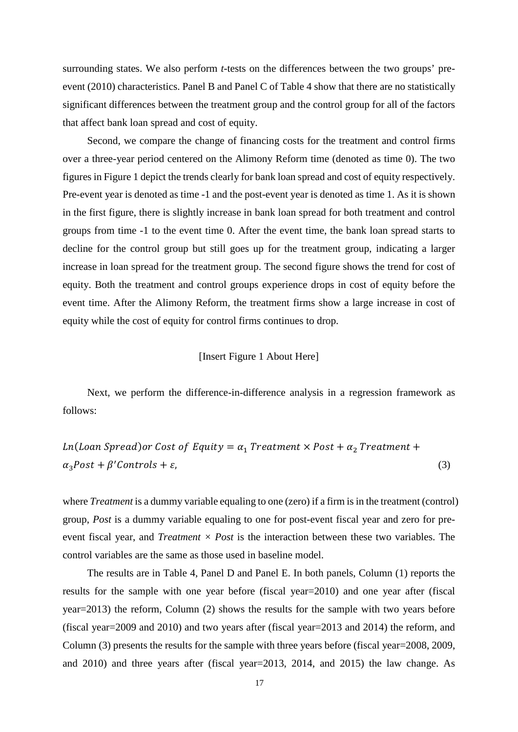surrounding states. We also perform *t*-tests on the differences between the two groups' pre-event (2010) characteristics. Panel B and Panel C of Table 4 show that there are no statistically significant differences between the treatment group and the control group for all of the factors that affect bank loan spread and cost of equity.

Second, we compare the change of financing costs for the treatment and control firms over a three-year period centered on the Alimony Reform time (denoted as time 0). The two figures in Figure 1 depict the trends clearly for bank loan spread and cost of equity respectively. Pre-event year is denoted as time -1 and the post-event year is denoted as time 1. As it is shown in the first figure, there is slightly increase in bank loan spread for both treatment and control groups from time -1 to the event time 0. After the event time, the bank loan spread starts to decline for the control group but still goes up for the treatment group, indicating a larger increase in loan spread for the treatment group. The second figure shows the trend for cost of equity. Both the treatment and control groups experience drops in cost of equity before the event time. After the Alimony Reform, the treatment firms show a large increase in cost of equity while the cost of equity for control firms continues to drop.

[Insert Figure 1 About Here]

Next, we perform the difference-in-difference analysis in a regression framework as follows:

$$Ln(Loan\ Spread)\,or\,Cost\ of\ Equity = \alpha_1\,Treatment \times Post + \alpha_2\,Treatment + \alpha_3 Post + \beta' Controls + \varepsilon, \tag{3}$$

where *Treatment* is a dummy variable equaling to one (zero) if a firm is in the treatment (control) group, *Post* is a dummy variable equaling to one for post-event fiscal year and zero for pre-event fiscal year, and *Treatment × Post* is the interaction between these two variables. The control variables are the same as those used in baseline model.

The results are in Table 4, Panel D and Panel E. In both panels, Column (1) reports the results for the sample with one year before (fiscal year=2010) and one year after (fiscal year=2013) the reform, Column (2) shows the results for the sample with two years before (fiscal year=2009 and 2010) and two years after (fiscal year=2013 and 2014) the reform, and Column (3) presents the results for the sample with three years before (fiscal year=2008, 2009, and 2010) and three years after (fiscal year=2013, 2014, and 2015) the law change. As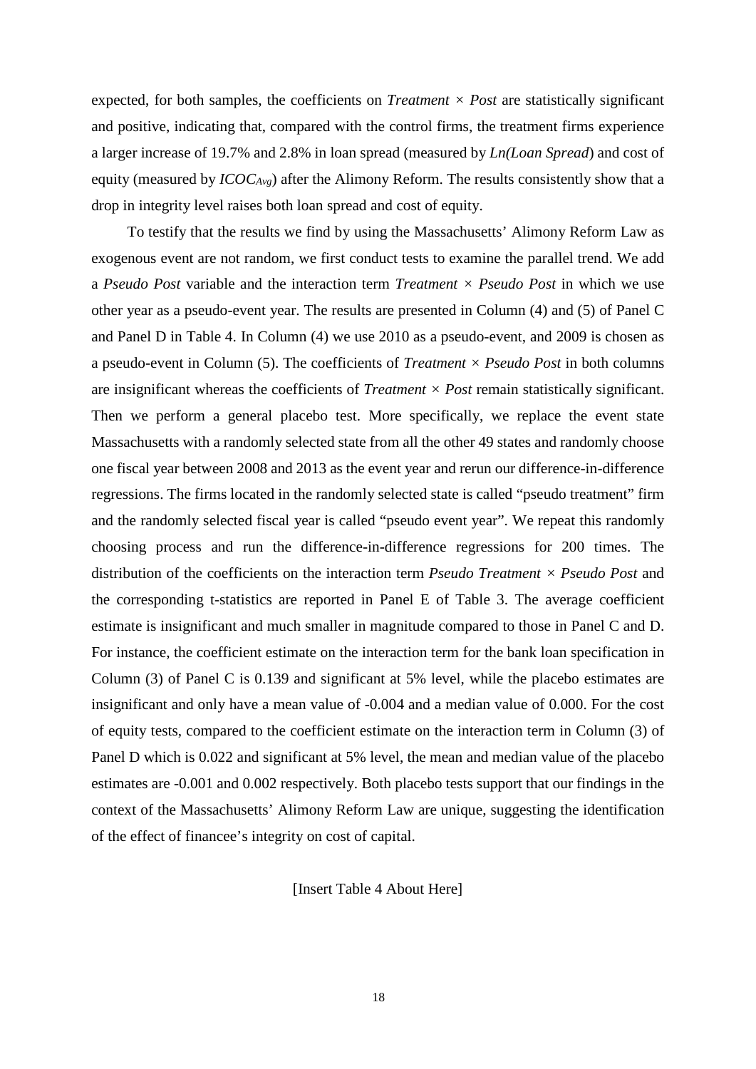expected, for both samples, the coefficients on *Treatment* × *Post* are statistically significant and positive, indicating that, compared with the control firms, the treatment firms experience a larger increase of 19.7% and 2.8% in loan spread (measured by *Ln(Loan Spread*) and cost of equity (measured by $ICOC_{Avg}$) after the Alimony Reform. The results consistently show that a drop in integrity level raises both loan spread and cost of equity.

To testify that the results we find by using the Massachusetts' Alimony Reform Law as exogenous event are not random, we first conduct tests to examine the parallel trend. We add a *Pseudo Post* variable and the interaction term *Treatment* × *Pseudo Post* in which we use other year as a pseudo-event year. The results are presented in Column (4) and (5) of Panel C and Panel D in Table 4. In Column (4) we use 2010 as a pseudo-event, and 2009 is chosen as a pseudo-event in Column (5). The coefficients of *Treatment* × *Pseudo Post* in both columns are insignificant whereas the coefficients of *Treatment* × *Post* remain statistically significant. Then we perform a general placebo test. More specifically, we replace the event state Massachusetts with a randomly selected state from all the other 49 states and randomly choose one fiscal year between 2008 and 2013 as the event year and rerun our difference-in-difference regressions. The firms located in the randomly selected state is called "pseudo treatment" firm and the randomly selected fiscal year is called "pseudo event year". We repeat this randomly choosing process and run the difference-in-difference regressions for 200 times. The distribution of the coefficients on the interaction term *Pseudo Treatment* × *Pseudo Post* and the corresponding t-statistics are reported in Panel E of Table 3. The average coefficient estimate is insignificant and much smaller in magnitude compared to those in Panel C and D. For instance, the coefficient estimate on the interaction term for the bank loan specification in Column (3) of Panel C is 0.139 and significant at 5% level, while the placebo estimates are insignificant and only have a mean value of -0.004 and a median value of 0.000. For the cost of equity tests, compared to the coefficient estimate on the interaction term in Column (3) of Panel D which is 0.022 and significant at 5% level, the mean and median value of the placebo estimates are -0.001 and 0.002 respectively. Both placebo tests support that our findings in the context of the Massachusetts' Alimony Reform Law are unique, suggesting the identification of the effect of financee's integrity on cost of capital.

[Insert Table 4 About Here]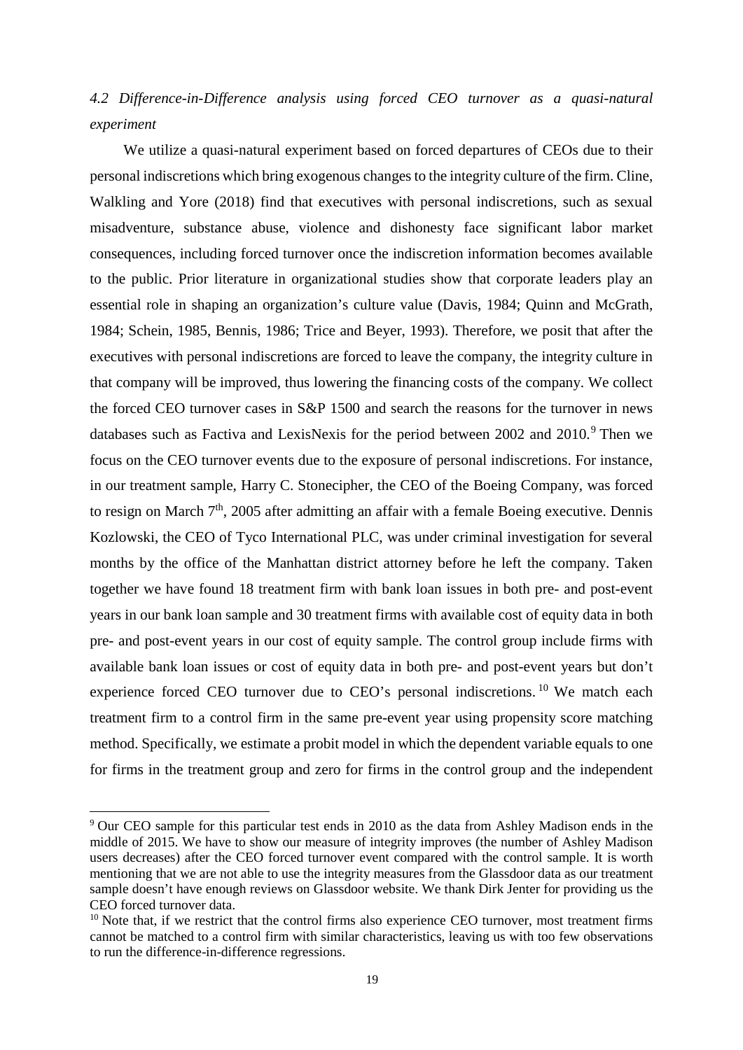*4.2 Difference-in-Difference analysis using forced CEO turnover as a quasi-natural experiment*

We utilize a quasi-natural experiment based on forced departures of CEOs due to their personal indiscretions which bring exogenous changes to the integrity culture of the firm. Cline, Walkling and Yore (2018) find that executives with personal indiscretions, such as sexual misadventure, substance abuse, violence and dishonesty face significant labor market consequences, including forced turnover once the indiscretion information becomes available to the public. Prior literature in organizational studies show that corporate leaders play an essential role in shaping an organization's culture value (Davis, 1984; Quinn and McGrath, 1984; Schein, 1985, Bennis, 1986; Trice and Beyer, 1993). Therefore, we posit that after the executives with personal indiscretions are forced to leave the company, the integrity culture in that company will be improved, thus lowering the financing costs of the company. We collect the forced CEO turnover cases in S&P 1500 and search the reasons for the turnover in news databases such as Factiva and LexisNexis for the period between 2002 and 2010.[9] Then we focus on the CEO turnover events due to the exposure of personal indiscretions. For instance, in our treatment sample, Harry C. Stonecipher, the CEO of the Boeing Company, was forced to resign on March 7th, 2005 after admitting an affair with a female Boeing executive. Dennis Kozlowski, the CEO of Tyco International PLC, was under criminal investigation for several months by the office of the Manhattan district attorney before he left the company. Taken together we have found 18 treatment firm with bank loan issues in both pre- and post-event years in our bank loan sample and 30 treatment firms with available cost of equity data in both pre- and post-event years in our cost of equity sample. The control group include firms with available bank loan issues or cost of equity data in both pre- and post-event years but don't experience forced CEO turnover due to CEO's personal indiscretions.[10] We match each treatment firm to a control firm in the same pre-event year using propensity score matching method. Specifically, we estimate a probit model in which the dependent variable equals to one for firms in the treatment group and zero for firms in the control group and the independent

[9] Our CEO sample for this particular test ends in 2010 as the data from Ashley Madison ends in the middle of 2015. We have to show our measure of integrity improves (the number of Ashley Madison users decreases) after the CEO forced turnover event compared with the control sample. It is worth mentioning that we are not able to use the integrity measures from the Glassdoor data as our treatment sample doesn't have enough reviews on Glassdoor website. We thank Dirk Jenter for providing us the CEO forced turnover data.

[10] Note that, if we restrict that the control firms also experience CEO turnover, most treatment firms cannot be matched to a control firm with similar characteristics, leaving us with too few observations to run the difference-in-difference regressions.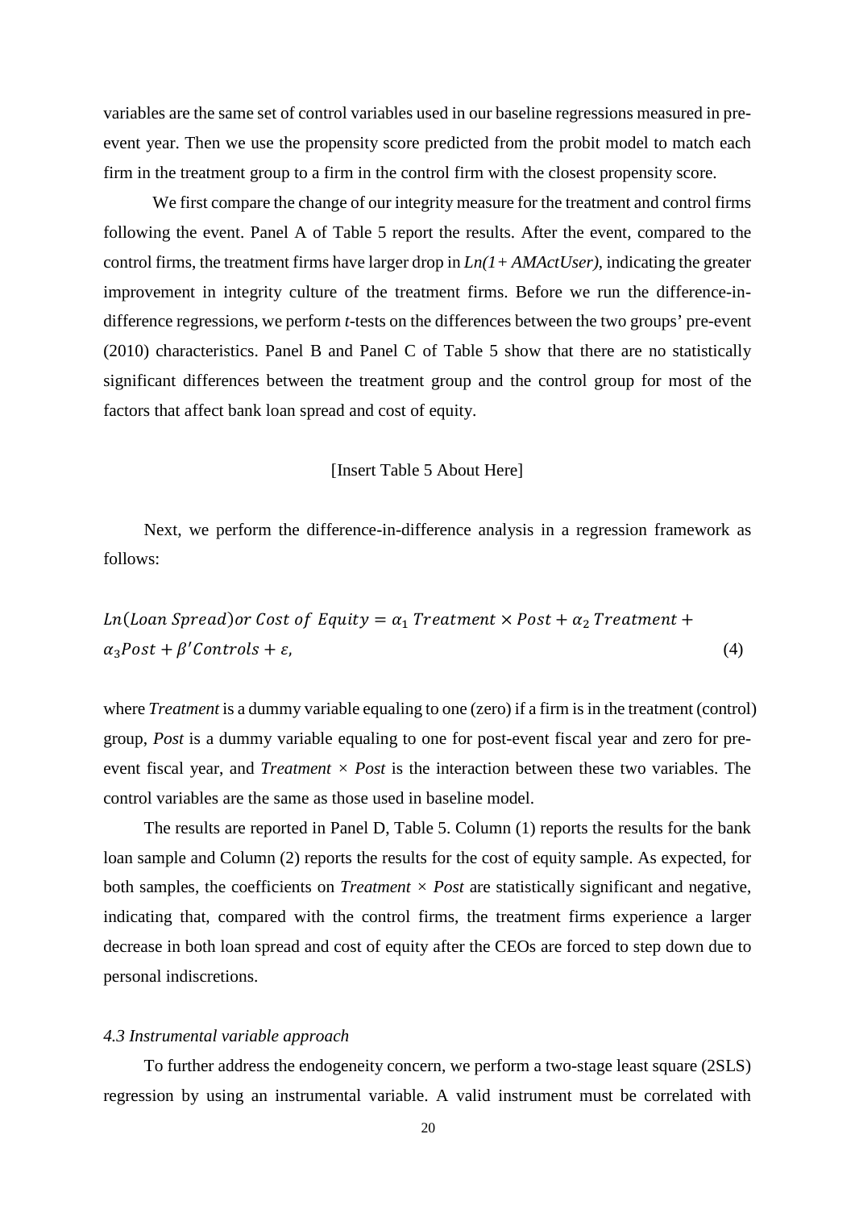variables are the same set of control variables used in our baseline regressions measured in pre-event year. Then we use the propensity score predicted from the probit model to match each firm in the treatment group to a firm in the control firm with the closest propensity score.

We first compare the change of our integrity measure for the treatment and control firms following the event. Panel A of Table 5 report the results. After the event, compared to the control firms, the treatment firms have larger drop in *Ln(1+ AMActUser)*, indicating the greater improvement in integrity culture of the treatment firms. Before we run the difference-in-difference regressions, we perform *t*-tests on the differences between the two groups' pre-event (2010) characteristics. Panel B and Panel C of Table 5 show that there are no statistically significant differences between the treatment group and the control group for most of the factors that affect bank loan spread and cost of equity.

[Insert Table 5 About Here]

Next, we perform the difference-in-difference analysis in a regression framework as follows:

$$Ln(Loan\ Spread) or\ Cost\ of\ Equity = \alpha_1\ Treatment \times Post + \alpha_2\ Treatment + \alpha_3 Post + \beta' Controls + \varepsilon, \tag{4}$$

where *Treatment* is a dummy variable equaling to one (zero) if a firm is in the treatment (control) group, *Post* is a dummy variable equaling to one for post-event fiscal year and zero for pre-event fiscal year, and *Treatment × Post* is the interaction between these two variables. The control variables are the same as those used in baseline model.

The results are reported in Panel D, Table 5. Column (1) reports the results for the bank loan sample and Column (2) reports the results for the cost of equity sample. As expected, for both samples, the coefficients on *Treatment × Post* are statistically significant and negative, indicating that, compared with the control firms, the treatment firms experience a larger decrease in both loan spread and cost of equity after the CEOs are forced to step down due to personal indiscretions.

### *4.3 Instrumental variable approach*

To further address the endogeneity concern, we perform a two-stage least square (2SLS) regression by using an instrumental variable. A valid instrument must be correlated with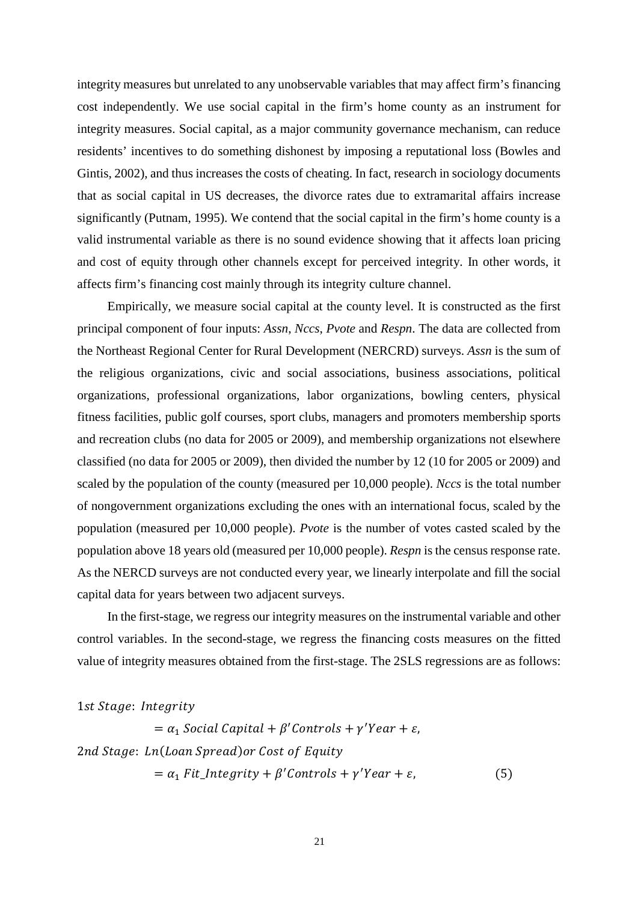integrity measures but unrelated to any unobservable variables that may affect firm's financing cost independently. We use social capital in the firm's home county as an instrument for integrity measures. Social capital, as a major community governance mechanism, can reduce residents' incentives to do something dishonest by imposing a reputational loss (Bowles and Gintis, 2002), and thus increases the costs of cheating. In fact, research in sociology documents that as social capital in US decreases, the divorce rates due to extramarital affairs increase significantly (Putnam, 1995). We contend that the social capital in the firm's home county is a valid instrumental variable as there is no sound evidence showing that it affects loan pricing and cost of equity through other channels except for perceived integrity. In other words, it affects firm's financing cost mainly through its integrity culture channel.

Empirically, we measure social capital at the county level. It is constructed as the first principal component of four inputs: *Assn*, *Nccs*, *Pvote* and *Respn*. The data are collected from the Northeast Regional Center for Rural Development (NERCRD) surveys. *Assn* is the sum of the religious organizations, civic and social associations, business associations, political organizations, professional organizations, labor organizations, bowling centers, physical fitness facilities, public golf courses, sport clubs, managers and promoters membership sports and recreation clubs (no data for 2005 or 2009), and membership organizations not elsewhere classified (no data for 2005 or 2009), then divided the number by 12 (10 for 2005 or 2009) and scaled by the population of the county (measured per 10,000 people). *Nccs* is the total number of nongovernment organizations excluding the ones with an international focus, scaled by the population (measured per 10,000 people). *Pvote* is the number of votes casted scaled by the population above 18 years old (measured per 10,000 people). *Respn* is the census response rate. As the NERCD surveys are not conducted every year, we linearly interpolate and fill the social capital data for years between two adjacent surveys.

In the first-stage, we regress our integrity measures on the instrumental variable and other control variables. In the second-stage, we regress the financing costs measures on the fitted value of integrity measures obtained from the first-stage. The 2SLS regressions are as follows:

$$
\begin{aligned}
&1st\ Stage:\ Integrity \\
&\qquad = \alpha_1\ Social\ Capital + \beta'Controls + \gamma'Year + \varepsilon, \\
&2nd\ Stage:\ Ln(Loan\ Spread)\ or\ Cost\ of\ Equity \\
&\qquad = \alpha_1\ Fit\_Integrity + \beta'Controls + \gamma'Year + \varepsilon, \qquad (5)
\end{aligned}
$$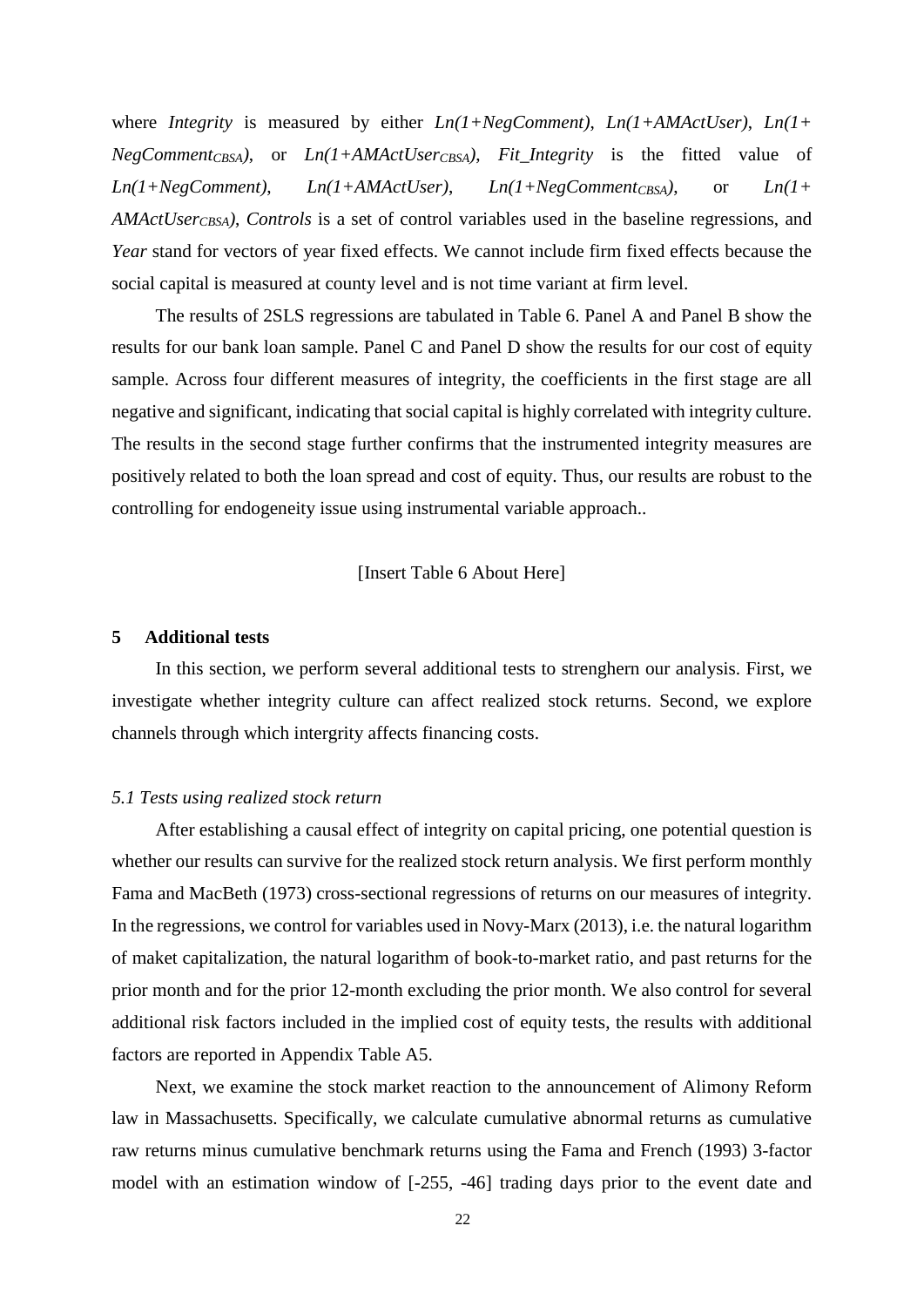where *Integrity* is measured by either *Ln(1+NegComment)*, *Ln(1+AMActUser)*, *Ln(1+ NegComment*$_{CBSA}$*)*, or *Ln(1+AMActUser*$_{CBSA}$*)*, *Fit_Integrity* is the fitted value of *Ln(1+NegComment)*, *Ln(1+AMActUser)*, *Ln(1+NegComment*$_{CBSA}$*)*, or *Ln(1+ AMActUser*$_{CBSA}$*)*, *Controls* is a set of control variables used in the baseline regressions, and *Year* stand for vectors of year fixed effects. We cannot include firm fixed effects because the social capital is measured at county level and is not time variant at firm level.

The results of 2SLS regressions are tabulated in Table 6. Panel A and Panel B show the results for our bank loan sample. Panel C and Panel D show the results for our cost of equity sample. Across four different measures of integrity, the coefficients in the first stage are all negative and significant, indicating that social capital is highly correlated with integrity culture. The results in the second stage further confirms that the instrumented integrity measures are positively related to both the loan spread and cost of equity. Thus, our results are robust to the controlling for endogeneity issue using instrumental variable approach..

[Insert Table 6 About Here]

## 5 Additional tests

In this section, we perform several additional tests to strenghern our analysis. First, we investigate whether integrity culture can affect realized stock returns. Second, we explore channels through which intergrity affects financing costs.

### *5.1 Tests using realized stock return*

After establishing a causal effect of integrity on capital pricing, one potential question is whether our results can survive for the realized stock return analysis. We first perform monthly Fama and MacBeth (1973) cross-sectional regressions of returns on our measures of integrity. In the regressions, we control for variables used in Novy-Marx (2013), i.e. the natural logarithm of maket capitalization, the natural logarithm of book-to-market ratio, and past returns for the prior month and for the prior 12-month excluding the prior month. We also control for several additional risk factors included in the implied cost of equity tests, the results with additional factors are reported in Appendix Table A5.

Next, we examine the stock market reaction to the announcement of Alimony Reform law in Massachusetts. Specifically, we calculate cumulative abnormal returns as cumulative raw returns minus cumulative benchmark returns using the Fama and French (1993) 3-factor model with an estimation window of [-255, -46] trading days prior to the event date and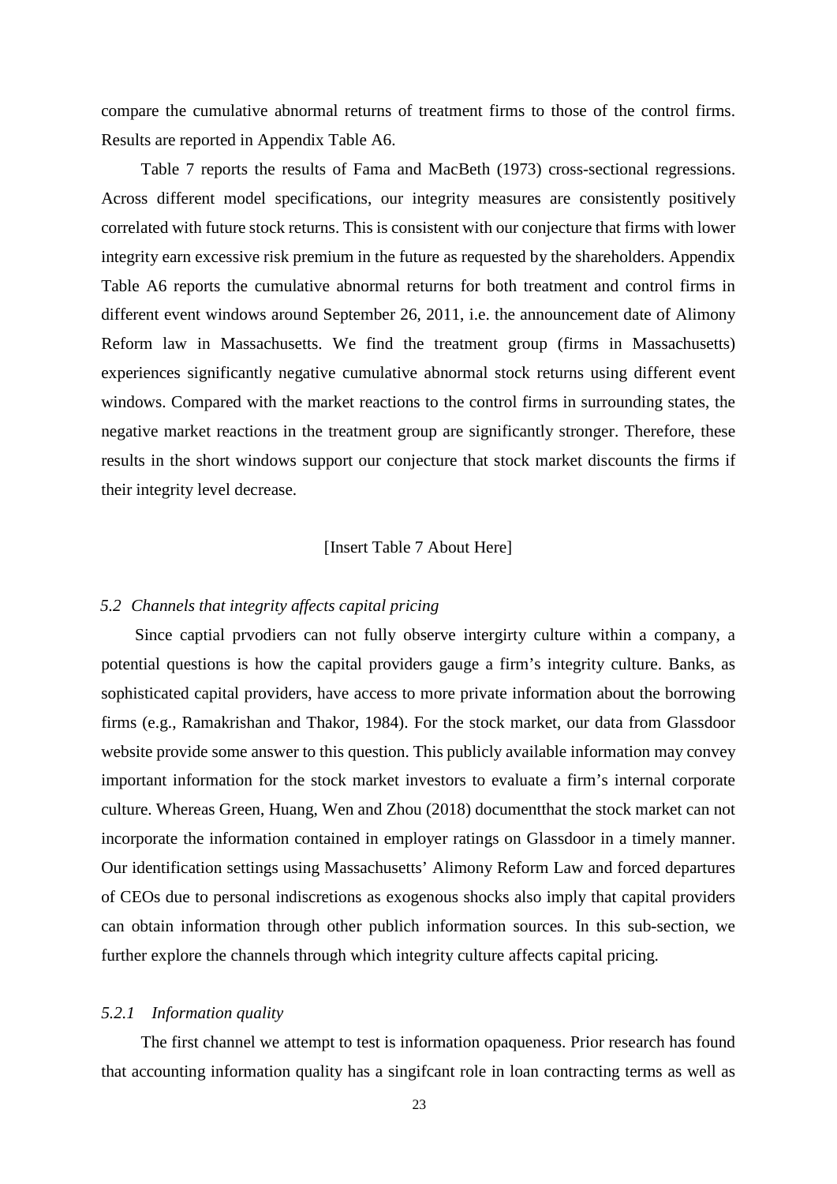compare the cumulative abnormal returns of treatment firms to those of the control firms. Results are reported in Appendix Table A6.

Table 7 reports the results of Fama and MacBeth (1973) cross-sectional regressions. Across different model specifications, our integrity measures are consistently positively correlated with future stock returns. This is consistent with our conjecture that firms with lower integrity earn excessive risk premium in the future as requested by the shareholders. Appendix Table A6 reports the cumulative abnormal returns for both treatment and control firms in different event windows around September 26, 2011, i.e. the announcement date of Alimony Reform law in Massachusetts. We find the treatment group (firms in Massachusetts) experiences significantly negative cumulative abnormal stock returns using different event windows. Compared with the market reactions to the control firms in surrounding states, the negative market reactions in the treatment group are significantly stronger. Therefore, these results in the short windows support our conjecture that stock market discounts the firms if their integrity level decrease.

[Insert Table 7 About Here]

### *5.2 Channels that integrity affects capital pricing*

Since captial prvodiers can not fully observe intergirty culture within a company, a potential questions is how the capital providers gauge a firm's integrity culture. Banks, as sophisticated capital providers, have access to more private information about the borrowing firms (e.g., Ramakrishan and Thakor, 1984). For the stock market, our data from Glassdoor website provide some answer to this question. This publicly available information may convey important information for the stock market investors to evaluate a firm's internal corporate culture. Whereas Green, Huang, Wen and Zhou (2018) documentthat the stock market can not incorporate the information contained in employer ratings on Glassdoor in a timely manner. Our identification settings using Massachusetts' Alimony Reform Law and forced departures of CEOs due to personal indiscretions as exogenous shocks also imply that capital providers can obtain information through other publich information sources. In this sub-section, we further explore the channels through which integrity culture affects capital pricing.

#### *5.2.1 Information quality*

The first channel we attempt to test is information opaqueness. Prior research has found that accounting information quality has a singifcant role in loan contracting terms as well as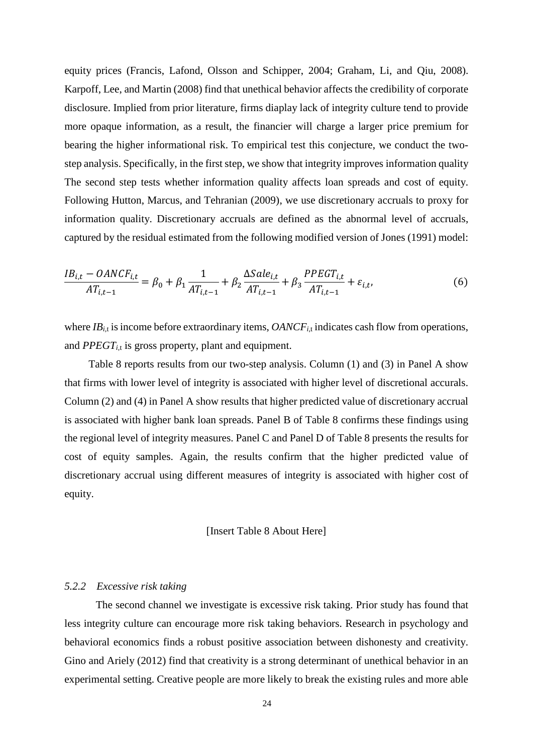equity prices (Francis, Lafond, Olsson and Schipper, 2004; Graham, Li, and Qiu, 2008). Karpoff, Lee, and Martin (2008) find that unethical behavior affects the credibility of corporate disclosure. Implied from prior literature, firms diaplay lack of integrity culture tend to provide more opaque information, as a result, the financier will charge a larger price premium for bearing the higher informational risk. To empirical test this conjecture, we conduct the two-step analysis. Specifically, in the first step, we show that integrity improves information quality The second step tests whether information quality affects loan spreads and cost of equity. Following Hutton, Marcus, and Tehranian (2009), we use discretionary accruals to proxy for information quality. Discretionary accruals are defined as the abnormal level of accruals, captured by the residual estimated from the following modified version of Jones (1991) model:

$$\frac{IB_{i,t} - OANCF_{i,t}}{AT_{i,t-1}} = \beta_0 + \beta_1 \frac{1}{AT_{i,t-1}} + \beta_2 \frac{\Delta Sale_{i,t}}{AT_{i,t-1}} + \beta_3 \frac{PPEGT_{i,t}}{AT_{i,t-1}} + \varepsilon_{i,t}, \tag{6}$$

where $IB_{i,t}$ is income before extraordinary items, $OANCF_{i,t}$ indicates cash flow from operations, and $PPEGT_{i,t}$ is gross property, plant and equipment.

Table 8 reports results from our two-step analysis. Column (1) and (3) in Panel A show that firms with lower level of integrity is associated with higher level of discretional accurals. Column (2) and (4) in Panel A show results that higher predicted value of discretionary accrual is associated with higher bank loan spreads. Panel B of Table 8 confirms these findings using the regional level of integrity measures. Panel C and Panel D of Table 8 presents the results for cost of equity samples. Again, the results confirm that the higher predicted value of discretionary accrual using different measures of integrity is associated with higher cost of equity.

[Insert Table 8 About Here]

### *5.2.2 Excessive risk taking*

The second channel we investigate is excessive risk taking. Prior study has found that less integrity culture can encourage more risk taking behaviors. Research in psychology and behavioral economics finds a robust positive association between dishonesty and creativity. Gino and Ariely (2012) find that creativity is a strong determinant of unethical behavior in an experimental setting. Creative people are more likely to break the existing rules and more able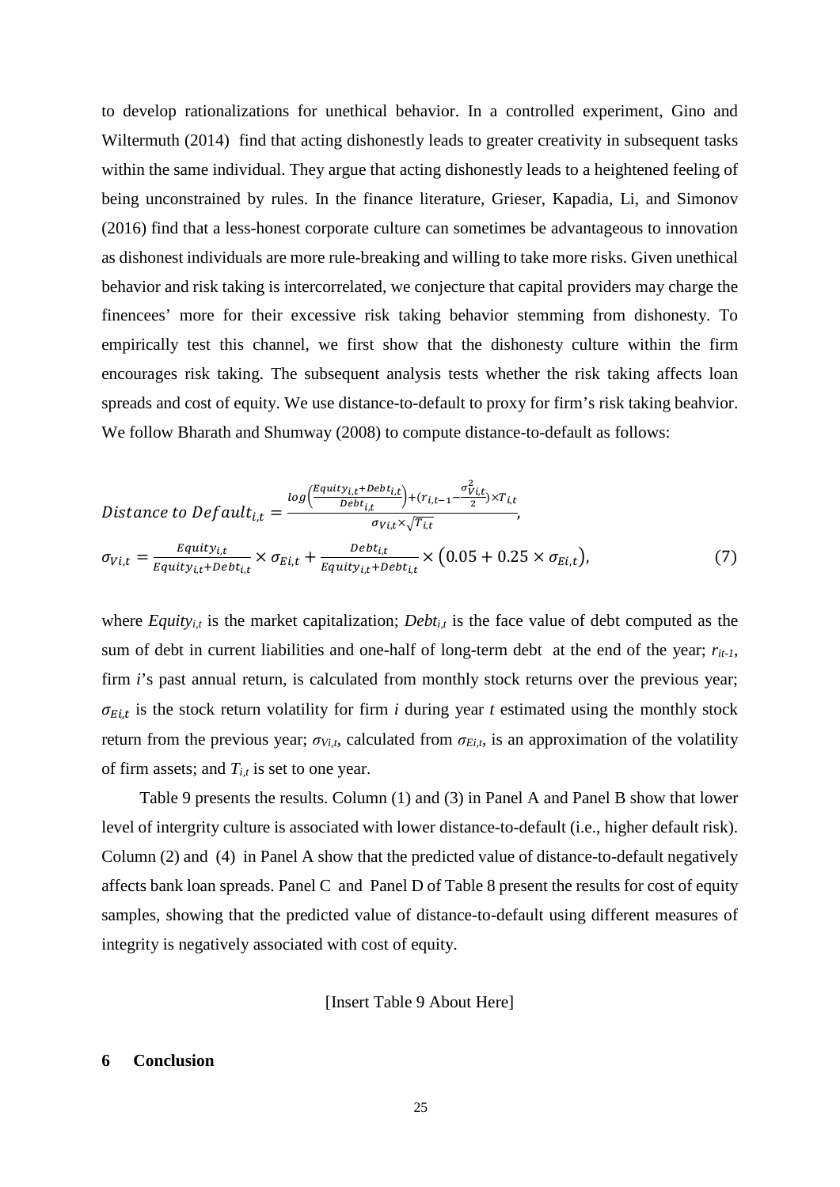to develop rationalizations for unethical behavior. In a controlled experiment, Gino and Wiltermuth (2014) find that acting dishonestly leads to greater creativity in subsequent tasks within the same individual. They argue that acting dishonestly leads to a heightened feeling of being unconstrained by rules. In the finance literature, Grieser, Kapadia, Li, and Simonov (2016) find that a less-honest corporate culture can sometimes be advantageous to innovation as dishonest individuals are more rule-breaking and willing to take more risks. Given unethical behavior and risk taking is intercorrelated, we conjecture that capital providers may charge the finencees' more for their excessive risk taking behavior stemming from dishonesty. To empirically test this channel, we first show that the dishonesty culture within the firm encourages risk taking. The subsequent analysis tests whether the risk taking affects loan spreads and cost of equity. We use distance-to-default to proxy for firm's risk taking beahvior. We follow Bharath and Shumway (2008) to compute distance-to-default as follows:

$$Distance\ to\ Default_{i,t} = \frac{log\left(\frac{Equity_{i,t}+Debt_{i,t}}{Debt_{i,t}}\right)+(r_{i,t-1}-\frac{\sigma_{Vi,t}^2}{2})\times T_{i,t}}{\sigma_{Vi,t}\times\sqrt{T_{i,t}}},$$

$$\sigma_{Vi,t} = \frac{Equity_{i,t}}{Equity_{i,t}+Debt_{i,t}}\times\sigma_{Ei,t}+\frac{Debt_{i,t}}{Equity_{i,t}+Debt_{i,t}}\times\left(0.05+0.25\times\sigma_{Ei,t}\right), \tag{7}$$

where $Equity_{i,t}$ is the market capitalization; $Debt_{i,t}$ is the face value of debt computed as the sum of debt in current liabilities and one-half of long-term debt at the end of the year; $r_{it-1}$, firm *i*'s past annual return, is calculated from monthly stock returns over the previous year; $\sigma_{Ei,t}$ is the stock return volatility for firm *i* during year *t* estimated using the monthly stock return from the previous year; $\sigma_{Vi,t}$, calculated from $\sigma_{Ei,t}$, is an approximation of the volatility of firm assets; and $T_{i,t}$ is set to one year.

Table 9 presents the results. Column (1) and (3) in Panel A and Panel B show that lower level of intergrity culture is associated with lower distance-to-default (i.e., higher default risk). Column (2) and (4) in Panel A show that the predicted value of distance-to-default negatively affects bank loan spreads. Panel C and Panel D of Table 8 present the results for cost of equity samples, showing that the predicted value of distance-to-default using different measures of integrity is negatively associated with cost of equity.

[Insert Table 9 About Here]

## 6 Conclusion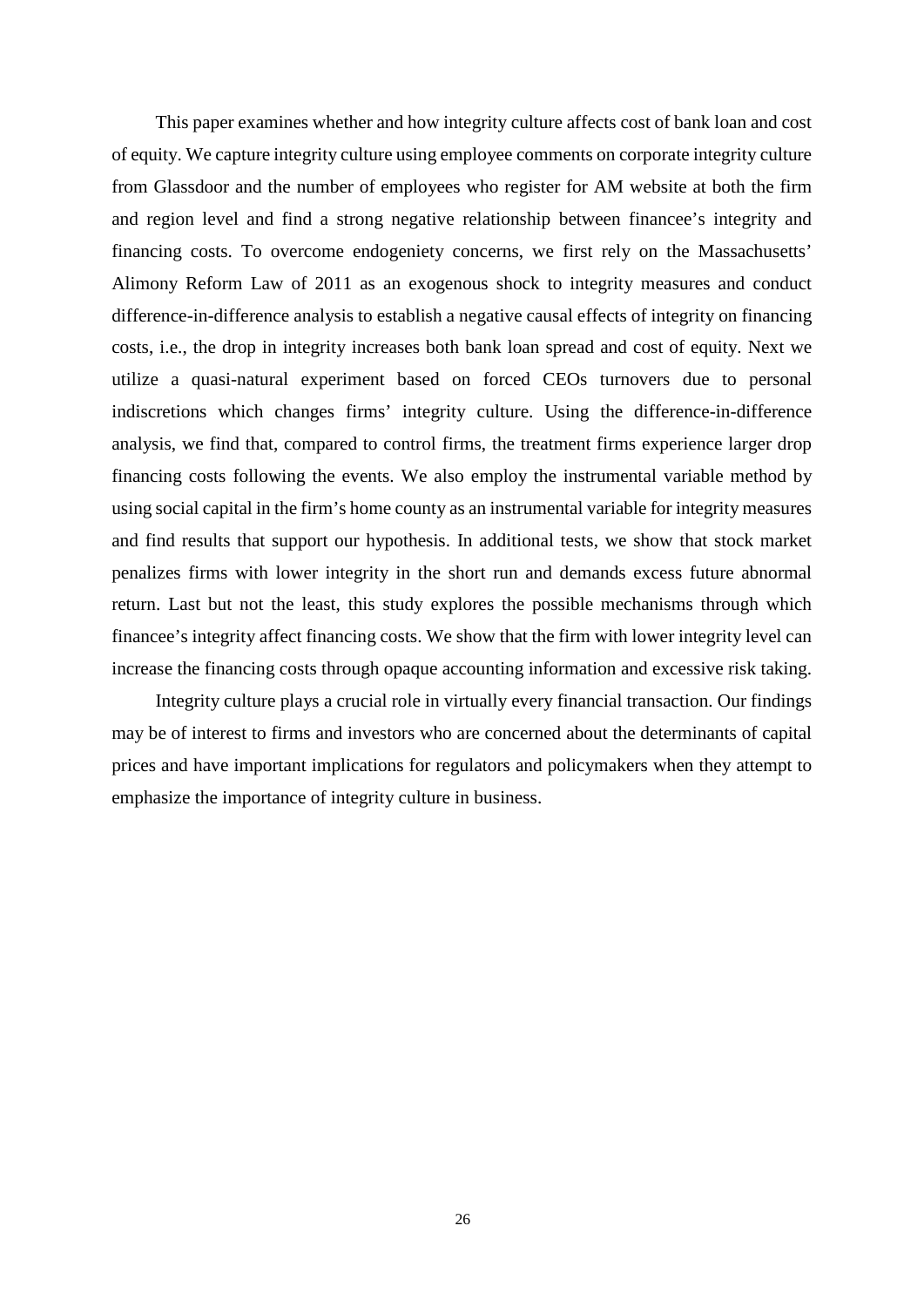This paper examines whether and how integrity culture affects cost of bank loan and cost of equity. We capture integrity culture using employee comments on corporate integrity culture from Glassdoor and the number of employees who register for AM website at both the firm and region level and find a strong negative relationship between financee's integrity and financing costs. To overcome endogeniety concerns, we first rely on the Massachusetts' Alimony Reform Law of 2011 as an exogenous shock to integrity measures and conduct difference-in-difference analysis to establish a negative causal effects of integrity on financing costs, i.e., the drop in integrity increases both bank loan spread and cost of equity. Next we utilize a quasi-natural experiment based on forced CEOs turnovers due to personal indiscretions which changes firms' integrity culture. Using the difference-in-difference analysis, we find that, compared to control firms, the treatment firms experience larger drop financing costs following the events. We also employ the instrumental variable method by using social capital in the firm's home county as an instrumental variable for integrity measures and find results that support our hypothesis. In additional tests, we show that stock market penalizes firms with lower integrity in the short run and demands excess future abnormal return. Last but not the least, this study explores the possible mechanisms through which financee's integrity affect financing costs. We show that the firm with lower integrity level can increase the financing costs through opaque accounting information and excessive risk taking.

Integrity culture plays a crucial role in virtually every financial transaction. Our findings may be of interest to firms and investors who are concerned about the determinants of capital prices and have important implications for regulators and policymakers when they attempt to emphasize the importance of integrity culture in business.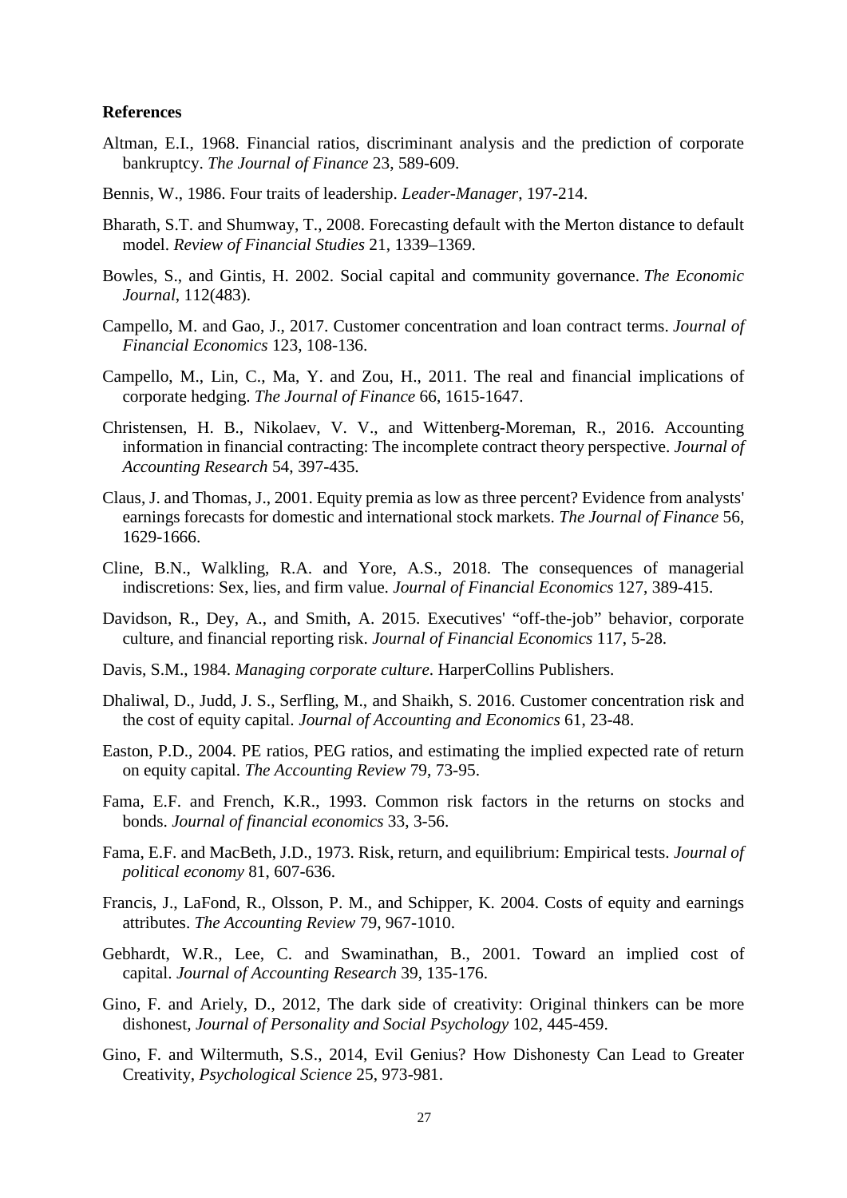**References**

Altman, E.I., 1968. Financial ratios, discriminant analysis and the prediction of corporate bankruptcy. *The Journal of Finance* 23, 589-609.

Bennis, W., 1986. Four traits of leadership. *Leader-Manager*, 197-214.

Bharath, S.T. and Shumway, T., 2008. Forecasting default with the Merton distance to default model. *Review of Financial Studies* 21, 1339–1369.

Bowles, S., and Gintis, H. 2002. Social capital and community governance. *The Economic Journal*, 112(483).

Campello, M. and Gao, J., 2017. Customer concentration and loan contract terms. *Journal of Financial Economics* 123, 108-136.

Campello, M., Lin, C., Ma, Y. and Zou, H., 2011. The real and financial implications of corporate hedging. *The Journal of Finance* 66, 1615-1647.

Christensen, H. B., Nikolaev, V. V., and Wittenberg-Moreman, R., 2016. Accounting information in financial contracting: The incomplete contract theory perspective. *Journal of Accounting Research* 54, 397-435.

Claus, J. and Thomas, J., 2001. Equity premia as low as three percent? Evidence from analysts' earnings forecasts for domestic and international stock markets. *The Journal of Finance* 56, 1629-1666.

Cline, B.N., Walkling, R.A. and Yore, A.S., 2018. The consequences of managerial indiscretions: Sex, lies, and firm value. *Journal of Financial Economics* 127, 389-415.

Davidson, R., Dey, A., and Smith, A. 2015. Executives' "off-the-job" behavior, corporate culture, and financial reporting risk. *Journal of Financial Economics* 117, 5-28.

Davis, S.M., 1984. *Managing corporate culture*. HarperCollins Publishers.

Dhaliwal, D., Judd, J. S., Serfling, M., and Shaikh, S. 2016. Customer concentration risk and the cost of equity capital. *Journal of Accounting and Economics* 61, 23-48.

Easton, P.D., 2004. PE ratios, PEG ratios, and estimating the implied expected rate of return on equity capital. *The Accounting Review* 79, 73-95.

Fama, E.F. and French, K.R., 1993. Common risk factors in the returns on stocks and bonds. *Journal of financial economics* 33, 3-56.

Fama, E.F. and MacBeth, J.D., 1973. Risk, return, and equilibrium: Empirical tests. *Journal of political economy* 81, 607-636.

Francis, J., LaFond, R., Olsson, P. M., and Schipper, K. 2004. Costs of equity and earnings attributes. *The Accounting Review* 79, 967-1010.

Gebhardt, W.R., Lee, C. and Swaminathan, B., 2001. Toward an implied cost of capital. *Journal of Accounting Research* 39, 135-176.

Gino, F. and Ariely, D., 2012, The dark side of creativity: Original thinkers can be more dishonest, *Journal of Personality and Social Psychology* 102, 445-459.

Gino, F. and Wiltermuth, S.S., 2014, Evil Genius? How Dishonesty Can Lead to Greater Creativity, *Psychological Science* 25, 973-981.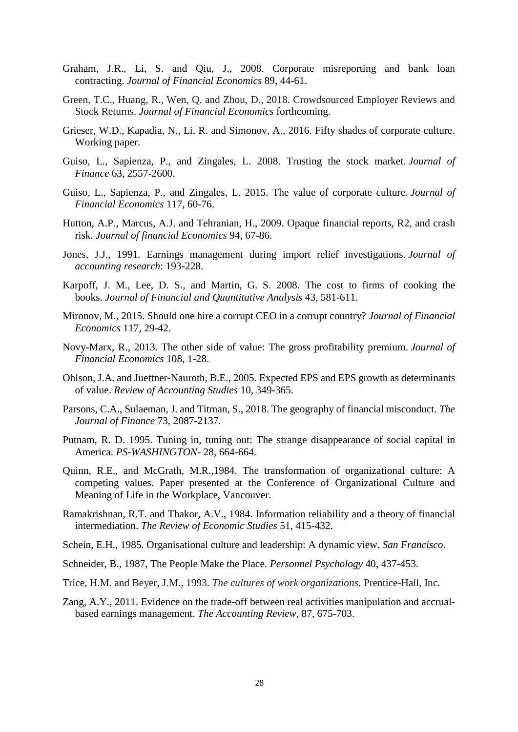Graham, J.R., Li, S. and Qiu, J., 2008. Corporate misreporting and bank loan contracting. *Journal of Financial Economics* 89, 44-61.

Green, T.C., Huang, R., Wen, Q. and Zhou, D., 2018. Crowdsourced Employer Reviews and Stock Returns. *Journal of Financial Economics* forthcoming.

Grieser, W.D., Kapadia, N., Li, R. and Simonov, A., 2016. Fifty shades of corporate culture. Working paper.

Guiso, L., Sapienza, P., and Zingales, L. 2008. Trusting the stock market. *Journal of Finance* 63, 2557-2600.

Guiso, L., Sapienza, P., and Zingales, L. 2015. The value of corporate culture. *Journal of Financial Economics* 117, 60-76.

Hutton, A.P., Marcus, A.J. and Tehranian, H., 2009. Opaque financial reports, R2, and crash risk. *Journal of financial Economics* 94, 67-86.

Jones, J.J., 1991. Earnings management during import relief investigations. *Journal of accounting research*: 193-228.

Karpoff, J. M., Lee, D. S., and Martin, G. S. 2008. The cost to firms of cooking the books. *Journal of Financial and Quantitative Analysis* 43, 581-611.

Mironov, M., 2015. Should one hire a corrupt CEO in a corrupt country? *Journal of Financial Economics* 117, 29-42.

Novy-Marx, R., 2013. The other side of value: The gross profitability premium. *Journal of Financial Economics* 108, 1-28.

Ohlson, J.A. and Juettner-Nauroth, B.E., 2005. Expected EPS and EPS growth as determinants of value. *Review of Accounting Studies* 10, 349-365.

Parsons, C.A., Sulaeman, J. and Titman, S., 2018. The geography of financial misconduct. *The Journal of Finance* 73, 2087-2137.

Putnam, R. D. 1995. Tuning in, tuning out: The strange disappearance of social capital in America. *PS-WASHINGTON-* 28, 664-664.

Quinn, R.E., and McGrath, M.R.,1984. The transformation of organizational culture: A competing values. Paper presented at the Conference of Organizational Culture and Meaning of Life in the Workplace, Vancouver.

Ramakrishnan, R.T. and Thakor, A.V., 1984. Information reliability and a theory of financial intermediation. *The Review of Economic Studies* 51, 415-432.

Schein, E.H., 1985. Organisational culture and leadership: A dynamic view. *San Francisco*.

Schneider, B., 1987, The People Make the Place. *Personnel Psychology* 40, 437-453.

Trice, H.M. and Beyer, J.M., 1993. *The cultures of work organizations*. Prentice-Hall, Inc.

Zang, A.Y., 2011. Evidence on the trade-off between real activities manipulation and accrual-based earnings management. *The Accounting Review*, 87, 675-703.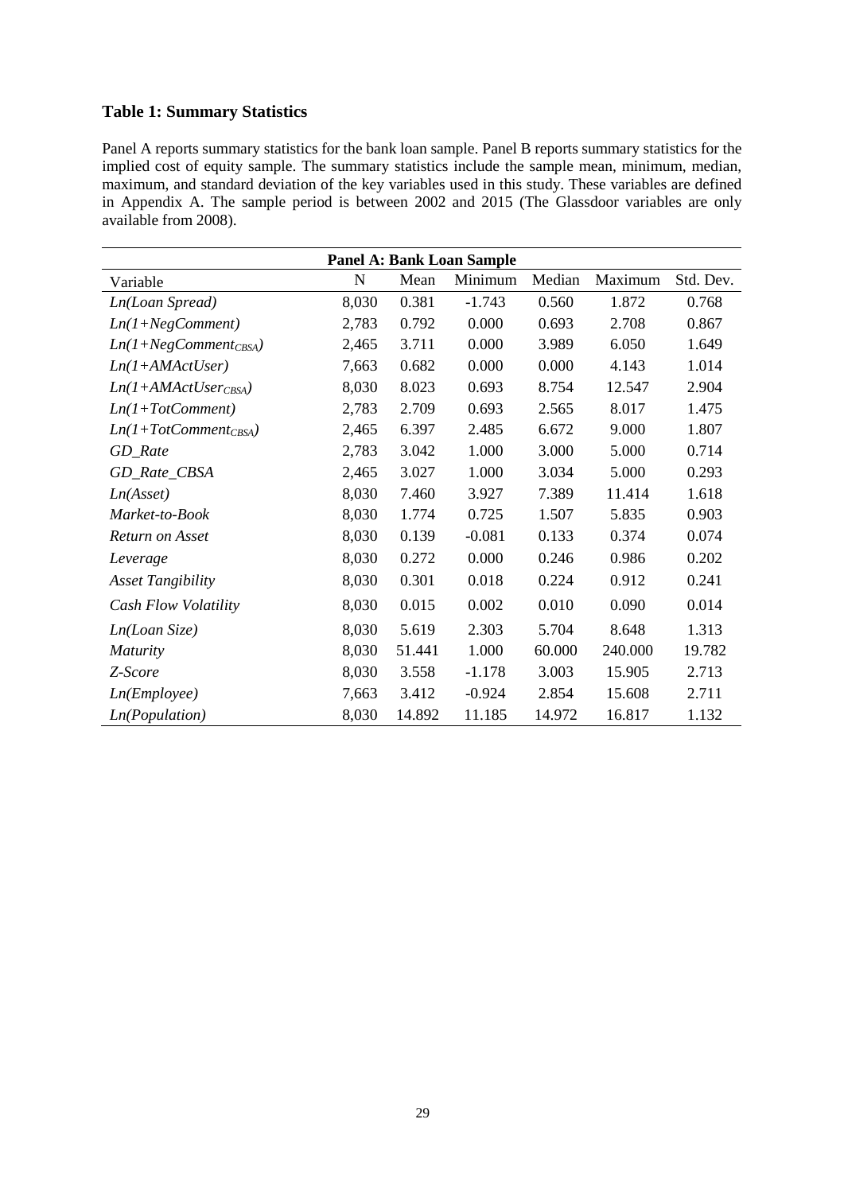### Table 1: Summary Statistics

Panel A reports summary statistics for the bank loan sample. Panel B reports summary statistics for the implied cost of equity sample. The summary statistics include the sample mean, minimum, median, maximum, and standard deviation of the key variables used in this study. These variables are defined in Appendix A. The sample period is between 2002 and 2015 (The Glassdoor variables are only available from 2008).

| **Panel A: Bank Loan Sample** | | | | | | |
|---|---|---|---|---|---|---|
| Variable | N | Mean | Minimum | Median | Maximum | Std. Dev. |
| *Ln(Loan Spread)* | 8,030 | 0.381 | -1.743 | 0.560 | 1.872 | 0.768 |
| *Ln(1+NegComment)* | 2,783 | 0.792 | 0.000 | 0.693 | 2.708 | 0.867 |
| $Ln(1+NegComment_{CBSA})$ | 2,465 | 3.711 | 0.000 | 3.989 | 6.050 | 1.649 |
| *Ln(1+AMActUser)* | 7,663 | 0.682 | 0.000 | 0.000 | 4.143 | 1.014 |
| $Ln(1+AMActUser_{CBSA})$ | 8,030 | 8.023 | 0.693 | 8.754 | 12.547 | 2.904 |
| *Ln(1+TotComment)* | 2,783 | 2.709 | 0.693 | 2.565 | 8.017 | 1.475 |
| $Ln(1+TotComment_{CBSA})$ | 2,465 | 6.397 | 2.485 | 6.672 | 9.000 | 1.807 |
| *GD_Rate* | 2,783 | 3.042 | 1.000 | 3.000 | 5.000 | 0.714 |
| *GD_Rate_CBSA* | 2,465 | 3.027 | 1.000 | 3.034 | 5.000 | 0.293 |
| *Ln(Asset)* | 8,030 | 7.460 | 3.927 | 7.389 | 11.414 | 1.618 |
| *Market-to-Book* | 8,030 | 1.774 | 0.725 | 1.507 | 5.835 | 0.903 |
| *Return on Asset* | 8,030 | 0.139 | -0.081 | 0.133 | 0.374 | 0.074 |
| *Leverage* | 8,030 | 0.272 | 0.000 | 0.246 | 0.986 | 0.202 |
| *Asset Tangibility* | 8,030 | 0.301 | 0.018 | 0.224 | 0.912 | 0.241 |
| *Cash Flow Volatility* | 8,030 | 0.015 | 0.002 | 0.010 | 0.090 | 0.014 |
| *Ln(Loan Size)* | 8,030 | 5.619 | 2.303 | 5.704 | 8.648 | 1.313 |
| *Maturity* | 8,030 | 51.441 | 1.000 | 60.000 | 240.000 | 19.782 |
| *Z-Score* | 8,030 | 3.558 | -1.178 | 3.003 | 15.905 | 2.713 |
| *Ln(Employee)* | 7,663 | 3.412 | -0.924 | 2.854 | 15.608 | 2.711 |
| *Ln(Population)* | 8,030 | 14.892 | 11.185 | 14.972 | 16.817 | 1.132 |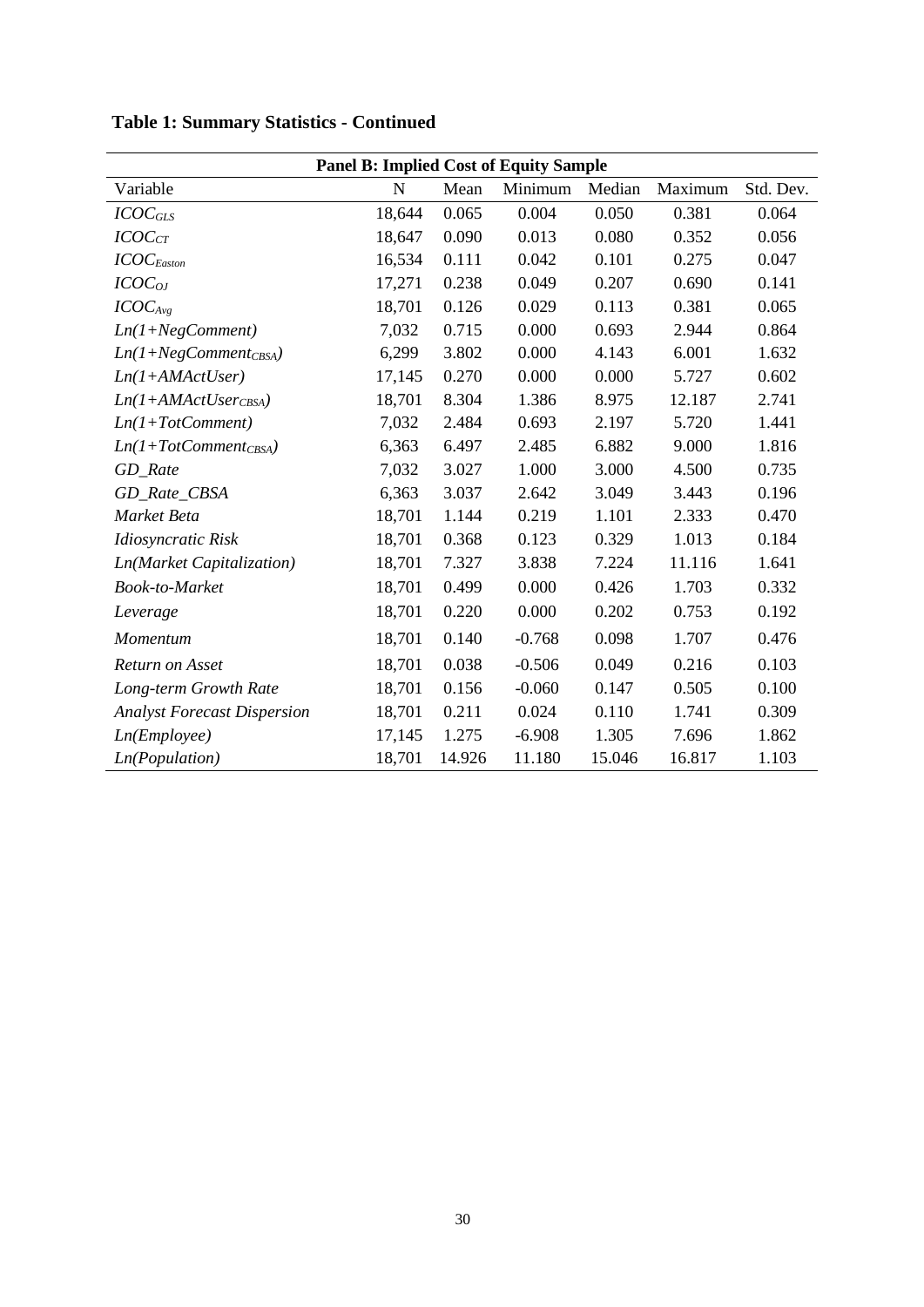**Table 1: Summary Statistics - Continued**

| **Panel B: Implied Cost of Equity Sample** | | | | | | |
|---|---|---|---|---|---|---|
| Variable | N | Mean | Minimum | Median | Maximum | Std. Dev. |
| $ICOC_{GLS}$ | 18,644 | 0.065 | 0.004 | 0.050 | 0.381 | 0.064 |
| $ICOC_{CT}$ | 18,647 | 0.090 | 0.013 | 0.080 | 0.352 | 0.056 |
| $ICOC_{Easton}$ | 16,534 | 0.111 | 0.042 | 0.101 | 0.275 | 0.047 |
| $ICOC_{OJ}$ | 17,271 | 0.238 | 0.049 | 0.207 | 0.690 | 0.141 |
| $ICOC_{Avg}$ | 18,701 | 0.126 | 0.029 | 0.113 | 0.381 | 0.065 |
| *Ln(1+NegComment)* | 7,032 | 0.715 | 0.000 | 0.693 | 2.944 | 0.864 |
| $Ln(1+NegComment_{CBSA})$ | 6,299 | 3.802 | 0.000 | 4.143 | 6.001 | 1.632 |
| *Ln(1+AMActUser)* | 17,145 | 0.270 | 0.000 | 0.000 | 5.727 | 0.602 |
| $Ln(1+AMActUser_{CBSA})$ | 18,701 | 8.304 | 1.386 | 8.975 | 12.187 | 2.741 |
| *Ln(1+TotComment)* | 7,032 | 2.484 | 0.693 | 2.197 | 5.720 | 1.441 |
| $Ln(1+TotComment_{CBSA})$ | 6,363 | 6.497 | 2.485 | 6.882 | 9.000 | 1.816 |
| *GD_Rate* | 7,032 | 3.027 | 1.000 | 3.000 | 4.500 | 0.735 |
| *GD_Rate_CBSA* | 6,363 | 3.037 | 2.642 | 3.049 | 3.443 | 0.196 |
| *Market Beta* | 18,701 | 1.144 | 0.219 | 1.101 | 2.333 | 0.470 |
| *Idiosyncratic Risk* | 18,701 | 0.368 | 0.123 | 0.329 | 1.013 | 0.184 |
| *Ln(Market Capitalization)* | 18,701 | 7.327 | 3.838 | 7.224 | 11.116 | 1.641 |
| *Book-to-Market* | 18,701 | 0.499 | 0.000 | 0.426 | 1.703 | 0.332 |
| *Leverage* | 18,701 | 0.220 | 0.000 | 0.202 | 0.753 | 0.192 |
| *Momentum* | 18,701 | 0.140 | -0.768 | 0.098 | 1.707 | 0.476 |
| *Return on Asset* | 18,701 | 0.038 | -0.506 | 0.049 | 0.216 | 0.103 |
| *Long-term Growth Rate* | 18,701 | 0.156 | -0.060 | 0.147 | 0.505 | 0.100 |
| *Analyst Forecast Dispersion* | 18,701 | 0.211 | 0.024 | 0.110 | 1.741 | 0.309 |
| *Ln(Employee)* | 17,145 | 1.275 | -6.908 | 1.305 | 7.696 | 1.862 |
| *Ln(Population)* | 18,701 | 14.926 | 11.180 | 15.046 | 16.817 | 1.103 |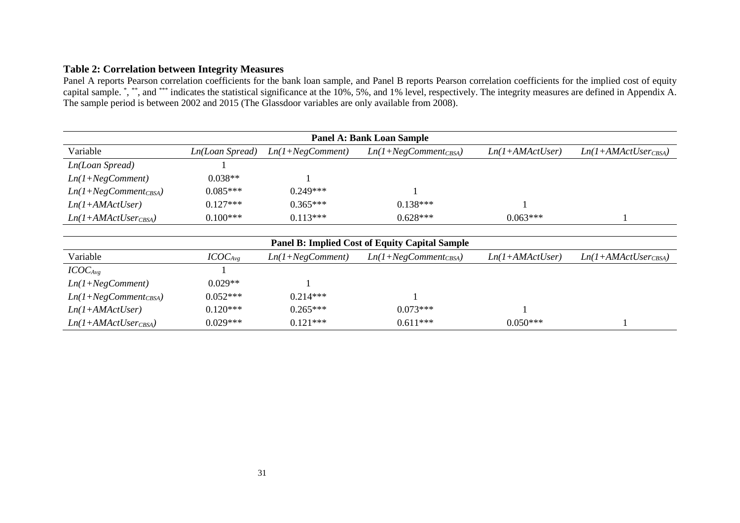**Table 2: Correlation between Integrity Measures**

Panel A reports Pearson correlation coefficients for the bank loan sample, and Panel B reports Pearson correlation coefficients for the implied cost of equity capital sample. *, **, and *** indicates the statistical significance at the 10%, 5%, and 1% level, respectively. The integrity measures are defined in Appendix A. The sample period is between 2002 and 2015 (The Glassdoor variables are only available from 2008).

| **Panel A: Bank Loan Sample** | | | | | |
|---|---|---|---|---|---|
| Variable | *Ln(Loan Spread)* | *Ln(1+NegComment)* | $Ln(1+NegComment_{CBSA})$ | *Ln(1+AMActUser)* | $Ln(1+AMActUser_{CBSA})$ |
| *Ln(Loan Spread)* | 1 | | | | |
| *Ln(1+NegComment)* | 0.038** | 1 | | | |
| $Ln(1+NegComment_{CBSA})$ | 0.085*** | 0.249*** | 1 | | |
| *Ln(1+AMActUser)* | 0.127*** | 0.365*** | 0.138*** | 1 | |
| $Ln(1+AMActUser_{CBSA})$ | 0.100*** | 0.113*** | 0.628*** | 0.063*** | 1 |

| **Panel B: Implied Cost of Equity Capital Sample** | | | | | |
|---|---|---|---|---|---|
| Variable | $ICOC_{Avg}$ | *Ln(1+NegComment)* | $Ln(1+NegComment_{CBSA})$ | *Ln(1+AMActUser)* | $Ln(1+AMActUser_{CBSA})$ |
| $ICOC_{Avg}$ | 1 | | | | |
| *Ln(1+NegComment)* | 0.029** | 1 | | | |
| $Ln(1+NegComment_{CBSA})$ | 0.052*** | 0.214*** | 1 | | |
| *Ln(1+AMActUser)* | 0.120*** | 0.265*** | 0.073*** | 1 | |
| $Ln(1+AMActUser_{CBSA})$ | 0.029*** | 0.121*** | 0.611*** | 0.050*** | 1 |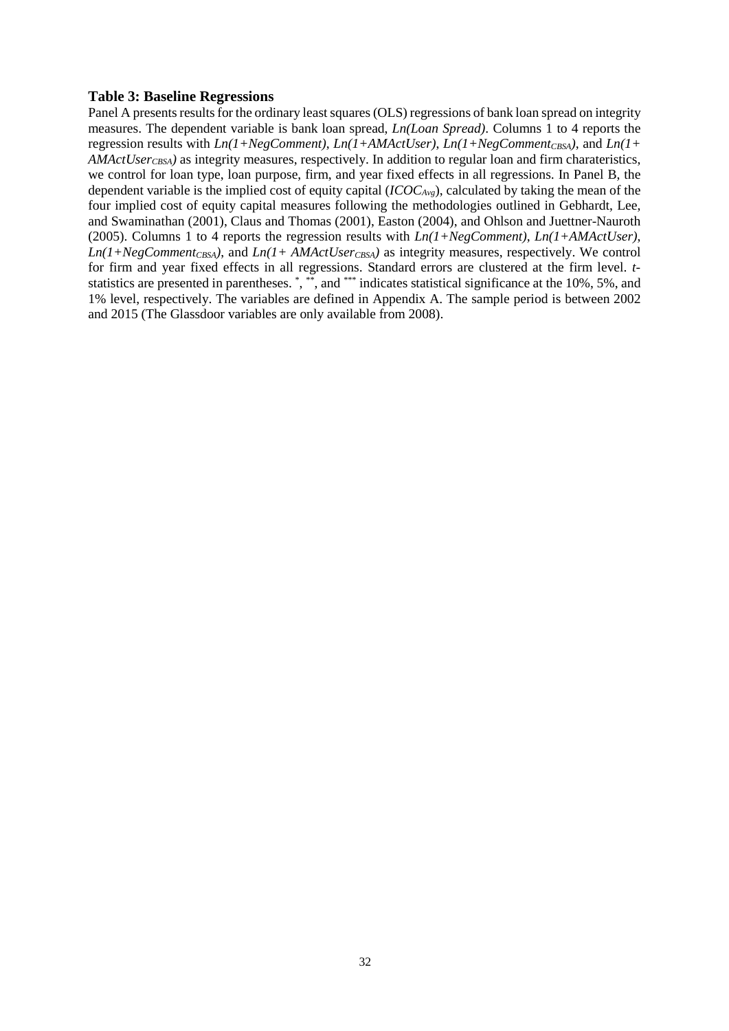**Table 3: Baseline Regressions**

Panel A presents results for the ordinary least squares (OLS) regressions of bank loan spread on integrity measures. The dependent variable is bank loan spread, *Ln(Loan Spread)*. Columns 1 to 4 reports the regression results with *Ln(1+NegComment)*, *Ln(1+AMActUser)*, $Ln(1+NegComment_{CBSA})$, and $Ln(1+AMActUser_{CBSA})$ as integrity measures, respectively. In addition to regular loan and firm charateristics, we control for loan type, loan purpose, firm, and year fixed effects in all regressions. In Panel B, the dependent variable is the implied cost of equity capital ($ICOC_{Avg}$), calculated by taking the mean of the four implied cost of equity capital measures following the methodologies outlined in Gebhardt, Lee, and Swaminathan (2001), Claus and Thomas (2001), Easton (2004), and Ohlson and Juettner-Nauroth (2005). Columns 1 to 4 reports the regression results with *Ln(1+NegComment)*, *Ln(1+AMActUser)*, $Ln(1+NegComment_{CBSA})$, and $Ln(1+AMActUser_{CBSA})$ as integrity measures, respectively. We control for firm and year fixed effects in all regressions. Standard errors are clustered at the firm level. *t*-statistics are presented in parentheses. *, **, and *** indicates statistical significance at the 10%, 5%, and 1% level, respectively. The variables are defined in Appendix A. The sample period is between 2002 and 2015 (The Glassdoor variables are only available from 2008).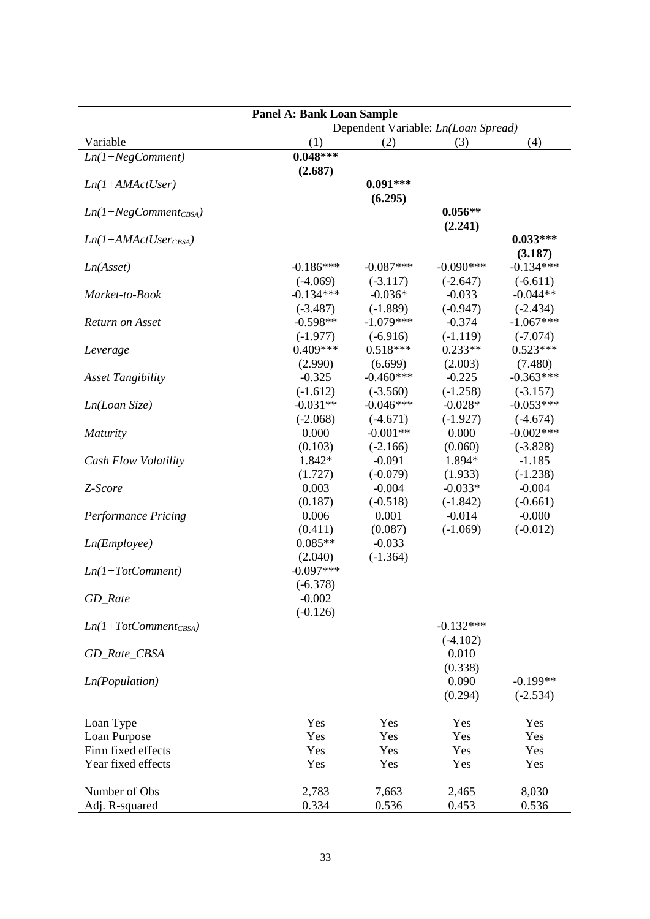| Panel A: Bank Loan Sample | | | | |
|---|---|---|---|---|
| | Dependent Variable: *Ln(Loan Spread)* | | | |
| Variable | (1) | (2) | (3) | (4) |
| *Ln(1+NegComment)* | **0.048*****<br>**(2.687)** | | | |
| *Ln(1+AMActUser)* | | **0.091*****<br>**(6.295)** | | |
| *Ln(1+NegComment$_{CBSA}$)* | | | **0.056****<br>**(2.241)** | |
| *Ln(1+AMActUser$_{CBSA}$)* | | | | **0.033*****<br>**(3.187)** |
| *Ln(Asset)* | -0.186***<br>(-4.069) | -0.087***<br>(-3.117) | -0.090***<br>(-2.647) | -0.134***<br>(-6.611) |
| *Market-to-Book* | -0.134***<br>(-3.487) | -0.036*<br>(-1.889) | -0.033<br>(-0.947) | -0.044**<br>(-2.434) |
| *Return on Asset* | -0.598**<br>(-1.977) | -1.079***<br>(-6.916) | -0.374<br>(-1.119) | -1.067***<br>(-7.074) |
| *Leverage* | 0.409***<br>(2.990) | 0.518***<br>(6.699) | 0.233**<br>(2.003) | 0.523***<br>(7.480) |
| *Asset Tangibility* | -0.325<br>(-1.612) | -0.460***<br>(-3.560) | -0.225<br>(-1.258) | -0.363***<br>(-3.157) |
| *Ln(Loan Size)* | -0.031**<br>(-2.068) | -0.046***<br>(-4.671) | -0.028*<br>(-1.927) | -0.053***<br>(-4.674) |
| *Maturity* | 0.000<br>(0.103) | -0.001**<br>(-2.166) | 0.000<br>(0.060) | -0.002***<br>(-3.828) |
| *Cash Flow Volatility* | 1.842*<br>(1.727) | -0.091<br>(-0.079) | 1.894*<br>(1.933) | -1.185<br>(-1.238) |
| *Z-Score* | 0.003<br>(0.187) | -0.004<br>(-0.518) | -0.033*<br>(-1.842) | -0.004<br>(-0.661) |
| *Performance Pricing* | 0.006<br>(0.411) | 0.001<br>(0.087) | -0.014<br>(-1.069) | -0.000<br>(-0.012) |
| *Ln(Employee)* | 0.085**<br>(2.040) | -0.033<br>(-1.364) | | |
| *Ln(1+TotComment)* | -0.097***<br>(-6.378) | | | |
| *GD_Rate* | -0.002<br>(-0.126) | | | |
| *Ln(1+TotComment$_{CBSA}$)* | | | -0.132***<br>(-4.102) | |
| *GD_Rate_CBSA* | | | 0.010<br>(0.338) | |
| *Ln(Population)* | | | 0.090<br>(0.294) | -0.199**<br>(-2.534) |
| Loan Type | Yes | Yes | Yes | Yes |
| Loan Purpose | Yes | Yes | Yes | Yes |
| Firm fixed effects | Yes | Yes | Yes | Yes |
| Year fixed effects | Yes | Yes | Yes | Yes |
| Number of Obs | 2,783 | 7,663 | 2,465 | 8,030 |
| Adj. R-squared | 0.334 | 0.536 | 0.453 | 0.536 |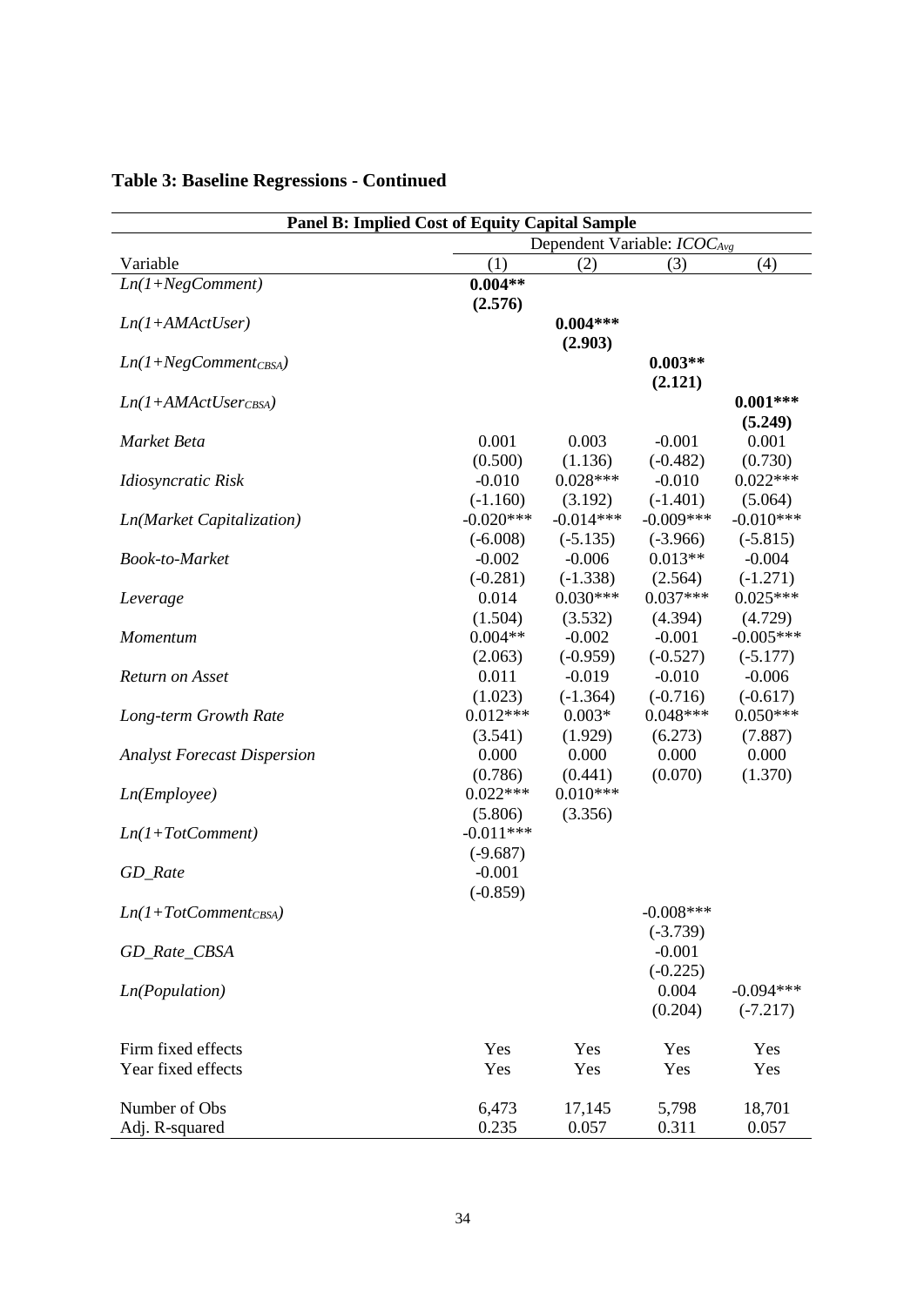## Table 3: Baseline Regressions - Continued

| Panel B: Implied Cost of Equity Capital Sample | | | | |
|---|---|---|---|---|
| | Dependent Variable: $ICOC_{Avg}$ | | | |
| Variable | (1) | (2) | (3) | (4) |
| *Ln(1+NegComment)* | **0.004**** | | | |
| | **(2.576)** | | | |
| *Ln(1+AMActUser)* | | **0.004***** | | |
| | | **(2.903)** | | |
| $Ln(1+NegComment_{CBSA})$ | | | **0.003**** | |
| | | | **(2.121)** | |
| $Ln(1+AMActUser_{CBSA})$ | | | | **0.001***** |
| | | | | **(5.249)** |
| *Market Beta* | 0.001 | 0.003 | -0.001 | 0.001 |
| | (0.500) | (1.136) | (-0.482) | (0.730) |
| *Idiosyncratic Risk* | -0.010 | 0.028*** | -0.010 | 0.022*** |
| | (-1.160) | (3.192) | (-1.401) | (5.064) |
| *Ln(Market Capitalization)* | -0.020*** | -0.014*** | -0.009*** | -0.010*** |
| | (-6.008) | (-5.135) | (-3.966) | (-5.815) |
| *Book-to-Market* | -0.002 | -0.006 | 0.013** | -0.004 |
| | (-0.281) | (-1.338) | (2.564) | (-1.271) |
| *Leverage* | 0.014 | 0.030*** | 0.037*** | 0.025*** |
| | (1.504) | (3.532) | (4.394) | (4.729) |
| *Momentum* | 0.004** | -0.002 | -0.001 | -0.005*** |
| | (2.063) | (-0.959) | (-0.527) | (-5.177) |
| *Return on Asset* | 0.011 | -0.019 | -0.010 | -0.006 |
| | (1.023) | (-1.364) | (-0.716) | (-0.617) |
| *Long-term Growth Rate* | 0.012*** | 0.003* | 0.048*** | 0.050*** |
| | (3.541) | (1.929) | (6.273) | (7.887) |
| *Analyst Forecast Dispersion* | 0.000 | 0.000 | 0.000 | 0.000 |
| | (0.786) | (0.441) | (0.070) | (1.370) |
| *Ln(Employee)* | 0.022*** | 0.010*** | | |
| | (5.806) | (3.356) | | |
| *Ln(1+TotComment)* | -0.011*** | | | |
| | (-9.687) | | | |
| *GD_Rate* | -0.001 | | | |
| | (-0.859) | | | |
| $Ln(1+TotComment_{CBSA})$ | | | -0.008*** | |
| | | | (-3.739) | |
| *GD_Rate_CBSA* | | | -0.001 | |
| | | | (-0.225) | |
| *Ln(Population)* | | | 0.004 | -0.094*** |
| | | | (0.204) | (-7.217) |
| Firm fixed effects | Yes | Yes | Yes | Yes |
| Year fixed effects | Yes | Yes | Yes | Yes |
| Number of Obs | 6,473 | 17,145 | 5,798 | 18,701 |
| Adj. R-squared | 0.235 | 0.057 | 0.311 | 0.057 |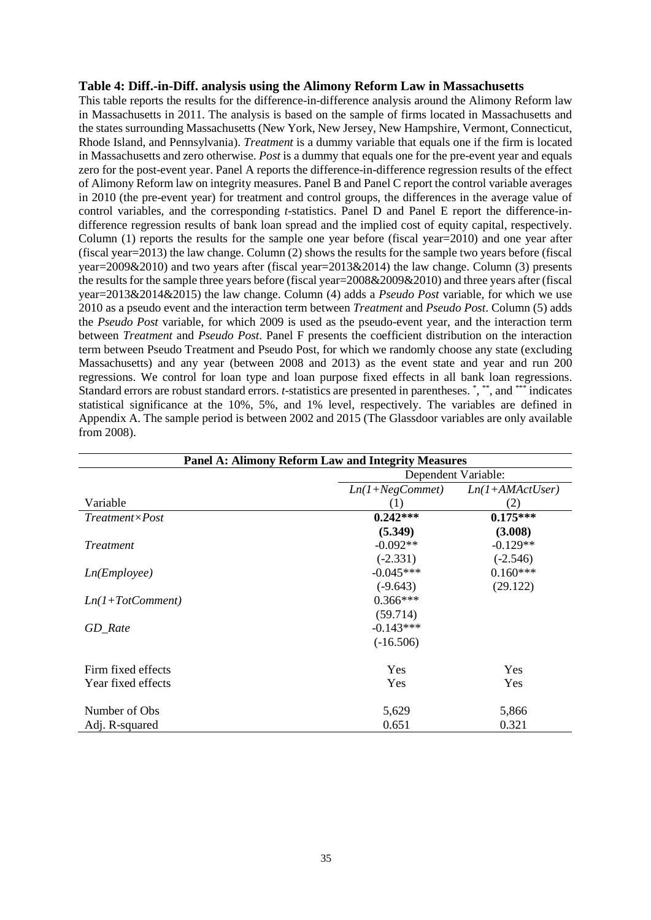**Table 4: Diff.-in-Diff. analysis using the Alimony Reform Law in Massachusetts**

This table reports the results for the difference-in-difference analysis around the Alimony Reform law in Massachusetts in 2011. The analysis is based on the sample of firms located in Massachusetts and the states surrounding Massachusetts (New York, New Jersey, New Hampshire, Vermont, Connecticut, Rhode Island, and Pennsylvania). *Treatment* is a dummy variable that equals one if the firm is located in Massachusetts and zero otherwise. *Post* is a dummy that equals one for the pre-event year and equals zero for the post-event year. Panel A reports the difference-in-difference regression results of the effect of Alimony Reform law on integrity measures. Panel B and Panel C report the control variable averages in 2010 (the pre-event year) for treatment and control groups, the differences in the average value of control variables, and the corresponding *t*-statistics. Panel D and Panel E report the difference-in-difference regression results of bank loan spread and the implied cost of equity capital, respectively. Column (1) reports the results for the sample one year before (fiscal year=2010) and one year after (fiscal year=2013) the law change. Column (2) shows the results for the sample two years before (fiscal year=2009&2010) and two years after (fiscal year=2013&2014) the law change. Column (3) presents the results for the sample three years before (fiscal year=2008&2009&2010) and three years after (fiscal year=2013&2014&2015) the law change. Column (4) adds a *Pseudo Post* variable, for which we use 2010 as a pseudo event and the interaction term between *Treatment* and *Pseudo Post*. Column (5) adds the *Pseudo Post* variable, for which 2009 is used as the pseudo-event year, and the interaction term between *Treatment* and *Pseudo Post*. Panel F presents the coefficient distribution on the interaction term between Pseudo Treatment and Pseudo Post, for which we randomly choose any state (excluding Massachusetts) and any year (between 2008 and 2013) as the event state and year and run 200 regressions. We control for loan type and loan purpose fixed effects in all bank loan regressions. Standard errors are robust standard errors. *t*-statistics are presented in parentheses. *, **, and *** indicates statistical significance at the 10%, 5%, and 1% level, respectively. The variables are defined in Appendix A. The sample period is between 2002 and 2015 (The Glassdoor variables are only available from 2008).

| **Panel A: Alimony Reform Law and Integrity Measures** | | |
|---|---|---|
| | Dependent Variable: | |
| | *Ln(1+NegCommet)* | *Ln(1+AMActUser)* |
| Variable | (1) | (2) |
| *Treatment×Post* | **0.242*****| **0.175***** |
| | **(5.349)** | **(3.008)** |
| *Treatment* | -0.092** | -0.129** |
| | (-2.331) | (-2.546) |
| *Ln(Employee)* | -0.045*** | 0.160*** |
| | (-9.643) | (29.122) |
| *Ln(1+TotComment)* | 0.366*** | |
| | (59.714) | |
| *GD_Rate* | -0.143*** | |
| | (-16.506) | |
| Firm fixed effects | Yes | Yes |
| Year fixed effects | Yes | Yes |
| Number of Obs | 5,629 | 5,866 |
| Adj. R-squared | 0.651 | 0.321 |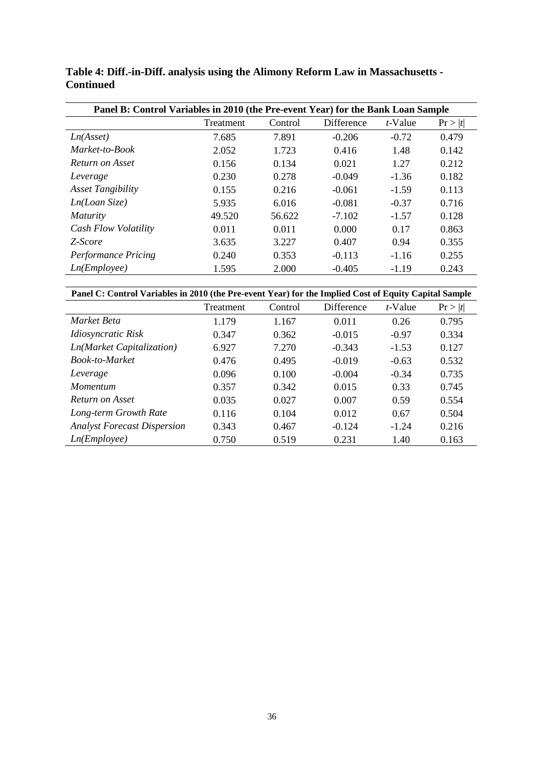**Table 4: Diff.-in-Diff. analysis using the Alimony Reform Law in Massachusetts - Continued**

| Panel B: Control Variables in 2010 (the Pre-event Year) for the Bank Loan Sample | | | | | |
|---|---|---|---|---|---|
| | Treatment | Control | Difference | *t*-Value | Pr > \|*t*\| |
| *Ln(Asset)* | 7.685 | 7.891 | -0.206 | -0.72 | 0.479 |
| *Market-to-Book* | 2.052 | 1.723 | 0.416 | 1.48 | 0.142 |
| *Return on Asset* | 0.156 | 0.134 | 0.021 | 1.27 | 0.212 |
| *Leverage* | 0.230 | 0.278 | -0.049 | -1.36 | 0.182 |
| *Asset Tangibility* | 0.155 | 0.216 | -0.061 | -1.59 | 0.113 |
| *Ln(Loan Size)* | 5.935 | 6.016 | -0.081 | -0.37 | 0.716 |
| *Maturity* | 49.520 | 56.622 | -7.102 | -1.57 | 0.128 |
| *Cash Flow Volatility* | 0.011 | 0.011 | 0.000 | 0.17 | 0.863 |
| *Z-Score* | 3.635 | 3.227 | 0.407 | 0.94 | 0.355 |
| *Performance Pricing* | 0.240 | 0.353 | -0.113 | -1.16 | 0.255 |
| *Ln(Employee)* | 1.595 | 2.000 | -0.405 | -1.19 | 0.243 |

| Panel C: Control Variables in 2010 (the Pre-event Year) for the Implied Cost of Equity Capital Sample | | | | | |
|---|---|---|---|---|---|
| | Treatment | Control | Difference | *t*-Value | Pr > \|*t*\| |
| *Market Beta* | 1.179 | 1.167 | 0.011 | 0.26 | 0.795 |
| *Idiosyncratic Risk* | 0.347 | 0.362 | -0.015 | -0.97 | 0.334 |
| *Ln(Market Capitalization)* | 6.927 | 7.270 | -0.343 | -1.53 | 0.127 |
| *Book-to-Market* | 0.476 | 0.495 | -0.019 | -0.63 | 0.532 |
| *Leverage* | 0.096 | 0.100 | -0.004 | -0.34 | 0.735 |
| *Momentum* | 0.357 | 0.342 | 0.015 | 0.33 | 0.745 |
| *Return on Asset* | 0.035 | 0.027 | 0.007 | 0.59 | 0.554 |
| *Long-term Growth Rate* | 0.116 | 0.104 | 0.012 | 0.67 | 0.504 |
| *Analyst Forecast Dispersion* | 0.343 | 0.467 | -0.124 | -1.24 | 0.216 |
| *Ln(Employee)* | 0.750 | 0.519 | 0.231 | 1.40 | 0.163 |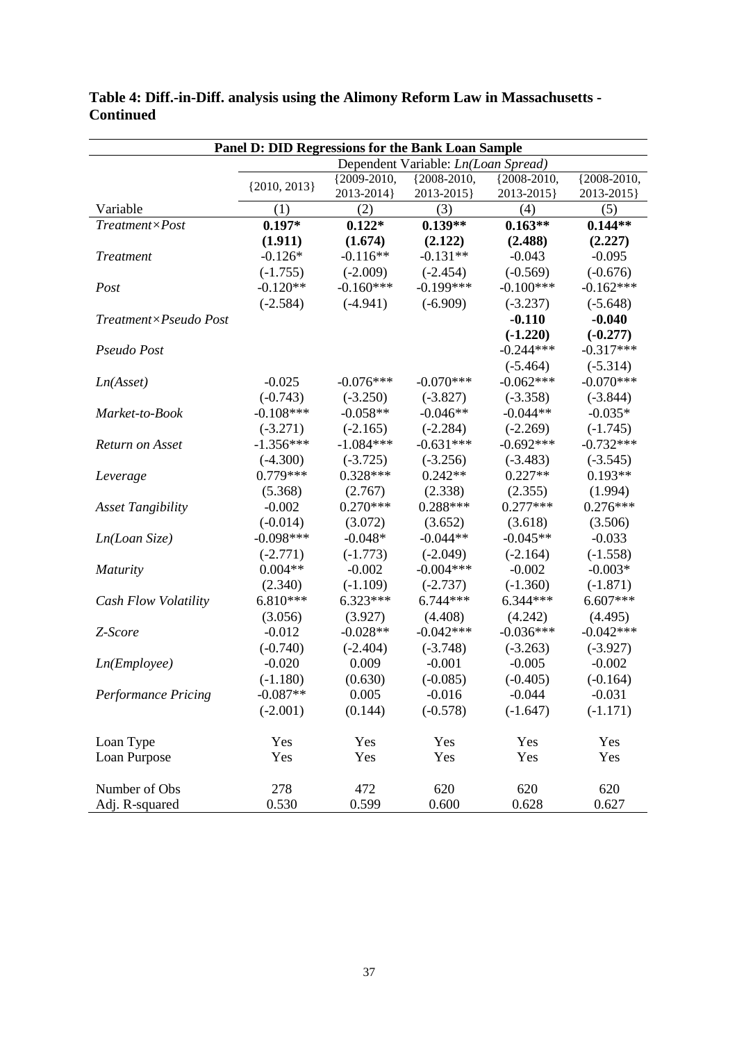**Table 4: Diff.-in-Diff. analysis using the Alimony Reform Law in Massachusetts - Continued**

| Panel D: DID Regressions for the Bank Loan Sample | | | | | |
|---|---|---|---|---|---|
| | Dependent Variable: *Ln(Loan Spread)* | | | | |
| | {2010, 2013} | {2009-2010, 2013-2014} | {2008-2010, 2013-2015} | {2008-2010, 2013-2015} | {2008-2010, 2013-2015} |
| Variable | (1) | (2) | (3) | (4) | (5) |
| *Treatment×Post* | **0.197*** | **0.122*** | **0.139**** | **0.163**** | **0.144**** |
| | **(1.911)** | **(1.674)** | **(2.122)** | **(2.488)** | **(2.227)** |
| *Treatment* | -0.126* | -0.116** | -0.131** | -0.043 | -0.095 |
| | (-1.755) | (-2.009) | (-2.454) | (-0.569) | (-0.676) |
| *Post* | -0.120** | -0.160*** | -0.199*** | -0.100*** | -0.162*** |
| | (-2.584) | (-4.941) | (-6.909) | (-3.237) | (-5.648) |
| *Treatment×Pseudo Post* | | | | **-0.110** | **-0.040** |
| | | | | **(-1.220)** | **(-0.277)** |
| *Pseudo Post* | | | | -0.244*** | -0.317*** |
| | | | | (-5.464) | (-5.314) |
| *Ln(Asset)* | -0.025 | -0.076*** | -0.070*** | -0.062*** | -0.070*** |
| | (-0.743) | (-3.250) | (-3.827) | (-3.358) | (-3.844) |
| *Market-to-Book* | -0.108*** | -0.058** | -0.046** | -0.044** | -0.035* |
| | (-3.271) | (-2.165) | (-2.284) | (-2.269) | (-1.745) |
| *Return on Asset* | -1.356*** | -1.084*** | -0.631*** | -0.692*** | -0.732*** |
| | (-4.300) | (-3.725) | (-3.256) | (-3.483) | (-3.545) |
| *Leverage* | 0.779*** | 0.328*** | 0.242** | 0.227** | 0.193** |
| | (5.368) | (2.767) | (2.338) | (2.355) | (1.994) |
| *Asset Tangibility* | -0.002 | 0.270*** | 0.288*** | 0.277*** | 0.276*** |
| | (-0.014) | (3.072) | (3.652) | (3.618) | (3.506) |
| *Ln(Loan Size)* | -0.098*** | -0.048* | -0.044** | -0.045** | -0.033 |
| | (-2.771) | (-1.773) | (-2.049) | (-2.164) | (-1.558) |
| *Maturity* | 0.004** | -0.002 | -0.004*** | -0.002 | -0.003* |
| | (2.340) | (-1.109) | (-2.737) | (-1.360) | (-1.871) |
| *Cash Flow Volatility* | 6.810*** | 6.323*** | 6.744*** | 6.344*** | 6.607*** |
| | (3.056) | (3.927) | (4.408) | (4.242) | (4.495) |
| *Z-Score* | -0.012 | -0.028** | -0.042*** | -0.036*** | -0.042*** |
| | (-0.740) | (-2.404) | (-3.748) | (-3.263) | (-3.927) |
| *Ln(Employee)* | -0.020 | 0.009 | -0.001 | -0.005 | -0.002 |
| | (-1.180) | (0.630) | (-0.085) | (-0.405) | (-0.164) |
| *Performance Pricing* | -0.087** | 0.005 | -0.016 | -0.044 | -0.031 |
| | (-2.001) | (0.144) | (-0.578) | (-1.647) | (-1.171) |
| Loan Type | Yes | Yes | Yes | Yes | Yes |
| Loan Purpose | Yes | Yes | Yes | Yes | Yes |
| Number of Obs | 278 | 472 | 620 | 620 | 620 |
| Adj. R-squared | 0.530 | 0.599 | 0.600 | 0.628 | 0.627 |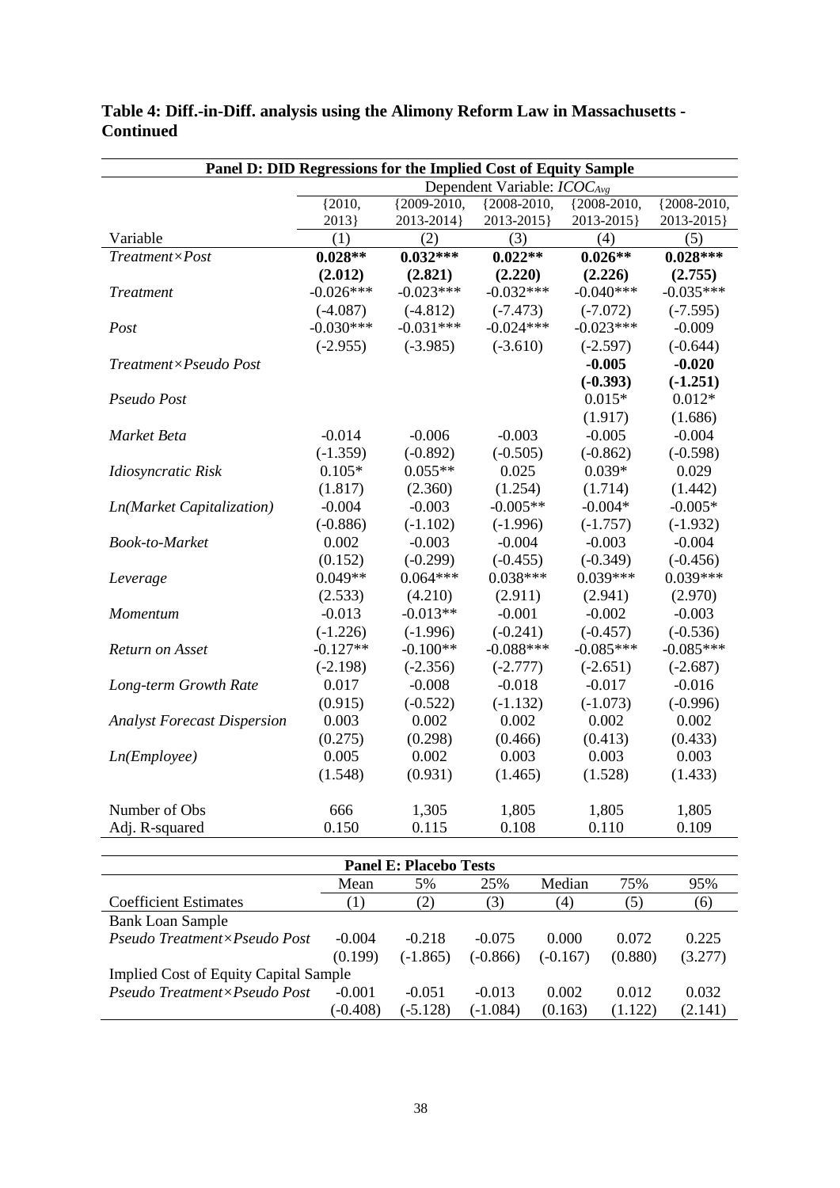**Table 4: Diff.-in-Diff. analysis using the Alimony Reform Law in Massachusetts - Continued**

| Panel D: DID Regressions for the Implied Cost of Equity Sample | | | | | |
|---|---|---|---|---|---|
| | Dependent Variable: $ICOC_{Avg}$ | | | | |
| | {2010, 2013} | {2009-2010, 2013-2014} | {2008-2010, 2013-2015} | {2008-2010, 2013-2015} | {2008-2010, 2013-2015} |
| Variable | (1) | (2) | (3) | (4) | (5) |
| *Treatment×Post* | **0.028**** | **0.032***** | **0.022**** | **0.026**** | **0.028***** |
| | **(2.012)** | **(2.821)** | **(2.220)** | **(2.226)** | **(2.755)** |
| *Treatment* | -0.026*** | -0.023*** | -0.032*** | -0.040*** | -0.035*** |
| | (-4.087) | (-4.812) | (-7.473) | (-7.072) | (-7.595) |
| *Post* | -0.030*** | -0.031*** | -0.024*** | -0.023*** | -0.009 |
| | (-2.955) | (-3.985) | (-3.610) | (-2.597) | (-0.644) |
| *Treatment×Pseudo Post* | | | | **-0.005** | **-0.020** |
| | | | | **(-0.393)** | **(-1.251)** |
| *Pseudo Post* | | | | 0.015* | 0.012* |
| | | | | (1.917) | (1.686) |
| *Market Beta* | -0.014 | -0.006 | -0.003 | -0.005 | -0.004 |
| | (-1.359) | (-0.892) | (-0.505) | (-0.862) | (-0.598) |
| *Idiosyncratic Risk* | 0.105* | 0.055** | 0.025 | 0.039* | 0.029 |
| | (1.817) | (2.360) | (1.254) | (1.714) | (1.442) |
| *Ln(Market Capitalization)* | -0.004 | -0.003 | -0.005** | -0.004* | -0.005* |
| | (-0.886) | (-1.102) | (-1.996) | (-1.757) | (-1.932) |
| *Book-to-Market* | 0.002 | -0.003 | -0.004 | -0.003 | -0.004 |
| | (0.152) | (-0.299) | (-0.455) | (-0.349) | (-0.456) |
| *Leverage* | 0.049** | 0.064*** | 0.038*** | 0.039*** | 0.039*** |
| | (2.533) | (4.210) | (2.911) | (2.941) | (2.970) |
| *Momentum* | -0.013 | -0.013** | -0.001 | -0.002 | -0.003 |
| | (-1.226) | (-1.996) | (-0.241) | (-0.457) | (-0.536) |
| *Return on Asset* | -0.127** | -0.100** | -0.088*** | -0.085*** | -0.085*** |
| | (-2.198) | (-2.356) | (-2.777) | (-2.651) | (-2.687) |
| *Long-term Growth Rate* | 0.017 | -0.008 | -0.018 | -0.017 | -0.016 |
| | (0.915) | (-0.522) | (-1.132) | (-1.073) | (-0.996) |
| *Analyst Forecast Dispersion* | 0.003 | 0.002 | 0.002 | 0.002 | 0.002 |
| | (0.275) | (0.298) | (0.466) | (0.413) | (0.433) |
| *Ln(Employee)* | 0.005 | 0.002 | 0.003 | 0.003 | 0.003 |
| | (1.548) | (0.931) | (1.465) | (1.528) | (1.433) |
| Number of Obs | 666 | 1,305 | 1,805 | 1,805 | 1,805 |
| Adj. R-squared | 0.150 | 0.115 | 0.108 | 0.110 | 0.109 |

| Panel E: Placebo Tests | | | | | | |
|---|---|---|---|---|---|---|
| | Mean | 5% | 25% | Median | 75% | 95% |
| Coefficient Estimates | (1) | (2) | (3) | (4) | (5) | (6) |
| Bank Loan Sample | | | | | | |
| *Pseudo Treatment×Pseudo Post* | -0.004 | -0.218 | -0.075 | 0.000 | 0.072 | 0.225 |
| | (0.199) | (-1.865) | (-0.866) | (-0.167) | (0.880) | (3.277) |
| Implied Cost of Equity Capital Sample | | | | | | |
| *Pseudo Treatment×Pseudo Post* | -0.001 | -0.051 | -0.013 | 0.002 | 0.012 | 0.032 |
| | (-0.408) | (-5.128) | (-1.084) | (0.163) | (1.122) | (2.141) |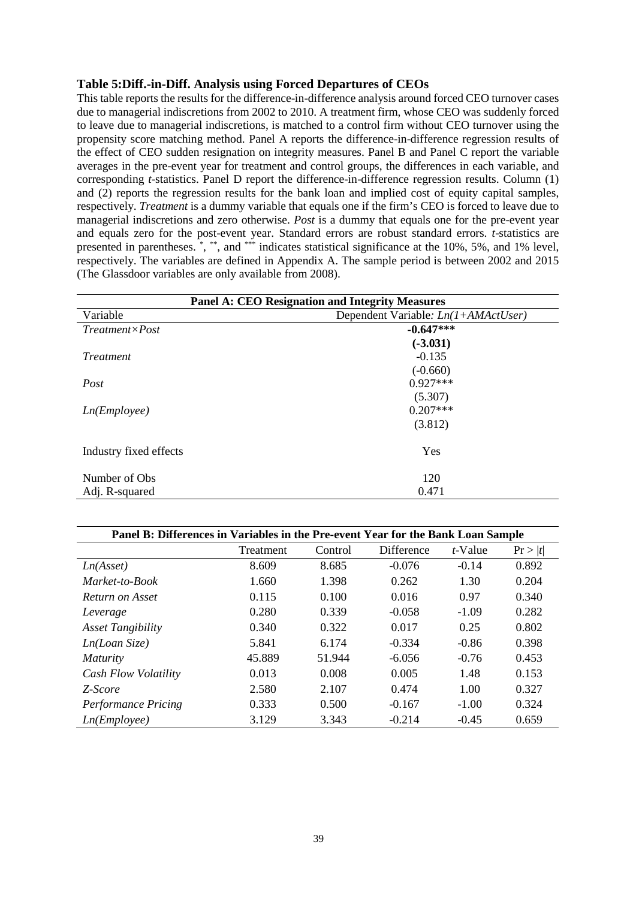**Table 5:Diff.-in-Diff. Analysis using Forced Departures of CEOs**

This table reports the results for the difference-in-difference analysis around forced CEO turnover cases due to managerial indiscretions from 2002 to 2010. A treatment firm, whose CEO was suddenly forced to leave due to managerial indiscretions, is matched to a control firm without CEO turnover using the propensity score matching method. Panel A reports the difference-in-difference regression results of the effect of CEO sudden resignation on integrity measures. Panel B and Panel C report the variable averages in the pre-event year for treatment and control groups, the differences in each variable, and corresponding *t*-statistics. Panel D report the difference-in-difference regression results. Column (1) and (2) reports the regression results for the bank loan and implied cost of equity capital samples, respectively. *Treatment* is a dummy variable that equals one if the firm's CEO is forced to leave due to managerial indiscretions and zero otherwise. *Post* is a dummy that equals one for the pre-event year and equals zero for the post-event year. Standard errors are robust standard errors. *t*-statistics are presented in parentheses. \*, \*\*, and \*\*\* indicates statistical significance at the 10%, 5%, and 1% level, respectively. The variables are defined in Appendix A. The sample period is between 2002 and 2015 (The Glassdoor variables are only available from 2008).

| **Panel A: CEO Resignation and Integrity Measures** | |
|---|---|
| Variable | Dependent Variable*: Ln(1+AMActUser)* |
| *Treatment×Post* | **-0.647\*\*\*** |
| | **(-3.031)** |
| *Treatment* | -0.135 |
| | (-0.660) |
| *Post* | 0.927\*\*\* |
| | (5.307) |
| *Ln(Employee)* | 0.207\*\*\* |
| | (3.812) |
| Industry fixed effects | Yes |
| Number of Obs | 120 |
| Adj. R-squared | 0.471 |

| **Panel B: Differences in Variables in the Pre-event Year for the Bank Loan Sample** | | | | | |
|---|---|---|---|---|---|
| | Treatment | Control | Difference | *t*-Value | Pr > \|*t*\| |
| *Ln(Asset)* | 8.609 | 8.685 | -0.076 | -0.14 | 0.892 |
| *Market-to-Book* | 1.660 | 1.398 | 0.262 | 1.30 | 0.204 |
| *Return on Asset* | 0.115 | 0.100 | 0.016 | 0.97 | 0.340 |
| *Leverage* | 0.280 | 0.339 | -0.058 | -1.09 | 0.282 |
| *Asset Tangibility* | 0.340 | 0.322 | 0.017 | 0.25 | 0.802 |
| *Ln(Loan Size)* | 5.841 | 6.174 | -0.334 | -0.86 | 0.398 |
| *Maturity* | 45.889 | 51.944 | -6.056 | -0.76 | 0.453 |
| *Cash Flow Volatility* | 0.013 | 0.008 | 0.005 | 1.48 | 0.153 |
| *Z-Score* | 2.580 | 2.107 | 0.474 | 1.00 | 0.327 |
| *Performance Pricing* | 0.333 | 0.500 | -0.167 | -1.00 | 0.324 |
| *Ln(Employee)* | 3.129 | 3.343 | -0.214 | -0.45 | 0.659 |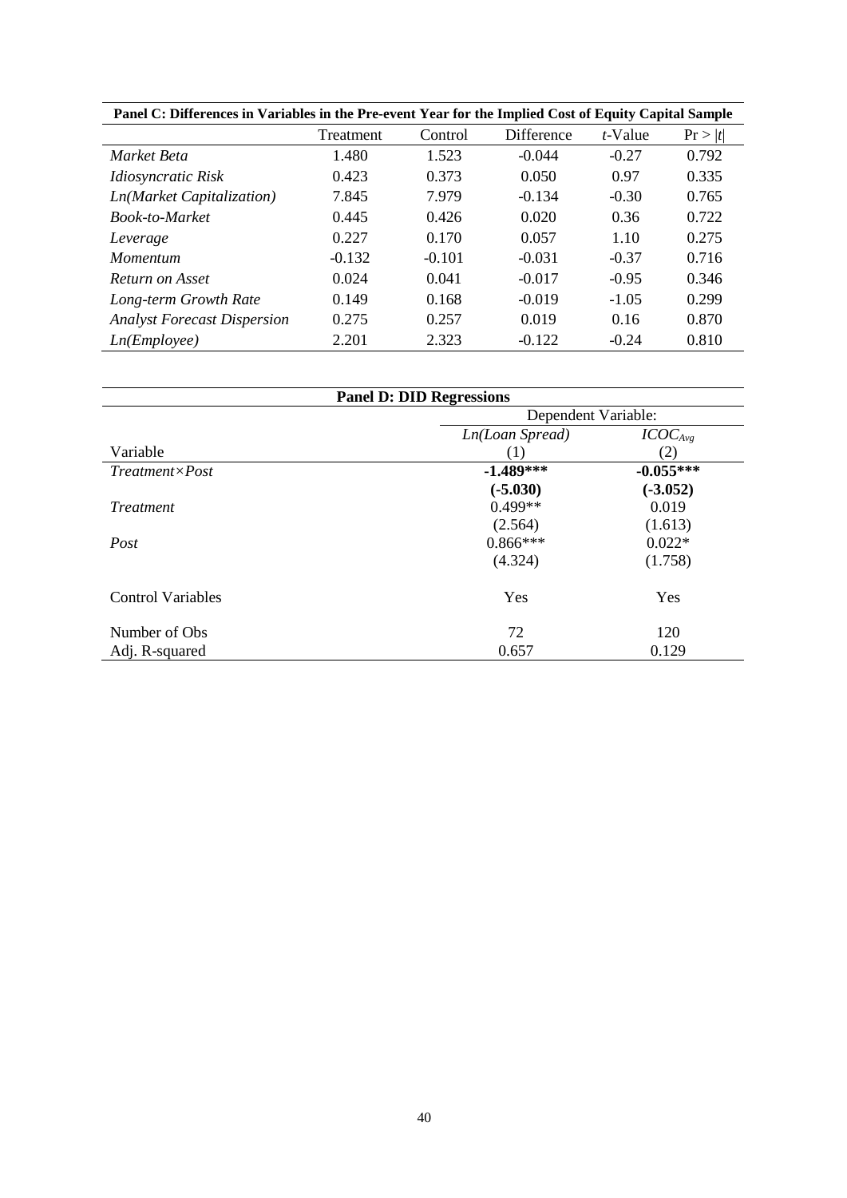**Panel C: Differences in Variables in the Pre-event Year for the Implied Cost of Equity Capital Sample**

| | Treatment | Control | Difference | *t*-Value | Pr > \|*t*\| |
|---|---|---|---|---|---|
| *Market Beta* | 1.480 | 1.523 | -0.044 | -0.27 | 0.792 |
| *Idiosyncratic Risk* | 0.423 | 0.373 | 0.050 | 0.97 | 0.335 |
| *Ln(Market Capitalization)* | 7.845 | 7.979 | -0.134 | -0.30 | 0.765 |
| *Book-to-Market* | 0.445 | 0.426 | 0.020 | 0.36 | 0.722 |
| *Leverage* | 0.227 | 0.170 | 0.057 | 1.10 | 0.275 |
| *Momentum* | -0.132 | -0.101 | -0.031 | -0.37 | 0.716 |
| *Return on Asset* | 0.024 | 0.041 | -0.017 | -0.95 | 0.346 |
| *Long-term Growth Rate* | 0.149 | 0.168 | -0.019 | -1.05 | 0.299 |
| *Analyst Forecast Dispersion* | 0.275 | 0.257 | 0.019 | 0.16 | 0.870 |
| *Ln(Employee)* | 2.201 | 2.323 | -0.122 | -0.24 | 0.810 |

**Panel D: DID Regressions**

| | Dependent Variable: | |
|---|---|---|
| | *Ln(Loan Spread)* | $ICOC_{Avg}$ |
| Variable | (1) | (2) |
| *Treatment×Post* | **-1.489\*\*\*** | **-0.055\*\*\*** |
| | **(-5.030)** | **(-3.052)** |
| *Treatment* | 0.499\*\* | 0.019 |
| | (2.564) | (1.613) |
| *Post* | 0.866\*\*\* | 0.022\* |
| | (4.324) | (1.758) |
| Control Variables | Yes | Yes |
| Number of Obs | 72 | 120 |
| Adj. R-squared | 0.657 | 0.129 |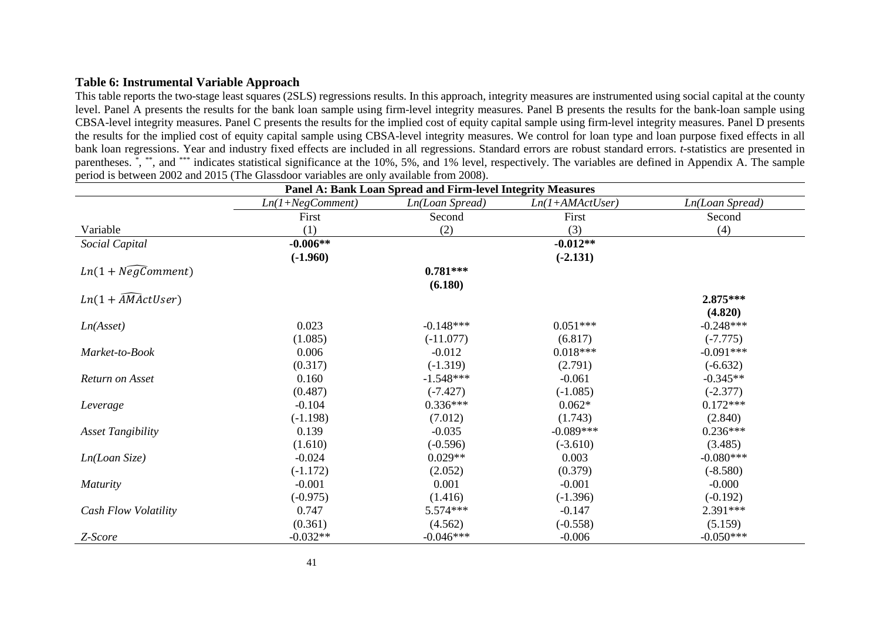**Table 6: Instrumental Variable Approach**

This table reports the two-stage least squares (2SLS) regressions results. In this approach, integrity measures are instrumented using social capital at the county level. Panel A presents the results for the bank loan sample using firm-level integrity measures. Panel B presents the results for the bank-loan sample using CBSA-level integrity measures. Panel C presents the results for the implied cost of equity capital sample using firm-level integrity measures. Panel D presents the results for the implied cost of equity capital sample using CBSA-level integrity measures. We control for loan type and loan purpose fixed effects in all bank loan regressions. Year and industry fixed effects are included in all regressions. Standard errors are robust standard errors. *t*-statistics are presented in parentheses. [*], [**], and [***] indicates statistical significance at the 10%, 5%, and 1% level, respectively. The variables are defined in Appendix A. The sample period is between 2002 and 2015 (The Glassdoor variables are only available from 2008).

| **Panel A: Bank Loan Spread and Firm-level Integrity Measures** | | | | |
|---|---|---|---|---|
| | *Ln(1+NegComment)* | *Ln(Loan Spread)* | *Ln(1+AMActUser)* | *Ln(Loan Spread)* |
| | First | Second | First | Second |
| Variable | (1) | (2) | (3) | (4) |
| *Social Capital* | **-0.006\*\*** | | **-0.012\*\*** | |
| | **(-1.960)** | | **(-2.131)** | |
| $Ln(1+\widehat{NegComment})$ | | **0.781\*\*\*** | | |
| | | **(6.180)** | | |
| $Ln(1+\widehat{AMActUser})$ | | | | **2.875\*\*\*** |
| | | | | **(4.820)** |
| *Ln(Asset)* | 0.023 | -0.148*** | 0.051*** | -0.248*** |
| | (1.085) | (-11.077) | (6.817) | (-7.775) |
| *Market-to-Book* | 0.006 | -0.012 | 0.018*** | -0.091*** |
| | (0.317) | (-1.319) | (2.791) | (-6.632) |
| *Return on Asset* | 0.160 | -1.548*** | -0.061 | -0.345** |
| | (0.487) | (-7.427) | (-1.085) | (-2.377) |
| *Leverage* | -0.104 | 0.336*** | 0.062* | 0.172*** |
| | (-1.198) | (7.012) | (1.743) | (2.840) |
| *Asset Tangibility* | 0.139 | -0.035 | -0.089*** | 0.236*** |
| | (1.610) | (-0.596) | (-3.610) | (3.485) |
| *Ln(Loan Size)* | -0.024 | 0.029** | 0.003 | -0.080*** |
| | (-1.172) | (2.052) | (0.379) | (-8.580) |
| *Maturity* | -0.001 | 0.001 | -0.001 | -0.000 |
| | (-0.975) | (1.416) | (-1.396) | (-0.192) |
| *Cash Flow Volatility* | 0.747 | 5.574*** | -0.147 | 2.391*** |
| | (0.361) | (4.562) | (-0.558) | (5.159) |
| *Z-Score* | -0.032** | -0.046*** | -0.006 | -0.050*** |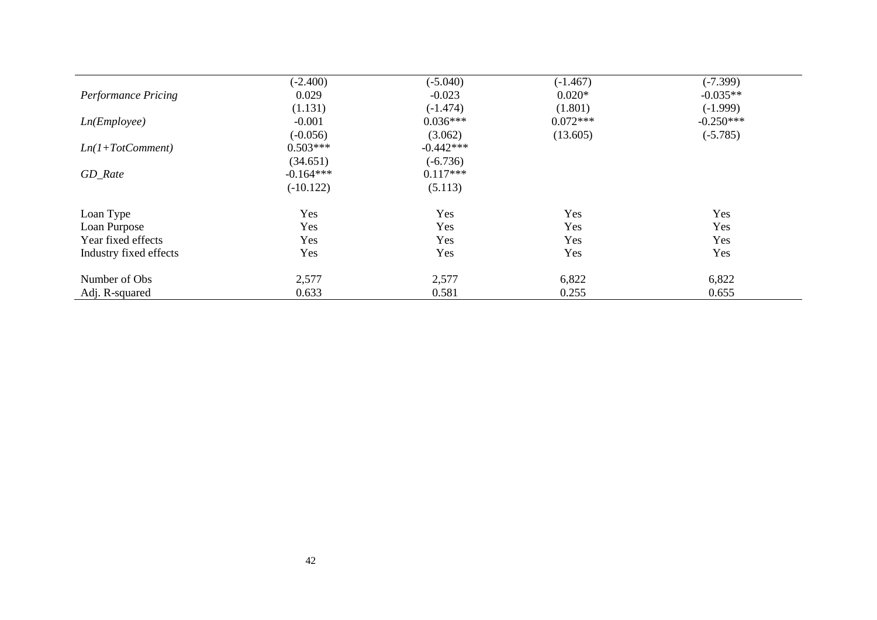| | | | | |
|---|---|---|---|---|
| | (-2.400) | (-5.040) | (-1.467) | (-7.399) |
| *Performance Pricing* | 0.029 | -0.023 | 0.020* | -0.035** |
| | (1.131) | (-1.474) | (1.801) | (-1.999) |
| *Ln(Employee)* | -0.001 | 0.036*** | 0.072*** | -0.250*** |
| | (-0.056) | (3.062) | (13.605) | (-5.785) |
| *Ln(1+TotComment)* | 0.503*** | -0.442*** | | |
| | (34.651) | (-6.736) | | |
| *GD_Rate* | -0.164*** | 0.117*** | | |
| | (-10.122) | (5.113) | | |
| | | | | |
| Loan Type | Yes | Yes | Yes | Yes |
| Loan Purpose | Yes | Yes | Yes | Yes |
| Year fixed effects | Yes | Yes | Yes | Yes |
| Industry fixed effects | Yes | Yes | Yes | Yes |
| | | | | |
| Number of Obs | 2,577 | 2,577 | 6,822 | 6,822 |
| Adj. R-squared | 0.633 | 0.581 | 0.255 | 0.655 |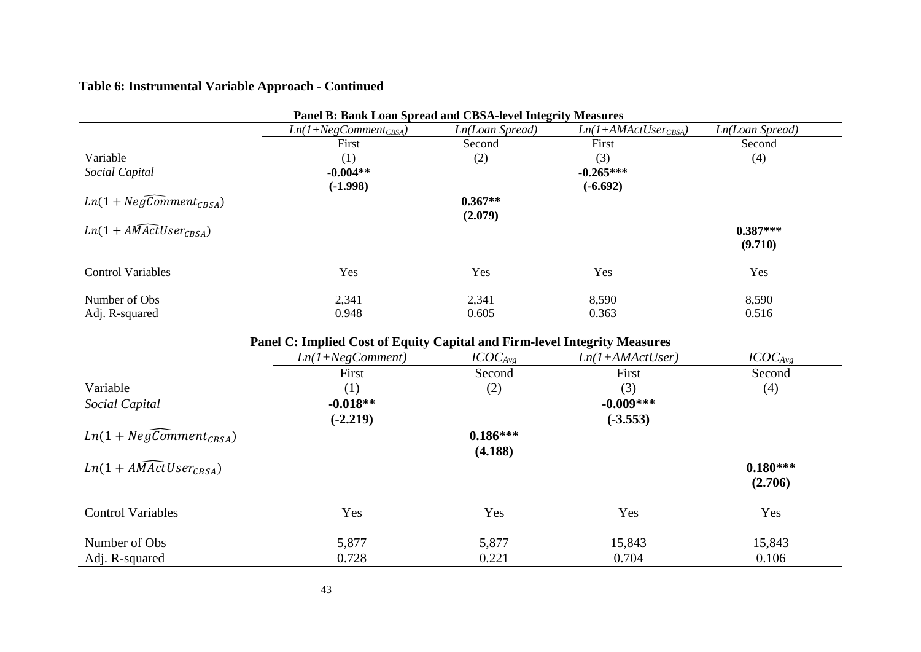**Table 6: Instrumental Variable Approach - Continued**

| Panel B: Bank Loan Spread and CBSA-level Integrity Measures | | | | |
|---|---|---|---|---|
| | *$Ln(1+NegComment_{CBSA})$* | *Ln(Loan Spread)* | *$Ln(1+AMActUser_{CBSA})$* | *Ln(Loan Spread)* |
| | First | Second | First | Second |
| Variable | (1) | (2) | (3) | (4) |
| *Social Capital* | **-0.004**** | | **-0.265***** | |
| | **(-1.998)** | | **(-6.692)** | |
| $Ln(1+\widehat{NegComment}_{CBSA})$ | | **0.367**** | | |
| | | **(2.079)** | | |
| $Ln(1+\widehat{AMActUser}_{CBSA})$ | | | | **0.387***** |
| | | | | **(9.710)** |
| Control Variables | Yes | Yes | Yes | Yes |
| Number of Obs | 2,341 | 2,341 | 8,590 | 8,590 |
| Adj. R-squared | 0.948 | 0.605 | 0.363 | 0.516 |

| Panel C: Implied Cost of Equity Capital and Firm-level Integrity Measures | | | | |
|---|---|---|---|---|
| | *Ln(1+NegComment)* | *$ICOC_{Avg}$* | *Ln(1+AMActUser)* | *$ICOC_{Avg}$* |
| | First | Second | First | Second |
| Variable | (1) | (2) | (3) | (4) |
| *Social Capital* | **-0.018**** | | **-0.009***** | |
| | **(-2.219)** | | **(-3.553)** | |
| $Ln(1+\widehat{NegComment}_{CBSA})$ | | **0.186***** | | |
| | | **(4.188)** | | |
| $Ln(1+\widehat{AMActUser}_{CBSA})$ | | | | **0.180***** |
| | | | | **(2.706)** |
| Control Variables | Yes | Yes | Yes | Yes |
| Number of Obs | 5,877 | 5,877 | 15,843 | 15,843 |
| Adj. R-squared | 0.728 | 0.221 | 0.704 | 0.106 |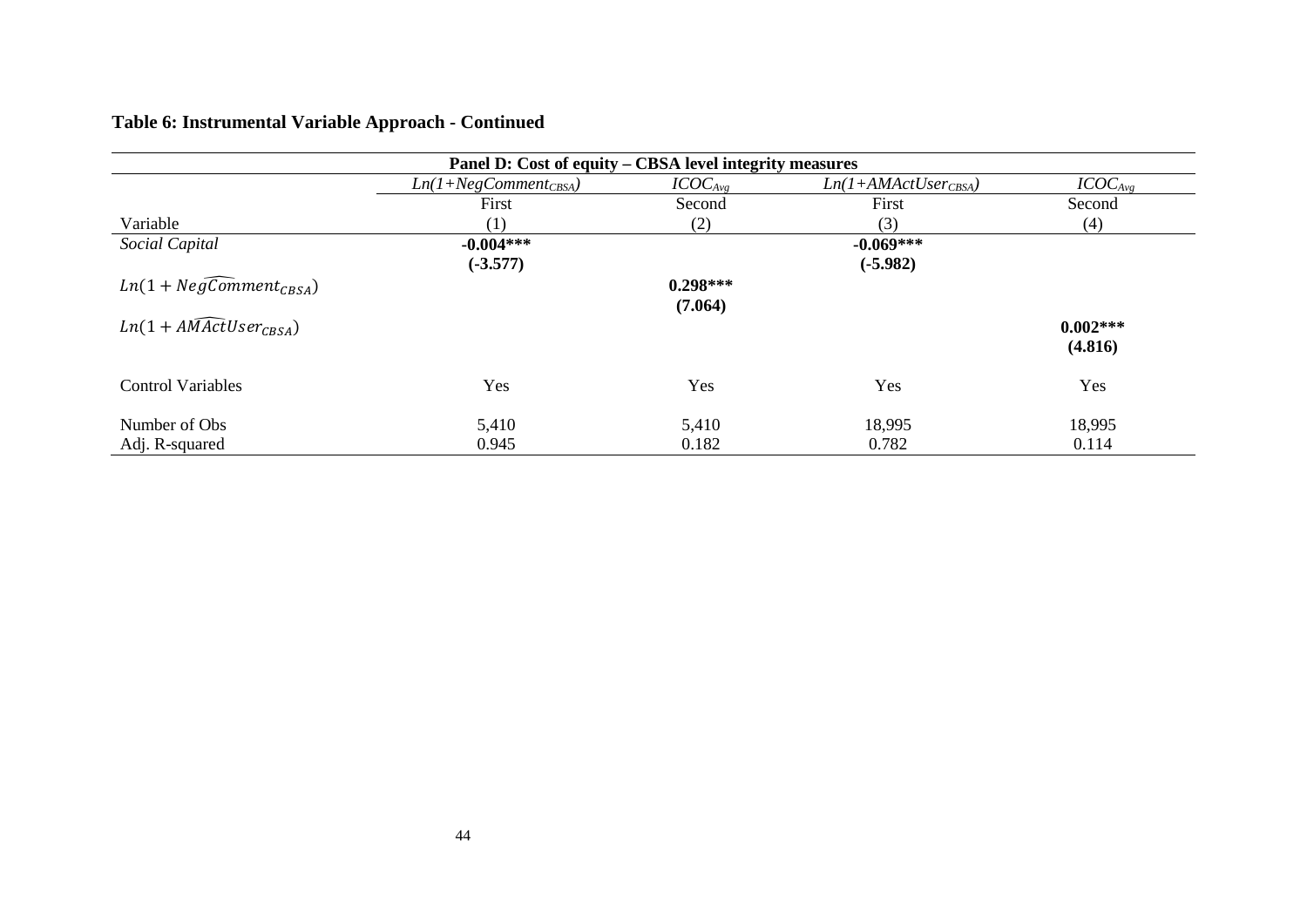## Table 6: Instrumental Variable Approach - Continued

| Panel D: Cost of equity – CBSA level integrity measures | | | | |
|---|---|---|---|---|
| | $Ln(1+NegComment_{CBSA})$ | $ICOC_{Avg}$ | $Ln(1+AMActUser_{CBSA})$ | $ICOC_{Avg}$ |
| | First | Second | First | Second |
| Variable | (1) | (2) | (3) | (4) |
| *Social Capital* | **-0.004***** | | **-0.069***** | |
| | **(-3.577)** | | **(-5.982)** | |
| $Ln(1+\widehat{NegComment}_{CBSA})$ | | **0.298***** | | |
| | | **(7.064)** | | |
| $Ln(1+\widehat{AMActUser}_{CBSA})$ | | | | **0.002***** |
| | | | | **(4.816)** |
| Control Variables | Yes | Yes | Yes | Yes |
| Number of Obs | 5,410 | 5,410 | 18,995 | 18,995 |
| Adj. R-squared | 0.945 | 0.182 | 0.782 | 0.114 |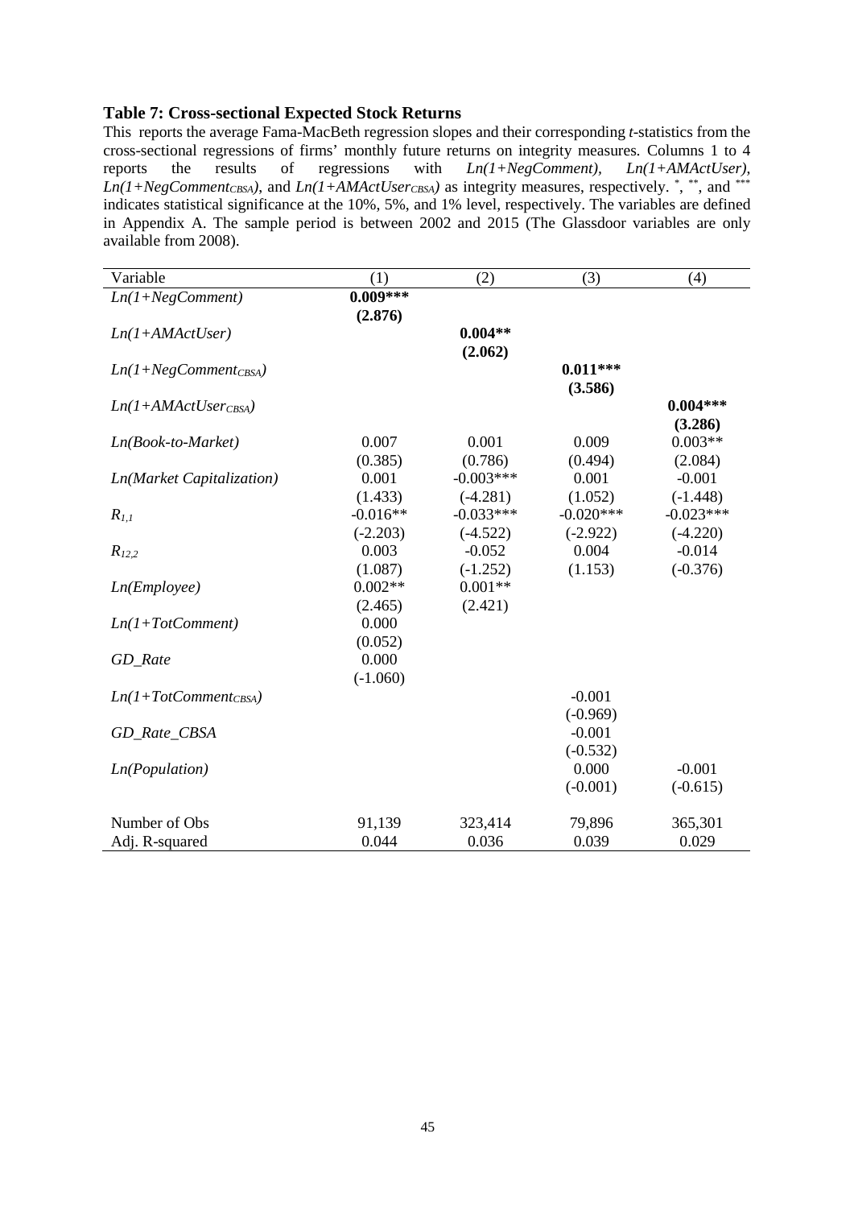### Table 7: Cross-sectional Expected Stock Returns

This reports the average Fama-MacBeth regression slopes and their corresponding *t*-statistics from the cross-sectional regressions of firms' monthly future returns on integrity measures. Columns 1 to 4 reports the results of regressions with *Ln(1+NegComment)*, *Ln(1+AMActUser)*, $Ln(1+NegComment_{CBSA})$, and $Ln(1+AMActUser_{CBSA})$ as integrity measures, respectively. *, **, and *** indicates statistical significance at the 10%, 5%, and 1% level, respectively. The variables are defined in Appendix A. The sample period is between 2002 and 2015 (The Glassdoor variables are only available from 2008).

| Variable | (1) | (2) | (3) | (4) |
|---|---|---|---|---|
| *Ln(1+NegComment)* | **0.009*****<br>**(2.876)** | | | |
| *Ln(1+AMActUser)* | | **0.004****<br>**(2.062)** | | |
| $Ln(1+NegComment_{CBSA})$ | | | **0.011*****<br>**(3.586)** | |
| $Ln(1+AMActUser_{CBSA})$ | | | | **0.004*****<br>**(3.286)** |
| *Ln(Book-to-Market)* | 0.007<br>(0.385) | 0.001<br>(0.786) | 0.009<br>(0.494) | 0.003**<br>(2.084) |
| *Ln(Market Capitalization)* | 0.001<br>(1.433) | -0.003***<br>(-4.281) | 0.001<br>(1.052) | -0.001<br>(-1.448) |
| $R_{1,1}$ | -0.016**<br>(-2.203) | -0.033***<br>(-4.522) | -0.020***<br>(-2.922) | -0.023***<br>(-4.220) |
| $R_{12,2}$ | 0.003<br>(1.087) | -0.052<br>(-1.252) | 0.004<br>(1.153) | -0.014<br>(-0.376) |
| *Ln(Employee)* | 0.002**<br>(2.465) | 0.001**<br>(2.421) | | |
| *Ln(1+TotComment)* | 0.000<br>(0.052) | | | |
| *GD_Rate* | 0.000<br>(-1.060) | | | |
| $Ln(1+TotComment_{CBSA})$ | | | -0.001<br>(-0.969) | |
| *GD_Rate_CBSA* | | | -0.001<br>(-0.532) | |
| *Ln(Population)* | | | 0.000<br>(-0.001) | -0.001<br>(-0.615) |
| Number of Obs | 91,139 | 323,414 | 79,896 | 365,301 |
| Adj. R-squared | 0.044 | 0.036 | 0.039 | 0.029 |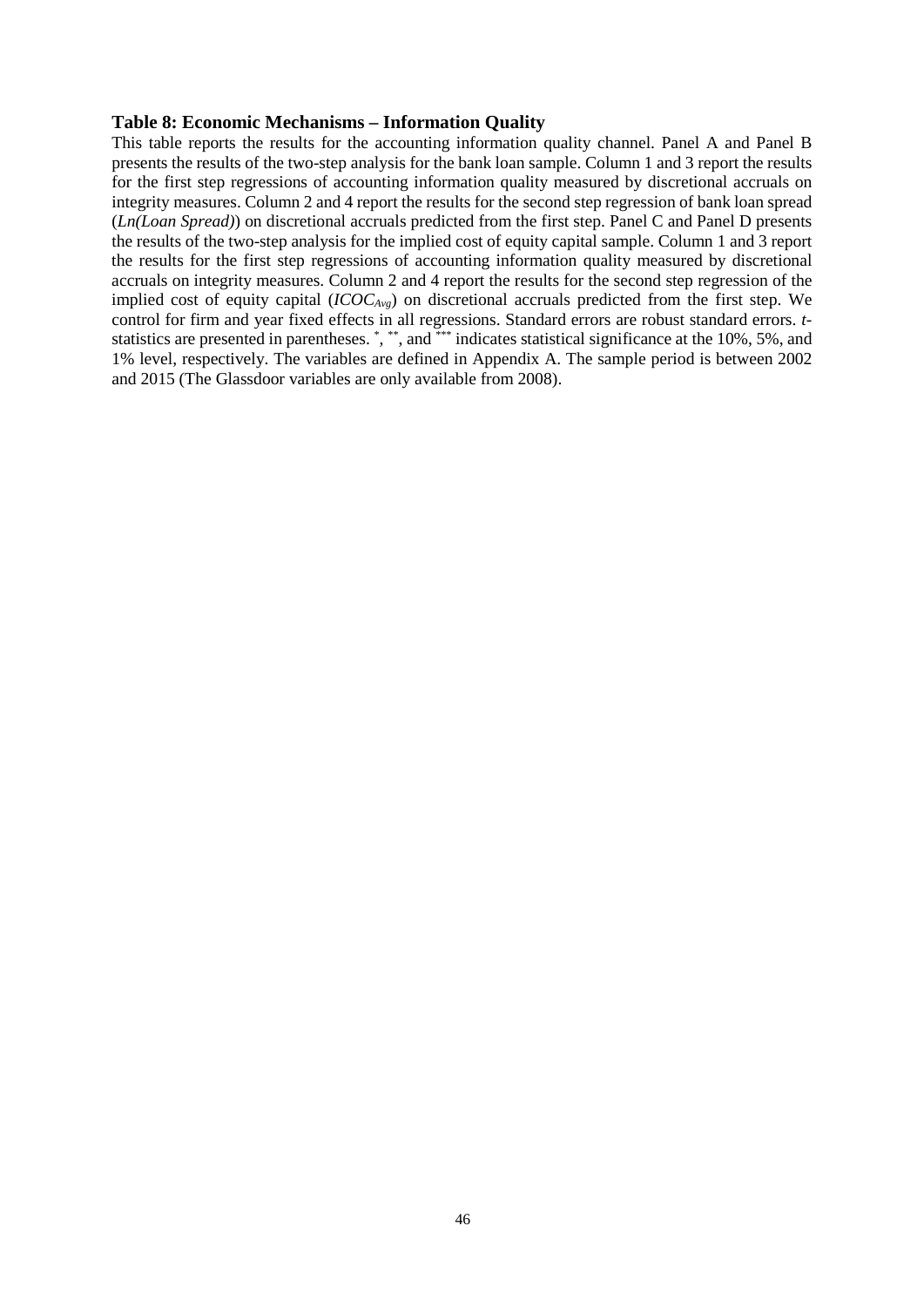**Table 8: Economic Mechanisms – Information Quality**

This table reports the results for the accounting information quality channel. Panel A and Panel B presents the results of the two-step analysis for the bank loan sample. Column 1 and 3 report the results for the first step regressions of accounting information quality measured by discretional accruals on integrity measures. Column 2 and 4 report the results for the second step regression of bank loan spread (*Ln(Loan Spread)*) on discretional accruals predicted from the first step. Panel C and Panel D presents the results of the two-step analysis for the implied cost of equity capital sample. Column 1 and 3 report the results for the first step regressions of accounting information quality measured by discretional accruals on integrity measures. Column 2 and 4 report the results for the second step regression of the implied cost of equity capital ($ICOC_{Avg}$) on discretional accruals predicted from the first step. We control for firm and year fixed effects in all regressions. Standard errors are robust standard errors. *t*-statistics are presented in parentheses. *, **, and *** indicates statistical significance at the 10%, 5%, and 1% level, respectively. The variables are defined in Appendix A. The sample period is between 2002 and 2015 (The Glassdoor variables are only available from 2008).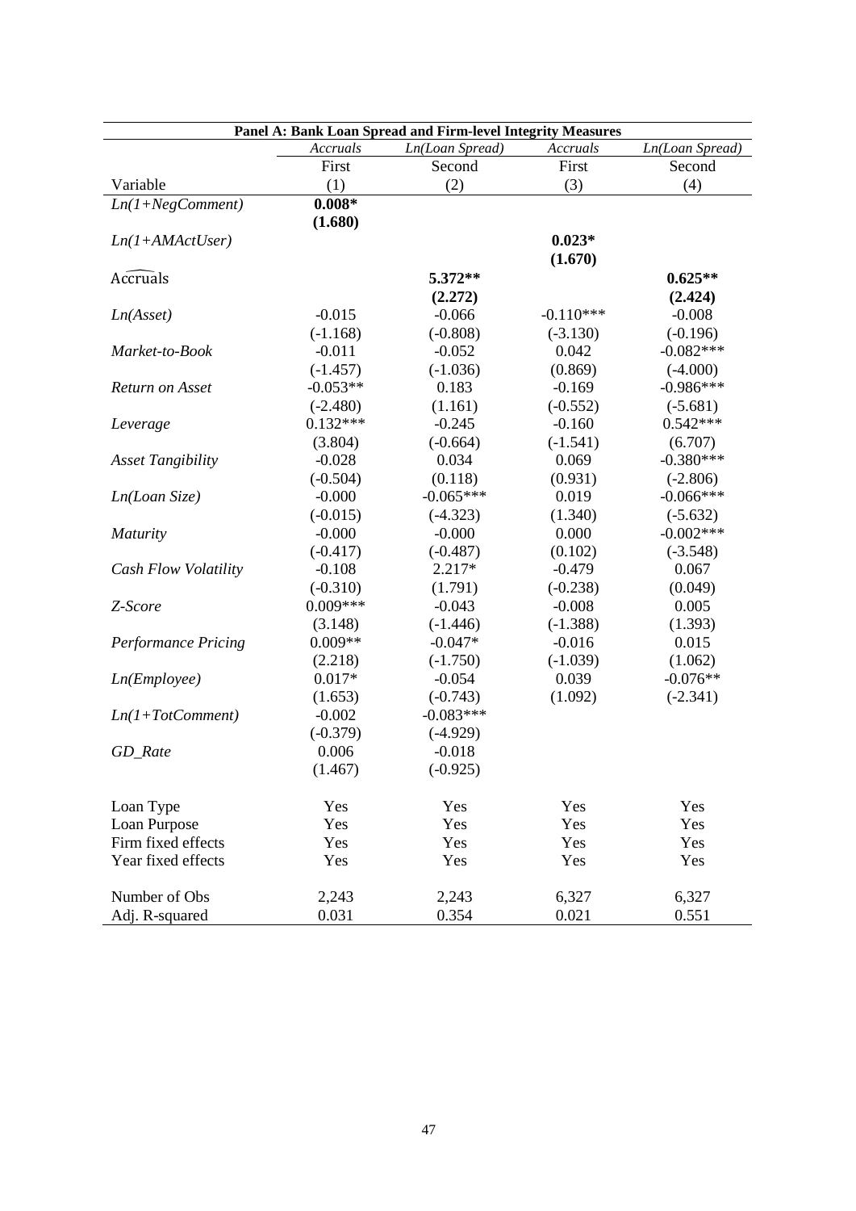| Panel A: Bank Loan Spread and Firm-level Integrity Measures | | | | |
|---|---|---|---|---|
| | *Accruals* | *Ln(Loan Spread)* | *Accruals* | *Ln(Loan Spread)* |
| | First | Second | First | Second |
| Variable | (1) | (2) | (3) | (4) |
| *Ln(1+NegComment)* | **0.008*** | | | |
| | **(1.680)** | | | |
| *Ln(1+AMActUser)* | | | **0.023*** | |
| | | | **(1.670)** | |
| $\widehat{\text{Accruals}}$ | | **5.372**** | | **0.625**** |
| | | **(2.272)** | | **(2.424)** |
| *Ln(Asset)* | -0.015 | -0.066 | -0.110*** | -0.008 |
| | (-1.168) | (-0.808) | (-3.130) | (-0.196) |
| *Market-to-Book* | -0.011 | -0.052 | 0.042 | -0.082*** |
| | (-1.457) | (-1.036) | (0.869) | (-4.000) |
| *Return on Asset* | -0.053** | 0.183 | -0.169 | -0.986*** |
| | (-2.480) | (1.161) | (-0.552) | (-5.681) |
| *Leverage* | 0.132*** | -0.245 | -0.160 | 0.542*** |
| | (3.804) | (-0.664) | (-1.541) | (6.707) |
| *Asset Tangibility* | -0.028 | 0.034 | 0.069 | -0.380*** |
| | (-0.504) | (0.118) | (0.931) | (-2.806) |
| *Ln(Loan Size)* | -0.000 | -0.065*** | 0.019 | -0.066*** |
| | (-0.015) | (-4.323) | (1.340) | (-5.632) |
| *Maturity* | -0.000 | -0.000 | 0.000 | -0.002*** |
| | (-0.417) | (-0.487) | (0.102) | (-3.548) |
| *Cash Flow Volatility* | -0.108 | 2.217* | -0.479 | 0.067 |
| | (-0.310) | (1.791) | (-0.238) | (0.049) |
| *Z-Score* | 0.009*** | -0.043 | -0.008 | 0.005 |
| | (3.148) | (-1.446) | (-1.388) | (1.393) |
| *Performance Pricing* | 0.009** | -0.047* | -0.016 | 0.015 |
| | (2.218) | (-1.750) | (-1.039) | (1.062) |
| *Ln(Employee)* | 0.017* | -0.054 | 0.039 | -0.076** |
| | (1.653) | (-0.743) | (1.092) | (-2.341) |
| *Ln(1+TotComment)* | -0.002 | -0.083*** | | |
| | (-0.379) | (-4.929) | | |
| *GD_Rate* | 0.006 | -0.018 | | |
| | (1.467) | (-0.925) | | |
| Loan Type | Yes | Yes | Yes | Yes |
| Loan Purpose | Yes | Yes | Yes | Yes |
| Firm fixed effects | Yes | Yes | Yes | Yes |
| Year fixed effects | Yes | Yes | Yes | Yes |
| Number of Obs | 2,243 | 2,243 | 6,327 | 6,327 |
| Adj. R-squared | 0.031 | 0.354 | 0.021 | 0.551 |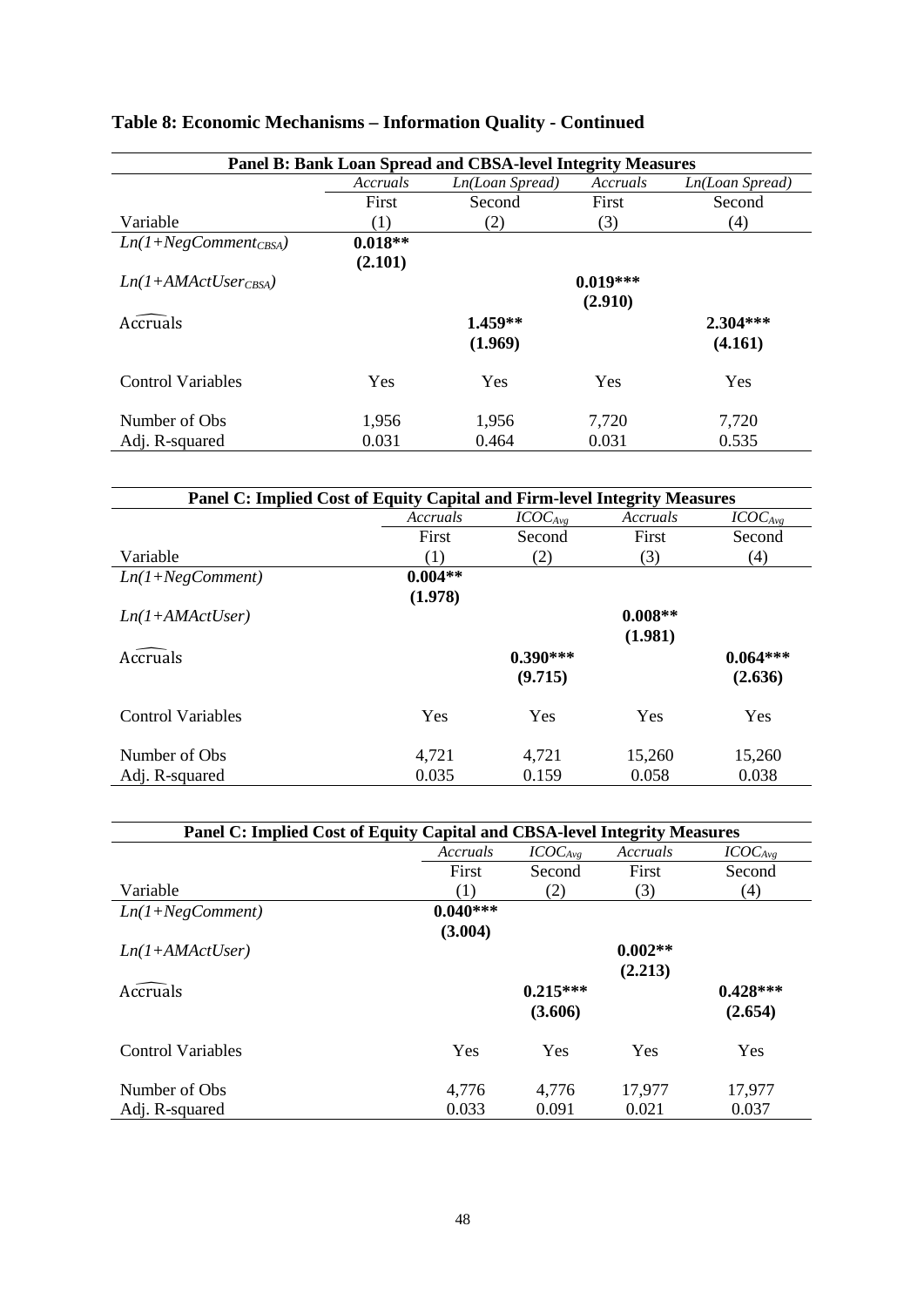## Table 8: Economic Mechanisms – Information Quality - Continued

| Panel B: Bank Loan Spread and CBSA-level Integrity Measures | | | | |
|---|---|---|---|---|
| | *Accruals* | *Ln(Loan Spread)* | *Accruals* | *Ln(Loan Spread)* |
| | First | Second | First | Second |
| Variable | (1) | (2) | (3) | (4) |
| $Ln(1{+}NegComment_{CBSA})$ | **0.018\*\*** | | | |
| | **(2.101)** | | | |
| $Ln(1{+}AMActUser_{CBSA})$ | | | **0.019\*\*\*** | |
| | | | **(2.910)** | |
| $\widehat{\text{Accruals}}$ | | **1.459\*\*** | | **2.304\*\*\*** |
| | | **(1.969)** | | **(4.161)** |
| Control Variables | Yes | Yes | Yes | Yes |
| Number of Obs | 1,956 | 1,956 | 7,720 | 7,720 |
| Adj. R-squared | 0.031 | 0.464 | 0.031 | 0.535 |

| Panel C: Implied Cost of Equity Capital and Firm-level Integrity Measures | | | | |
|---|---|---|---|---|
| | *Accruals* | $ICOC_{Avg}$ | *Accruals* | $ICOC_{Avg}$ |
| | First | Second | First | Second |
| Variable | (1) | (2) | (3) | (4) |
| $Ln(1{+}NegComment)$ | **0.004\*\*** | | | |
| | **(1.978)** | | | |
| $Ln(1{+}AMActUser)$ | | | **0.008\*\*** | |
| | | | **(1.981)** | |
| $\widehat{\text{Accruals}}$ | | **0.390\*\*\*** | | **0.064\*\*\*** |
| | | **(9.715)** | | **(2.636)** |
| Control Variables | Yes | Yes | Yes | Yes |
| Number of Obs | 4,721 | 4,721 | 15,260 | 15,260 |
| Adj. R-squared | 0.035 | 0.159 | 0.058 | 0.038 |

| Panel C: Implied Cost of Equity Capital and CBSA-level Integrity Measures | | | | |
|---|---|---|---|---|
| | *Accruals* | $ICOC_{Avg}$ | *Accruals* | $ICOC_{Avg}$ |
| | First | Second | First | Second |
| Variable | (1) | (2) | (3) | (4) |
| $Ln(1{+}NegComment)$ | **0.040\*\*\*** | | | |
| | **(3.004)** | | | |
| $Ln(1{+}AMActUser)$ | | | **0.002\*\*** | |
| | | | **(2.213)** | |
| $\widehat{\text{Accruals}}$ | | **0.215\*\*\*** | | **0.428\*\*\*** |
| | | **(3.606)** | | **(2.654)** |
| Control Variables | Yes | Yes | Yes | Yes |
| Number of Obs | 4,776 | 4,776 | 17,977 | 17,977 |
| Adj. R-squared | 0.033 | 0.091 | 0.021 | 0.037 |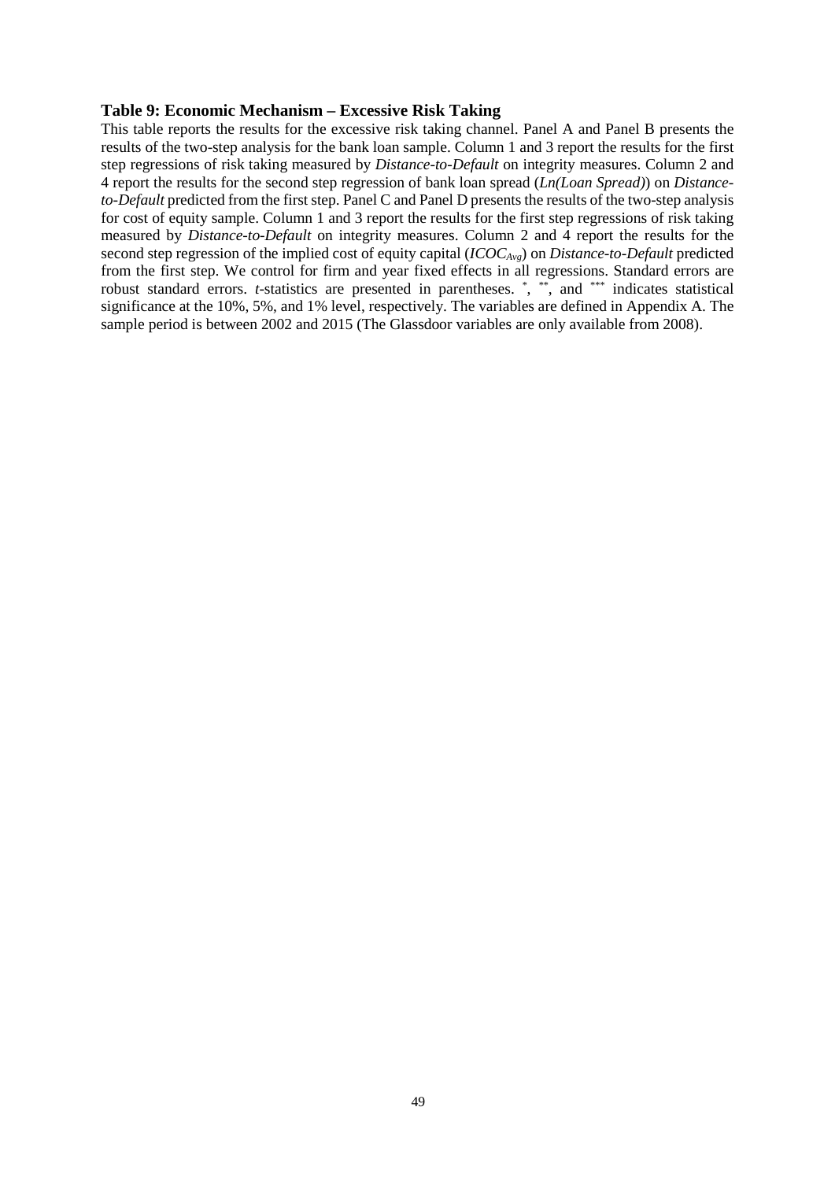**Table 9: Economic Mechanism – Excessive Risk Taking**

This table reports the results for the excessive risk taking channel. Panel A and Panel B presents the results of the two-step analysis for the bank loan sample. Column 1 and 3 report the results for the first step regressions of risk taking measured by *Distance-to-Default* on integrity measures. Column 2 and 4 report the results for the second step regression of bank loan spread (*Ln(Loan Spread)*) on *Distance-to-Default* predicted from the first step. Panel C and Panel D presents the results of the two-step analysis for cost of equity sample. Column 1 and 3 report the results for the first step regressions of risk taking measured by *Distance-to-Default* on integrity measures. Column 2 and 4 report the results for the second step regression of the implied cost of equity capital ($ICOC_{Avg}$) on *Distance-to-Default* predicted from the first step. We control for firm and year fixed effects in all regressions. Standard errors are robust standard errors. *t*-statistics are presented in parentheses. *, **, and *** indicates statistical significance at the 10%, 5%, and 1% level, respectively. The variables are defined in Appendix A. The sample period is between 2002 and 2015 (The Glassdoor variables are only available from 2008).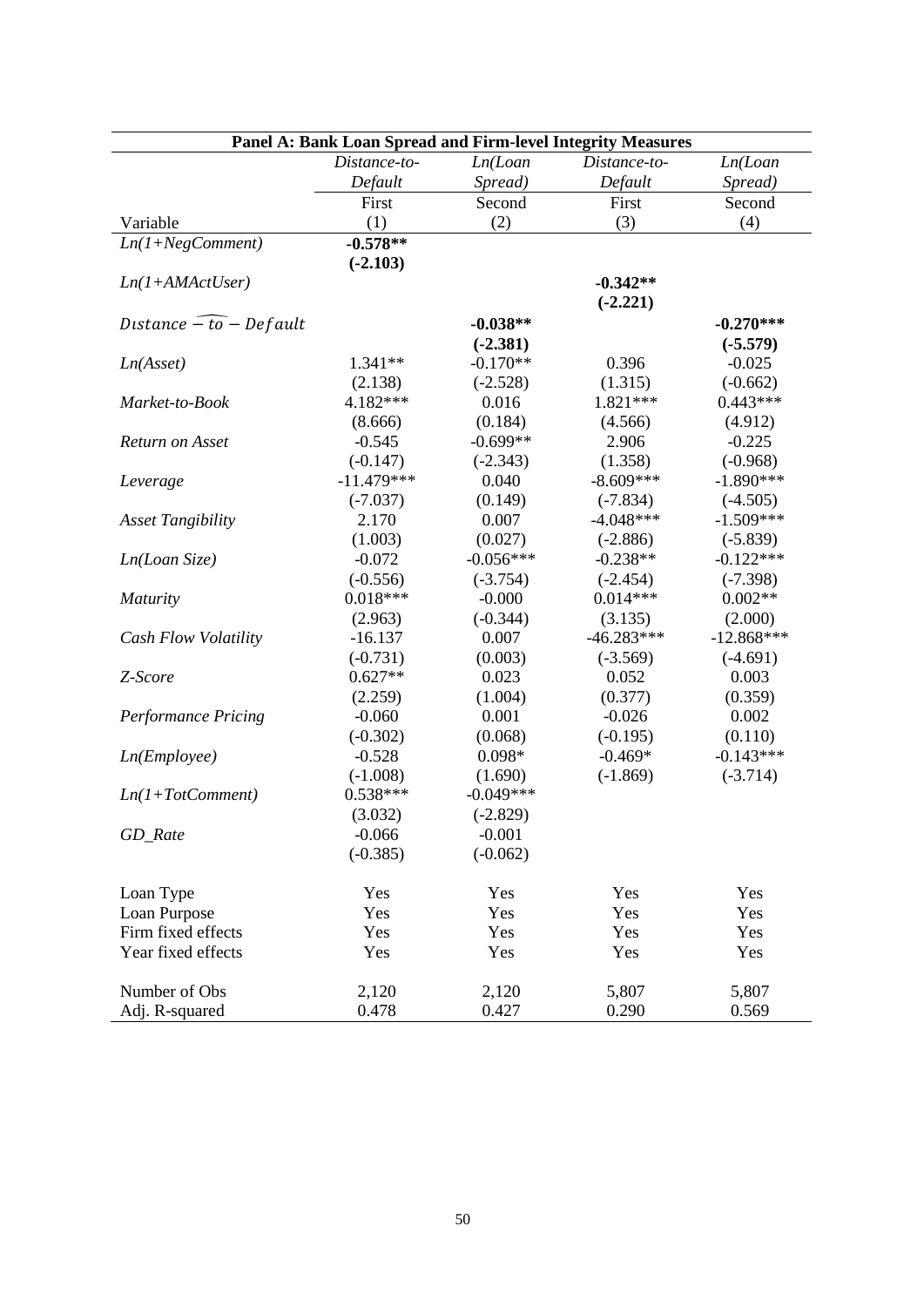| Panel A: Bank Loan Spread and Firm-level Integrity Measures | | | | |
|---|---|---|---|---|
| | *Distance-to-Default* | *Ln(Loan Spread)* | *Distance-to-Default* | *Ln(Loan Spread)* |
| | First | Second | First | Second |
| Variable | (1) | (2) | (3) | (4) |
| *Ln(1+NegComment)* | **-0.578\*\*** | | | |
| | **(-2.103)** | | | |
| *Ln(1+AMActUser)* | | | **-0.342\*\*** | |
| | | | **(-2.221)** | |
| $\widehat{Distance-to-Default}$ | | **-0.038\*\*** | | **-0.270\*\*\*** |
| | | **(-2.381)** | | **(-5.579)** |
| *Ln(Asset)* | 1.341\*\* | -0.170\*\* | 0.396 | -0.025 |
| | (2.138) | (-2.528) | (1.315) | (-0.662) |
| *Market-to-Book* | 4.182\*\*\* | 0.016 | 1.821\*\*\* | 0.443\*\*\* |
| | (8.666) | (0.184) | (4.566) | (4.912) |
| *Return on Asset* | -0.545 | -0.699\*\* | 2.906 | -0.225 |
| | (-0.147) | (-2.343) | (1.358) | (-0.968) |
| *Leverage* | -11.479\*\*\* | 0.040 | -8.609\*\*\* | -1.890\*\*\* |
| | (-7.037) | (0.149) | (-7.834) | (-4.505) |
| *Asset Tangibility* | 2.170 | 0.007 | -4.048\*\*\* | -1.509\*\*\* |
| | (1.003) | (0.027) | (-2.886) | (-5.839) |
| *Ln(Loan Size)* | -0.072 | -0.056\*\*\* | -0.238\*\* | -0.122\*\*\* |
| | (-0.556) | (-3.754) | (-2.454) | (-7.398) |
| *Maturity* | 0.018\*\*\* | -0.000 | 0.014\*\*\* | 0.002\*\* |
| | (2.963) | (-0.344) | (3.135) | (2.000) |
| *Cash Flow Volatility* | -16.137 | 0.007 | -46.283\*\*\* | -12.868\*\*\* |
| | (-0.731) | (0.003) | (-3.569) | (-4.691) |
| *Z-Score* | 0.627\*\* | 0.023 | 0.052 | 0.003 |
| | (2.259) | (1.004) | (0.377) | (0.359) |
| *Performance Pricing* | -0.060 | 0.001 | -0.026 | 0.002 |
| | (-0.302) | (0.068) | (-0.195) | (0.110) |
| *Ln(Employee)* | -0.528 | 0.098\* | -0.469\* | -0.143\*\*\* |
| | (-1.008) | (1.690) | (-1.869) | (-3.714) |
| *Ln(1+TotComment)* | 0.538\*\*\* | -0.049\*\*\* | | |
| | (3.032) | (-2.829) | | |
| *GD_Rate* | -0.066 | -0.001 | | |
| | (-0.385) | (-0.062) | | |
| Loan Type | Yes | Yes | Yes | Yes |
| Loan Purpose | Yes | Yes | Yes | Yes |
| Firm fixed effects | Yes | Yes | Yes | Yes |
| Year fixed effects | Yes | Yes | Yes | Yes |
| Number of Obs | 2,120 | 2,120 | 5,807 | 5,807 |
| Adj. R-squared | 0.478 | 0.427 | 0.290 | 0.569 |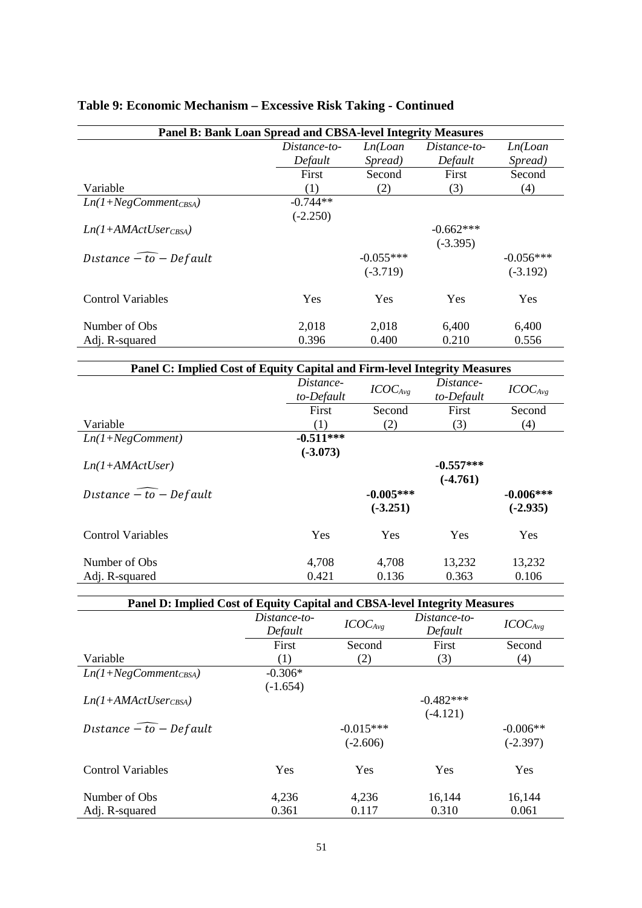# Table 9: Economic Mechanism – Excessive Risk Taking - Continued

**Panel B: Bank Loan Spread and CBSA-level Integrity Measures**

| Variable | *Distance-to-Default* First (1) | *Ln(Loan Spread)* Second (2) | *Distance-to-Default* First (3) | *Ln(Loan Spread)* Second (4) |
|---|---|---|---|---|
| $Ln(1{+}NegComment_{CBSA})$ | -0.744** | | | |
| | (-2.250) | | | |
| $Ln(1{+}AMActUser_{CBSA})$ | | | -0.662*** | |
| | | | (-3.395) | |
| $\widehat{Distance-to-Default}$ | | -0.055*** | | -0.056*** |
| | | (-3.719) | | (-3.192) |
| Control Variables | Yes | Yes | Yes | Yes |
| Number of Obs | 2,018 | 2,018 | 6,400 | 6,400 |
| Adj. R-squared | 0.396 | 0.400 | 0.210 | 0.556 |

**Panel C: Implied Cost of Equity Capital and Firm-level Integrity Measures**

| Variable | *Distance-to-Default* First (1) | $ICOC_{Avg}$ Second (2) | *Distance-to-Default* First (3) | $ICOC_{Avg}$ Second (4) |
|---|---|---|---|---|
| $Ln(1{+}NegComment)$ | **-0.511*** ** | | | |
| | **(-3.073)** | | | |
| $Ln(1{+}AMActUser)$ | | | **-0.557*** ** | |
| | | | **(-4.761)** | |
| $\widehat{Distance-to-Default}$ | | **-0.005*** ** | | **-0.006*** ** |
| | | **(-3.251)** | | **(-2.935)** |
| Control Variables | Yes | Yes | Yes | Yes |
| Number of Obs | 4,708 | 4,708 | 13,232 | 13,232 |
| Adj. R-squared | 0.421 | 0.136 | 0.363 | 0.106 |

**Panel D: Implied Cost of Equity Capital and CBSA-level Integrity Measures**

| Variable | *Distance-to-Default* First (1) | $ICOC_{Avg}$ Second (2) | *Distance-to-Default* First (3) | $ICOC_{Avg}$ Second (4) |
|---|---|---|---|---|
| $Ln(1{+}NegComment_{CBSA})$ | -0.306* | | | |
| | (-1.654) | | | |
| $Ln(1{+}AMActUser_{CBSA})$ | | | -0.482*** | |
| | | | (-4.121) | |
| $\widehat{Distance-to-Default}$ | | -0.015*** | | -0.006** |
| | | (-2.606) | | (-2.397) |
| Control Variables | Yes | Yes | Yes | Yes |
| Number of Obs | 4,236 | 4,236 | 16,144 | 16,144 |
| Adj. R-squared | 0.361 | 0.117 | 0.310 | 0.061 |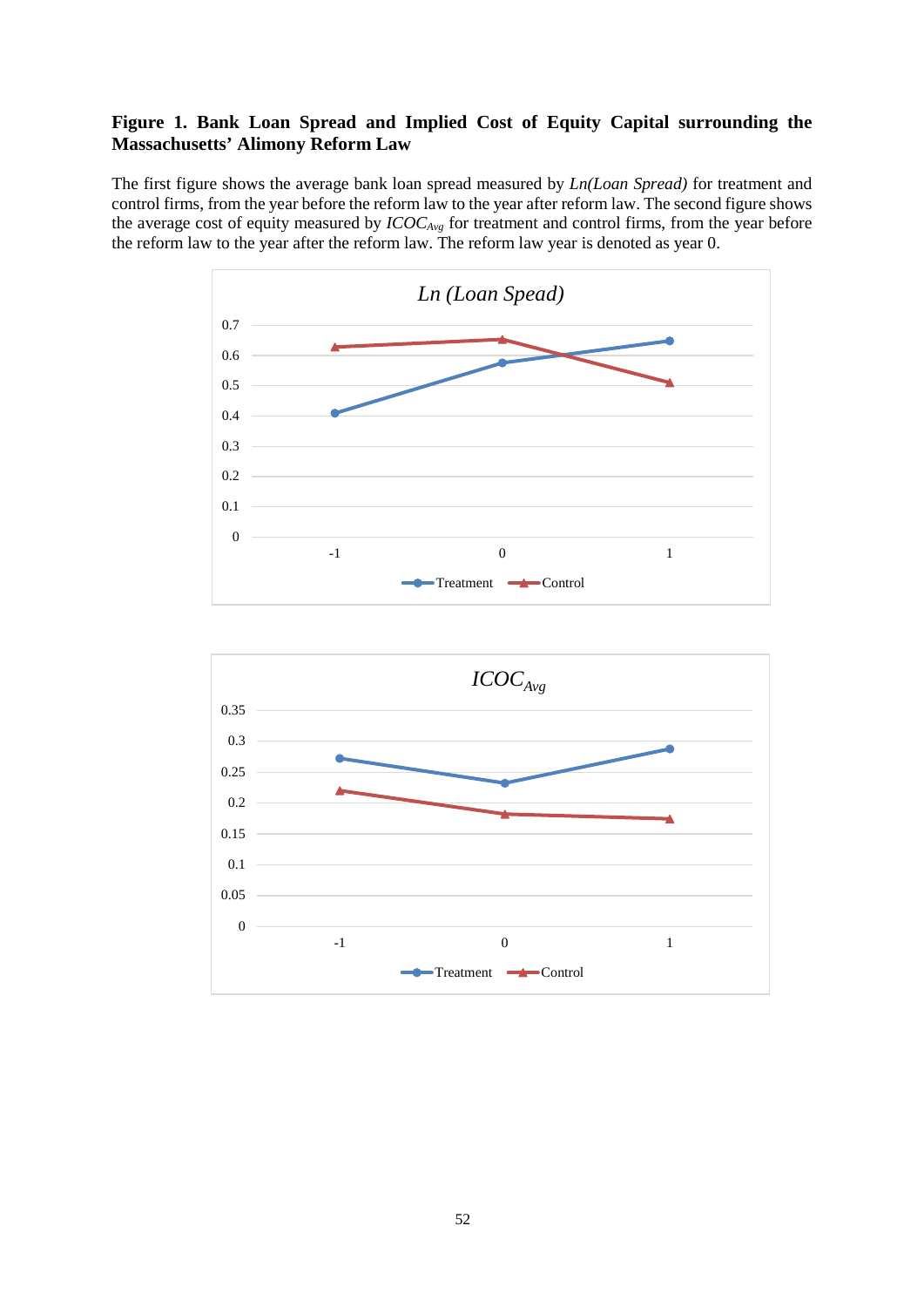**Figure 1. Bank Loan Spread and Implied Cost of Equity Capital surrounding the Massachusetts' Alimony Reform Law**

The first figure shows the average bank loan spread measured by *Ln(Loan Spread)* for treatment and control firms, from the year before the reform law to the year after reform law. The second figure shows the average cost of equity measured by $ICOC_{Avg}$ for treatment and control firms, from the year before the reform law to the year after the reform law. The reform law year is denoted as year 0.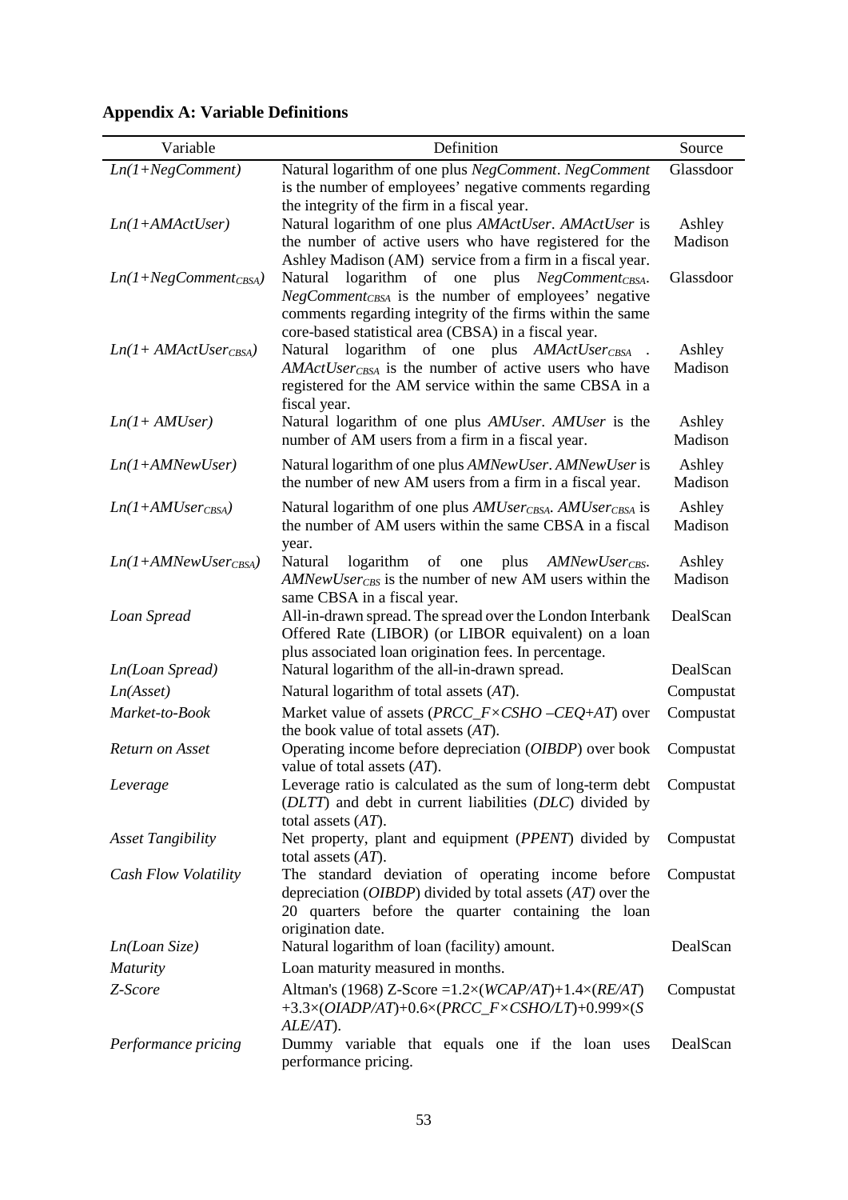## Appendix A: Variable Definitions

| Variable | Definition | Source |
|---|---|---|
| *Ln(1+NegComment)* | Natural logarithm of one plus *NegComment*. *NegComment* is the number of employees' negative comments regarding the integrity of the firm in a fiscal year. | Glassdoor |
| *Ln(1+AMActUser)* | Natural logarithm of one plus *AMActUser*. *AMActUser* is the number of active users who have registered for the Ashley Madison (AM) service from a firm in a fiscal year. | Ashley Madison |
| *Ln(1+NegComment$_{CBSA}$)* | Natural logarithm of one plus *NegComment$_{CBSA}$*. *NegComment$_{CBSA}$* is the number of employees' negative comments regarding integrity of the firms within the same core-based statistical area (CBSA) in a fiscal year. | Glassdoor |
| *Ln(1+ AMActUser$_{CBSA}$)* | Natural logarithm of one plus *AMActUser$_{CBSA}$* . *AMActUser$_{CBSA}$* is the number of active users who have registered for the AM service within the same CBSA in a fiscal year. | Ashley Madison |
| *Ln(1+ AMUser)* | Natural logarithm of one plus *AMUser*. *AMUser* is the number of AM users from a firm in a fiscal year. | Ashley Madison |
| *Ln(1+AMNewUser)* | Natural logarithm of one plus *AMNewUser*. *AMNewUser* is the number of new AM users from a firm in a fiscal year. | Ashley Madison |
| *Ln(1+AMUser$_{CBSA}$)* | Natural logarithm of one plus *AMUser$_{CBSA}$*. *AMUser$_{CBSA}$* is the number of AM users within the same CBSA in a fiscal year. | Ashley Madison |
| *Ln(1+AMNewUser$_{CBSA}$)* | Natural logarithm of one plus *AMNewUser$_{CBS}$*. *AMNewUser$_{CBS}$* is the number of new AM users within the same CBSA in a fiscal year. | Ashley Madison |
| *Loan Spread* | All-in-drawn spread. The spread over the London Interbank Offered Rate (LIBOR) (or LIBOR equivalent) on a loan plus associated loan origination fees. In percentage. | DealScan |
| *Ln(Loan Spread)* | Natural logarithm of the all-in-drawn spread. | DealScan |
| *Ln(Asset)* | Natural logarithm of total assets (*AT*). | Compustat |
| *Market-to-Book* | Market value of assets (*PRCC_F×CSHO –CEQ+AT*) over the book value of total assets (*AT*). | Compustat |
| *Return on Asset* | Operating income before depreciation (*OIBDP*) over book value of total assets (*AT*). | Compustat |
| *Leverage* | Leverage ratio is calculated as the sum of long-term debt (*DLTT*) and debt in current liabilities (*DLC*) divided by total assets (*AT*). | Compustat |
| *Asset Tangibility* | Net property, plant and equipment (*PPENT*) divided by total assets (*AT*). | Compustat |
| *Cash Flow Volatility* | The standard deviation of operating income before depreciation (*OIBDP*) divided by total assets (*AT)* over the 20 quarters before the quarter containing the loan origination date. | Compustat |
| *Ln(Loan Size)* | Natural logarithm of loan (facility) amount. | DealScan |
| *Maturity* | Loan maturity measured in months. | |
| *Z-Score* | Altman's (1968) Z-Score =1.2×(*WCAP/AT*)+1.4×(*RE/AT*) +3.3×(*OIADP/AT*)+0.6×(*PRCC_F×CSHO/LT*)+0.999×(*SALE/AT*). | Compustat |
| *Performance pricing* | Dummy variable that equals one if the loan uses performance pricing. | DealScan |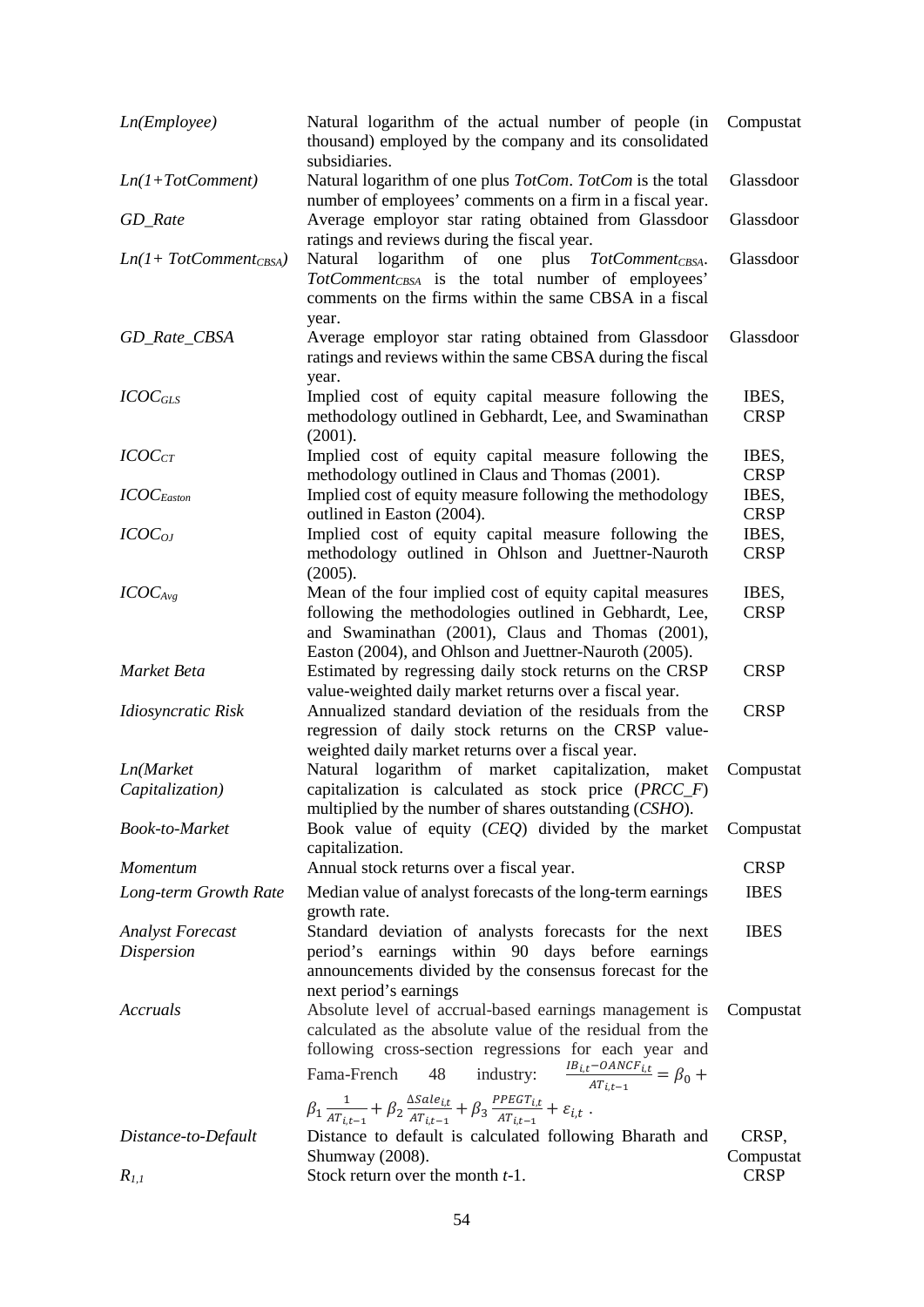| | | |
|---|---|---|
| *Ln(Employee)* | Natural logarithm of the actual number of people (in thousand) employed by the company and its consolidated subsidiaries. | Compustat |
| *Ln(1+TotComment)* | Natural logarithm of one plus *TotCom*. *TotCom* is the total number of employees' comments on a firm in a fiscal year. | Glassdoor |
| *GD_Rate* | Average employor star rating obtained from Glassdoor ratings and reviews during the fiscal year. | Glassdoor |
| *Ln(1+ $TotComment_{CBSA}$)* | Natural logarithm of one plus $TotComment_{CBSA}$. $TotComment_{CBSA}$ is the total number of employees' comments on the firms within the same CBSA in a fiscal year. | Glassdoor |
| *GD_Rate_CBSA* | Average employor star rating obtained from Glassdoor ratings and reviews within the same CBSA during the fiscal year. | Glassdoor |
| $ICOC_{GLS}$ | Implied cost of equity capital measure following the methodology outlined in Gebhardt, Lee, and Swaminathan (2001). | IBES, CRSP |
| $ICOC_{CT}$ | Implied cost of equity capital measure following the methodology outlined in Claus and Thomas (2001). | IBES, CRSP |
| $ICOC_{Easton}$ | Implied cost of equity measure following the methodology outlined in Easton (2004). | IBES, CRSP |
| $ICOC_{OJ}$ | Implied cost of equity capital measure following the methodology outlined in Ohlson and Juettner-Nauroth (2005). | IBES, CRSP |
| $ICOC_{Avg}$ | Mean of the four implied cost of equity capital measures following the methodologies outlined in Gebhardt, Lee, and Swaminathan (2001), Claus and Thomas (2001), Easton (2004), and Ohlson and Juettner-Nauroth (2005). | IBES, CRSP |
| *Market Beta* | Estimated by regressing daily stock returns on the CRSP value-weighted daily market returns over a fiscal year. | CRSP |
| *Idiosyncratic Risk* | Annualized standard deviation of the residuals from the regression of daily stock returns on the CRSP value-weighted daily market returns over a fiscal year. | CRSP |
| *Ln(Market Capitalization)* | Natural logarithm of market capitalization, maket capitalization is calculated as stock price (*PRCC_F*) multiplied by the number of shares outstanding (*CSHO*). | Compustat |
| *Book-to-Market* | Book value of equity (*CEQ*) divided by the market capitalization. | Compustat |
| *Momentum* | Annual stock returns over a fiscal year. | CRSP |
| *Long-term Growth Rate* | Median value of analyst forecasts of the long-term earnings growth rate. | IBES |
| *Analyst Forecast Dispersion* | Standard deviation of analysts forecasts for the next period's earnings within 90 days before earnings announcements divided by the consensus forecast for the next period's earnings | IBES |
| *Accruals* | Absolute level of accrual-based earnings management is calculated as the absolute value of the residual from the following cross-section regressions for each year and Fama-French 48 industry: $\frac{IB_{i,t}-OANCF_{i,t}}{AT_{i,t-1}} = \beta_0 + \beta_1 \frac{1}{AT_{i,t-1}} + \beta_2 \frac{\Delta Sale_{i,t}}{AT_{i,t-1}} + \beta_3 \frac{PPEGT_{i,t}}{AT_{i,t-1}} + \varepsilon_{i,t}$ . | Compustat |
| *Distance-to-Default* | Distance to default is calculated following Bharath and Shumway (2008). | CRSP, Compustat |
| $R_{1,1}$ | Stock return over the month *t*-1. | CRSP |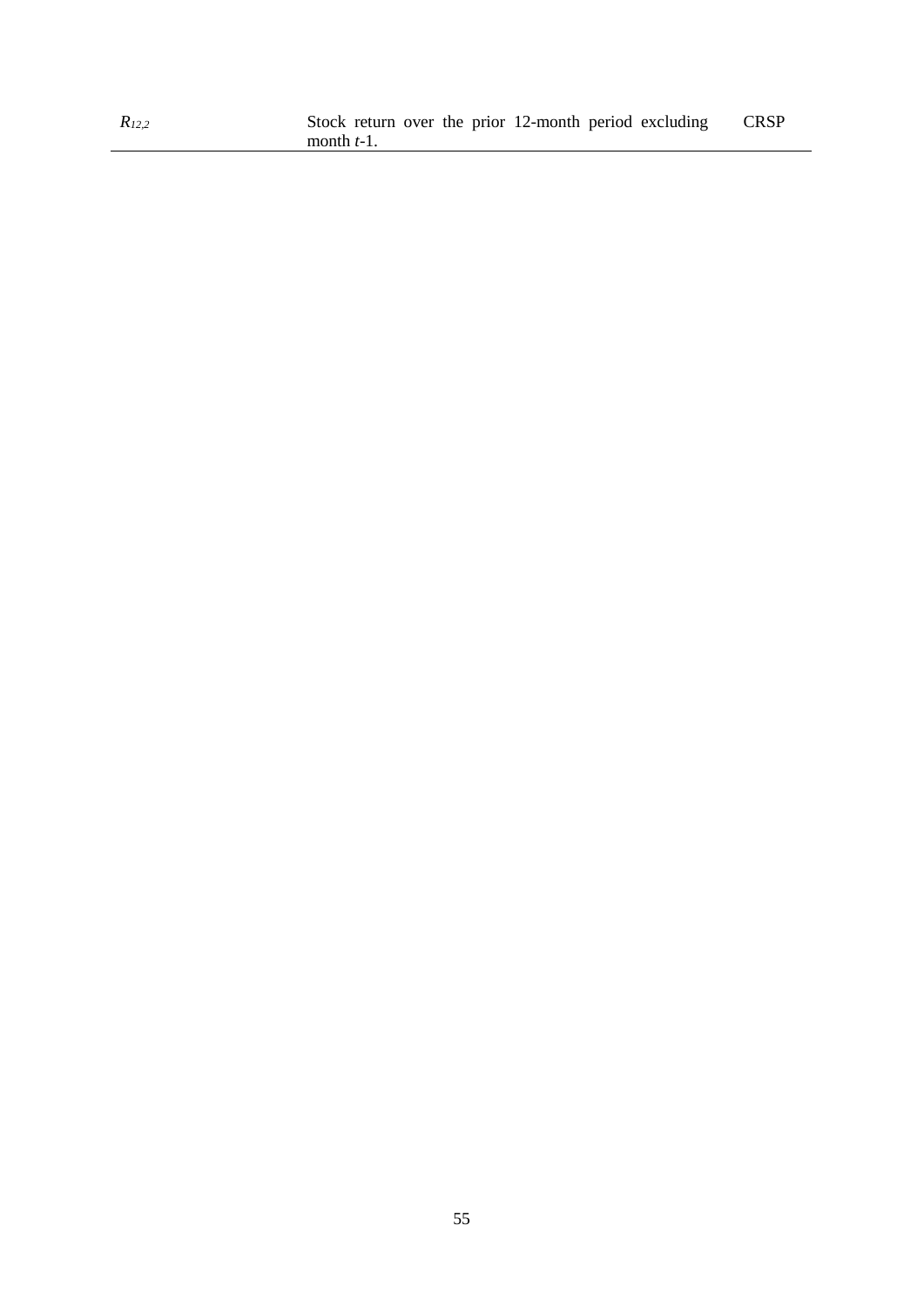| | | |
|---|---|---|
| $R_{12,2}$ | Stock return over the prior 12-month period excluding month $t$-1. | CRSP |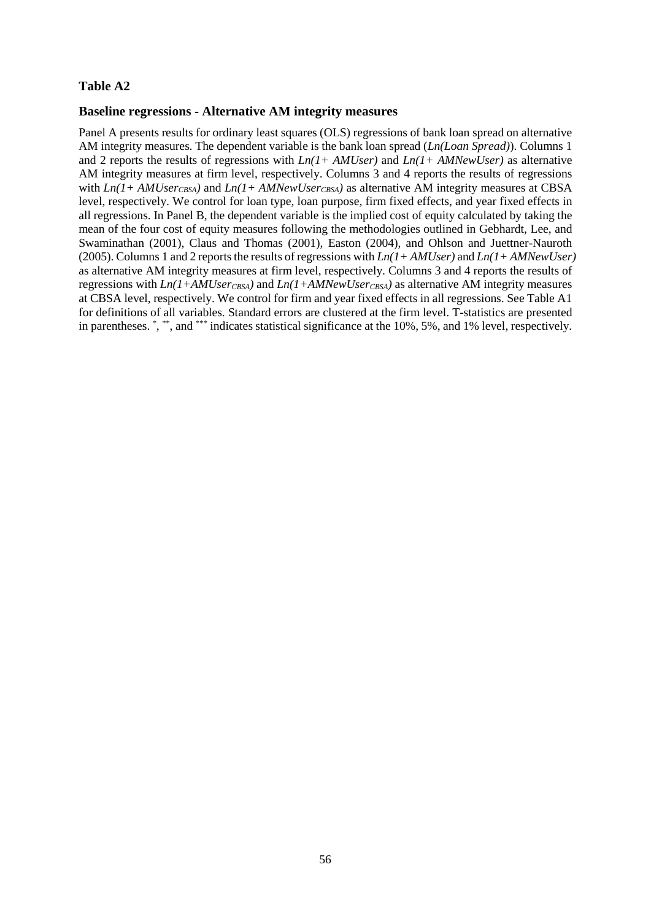**Table A2**

**Baseline regressions - Alternative AM integrity measures**

Panel A presents results for ordinary least squares (OLS) regressions of bank loan spread on alternative AM integrity measures. The dependent variable is the bank loan spread (*Ln(Loan Spread)*). Columns 1 and 2 reports the results of regressions with *Ln(1+ AMUser)* and *Ln(1+ AMNewUser)* as alternative AM integrity measures at firm level, respectively. Columns 3 and 4 reports the results of regressions with $Ln(1+ AMUser_{CBSA})$ and $Ln(1+ AMNewUser_{CBSA})$ as alternative AM integrity measures at CBSA level, respectively. We control for loan type, loan purpose, firm fixed effects, and year fixed effects in all regressions. In Panel B, the dependent variable is the implied cost of equity calculated by taking the mean of the four cost of equity measures following the methodologies outlined in Gebhardt, Lee, and Swaminathan (2001), Claus and Thomas (2001), Easton (2004), and Ohlson and Juettner-Nauroth (2005). Columns 1 and 2 reports the results of regressions with *Ln(1+ AMUser)* and *Ln(1+ AMNewUser)* as alternative AM integrity measures at firm level, respectively. Columns 3 and 4 reports the results of regressions with $Ln(1+AMUser_{CBSA})$ and $Ln(1+AMNewUser_{CBSA})$ as alternative AM integrity measures at CBSA level, respectively. We control for firm and year fixed effects in all regressions. See Table A1 for definitions of all variables. Standard errors are clustered at the firm level. T-statistics are presented in parentheses. *, **, and *** indicates statistical significance at the 10%, 5%, and 1% level, respectively.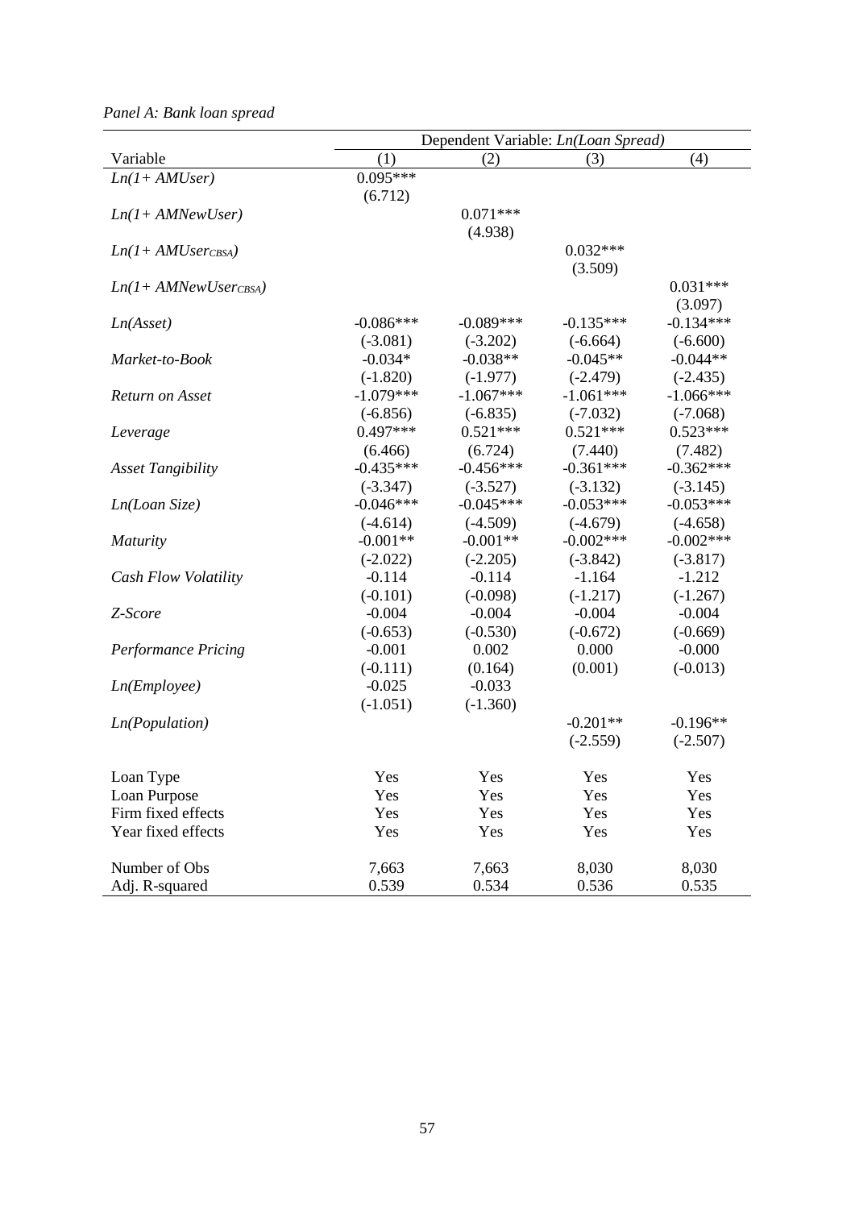*Panel A: Bank loan spread*

| Variable | Dependent Variable: *Ln(Loan Spread)* | | | |
|---|---|---|---|---|
| | (1) | (2) | (3) | (4) |
| *Ln(1+ AMUser)* | 0.095*** | | | |
| | (6.712) | | | |
| *Ln(1+ AMNewUser)* | | 0.071*** | | |
| | | (4.938) | | |
| *Ln(1+ $AMUser_{CBSA}$)* | | | 0.032*** | |
| | | | (3.509) | |
| *Ln(1+ $AMNewUser_{CBSA}$)* | | | | 0.031*** |
| | | | | (3.097) |
| *Ln(Asset)* | -0.086*** | -0.089*** | -0.135*** | -0.134*** |
| | (-3.081) | (-3.202) | (-6.664) | (-6.600) |
| *Market-to-Book* | -0.034* | -0.038** | -0.045** | -0.044** |
| | (-1.820) | (-1.977) | (-2.479) | (-2.435) |
| *Return on Asset* | -1.079*** | -1.067*** | -1.061*** | -1.066*** |
| | (-6.856) | (-6.835) | (-7.032) | (-7.068) |
| *Leverage* | 0.497*** | 0.521*** | 0.521*** | 0.523*** |
| | (6.466) | (6.724) | (7.440) | (7.482) |
| *Asset Tangibility* | -0.435*** | -0.456*** | -0.361*** | -0.362*** |
| | (-3.347) | (-3.527) | (-3.132) | (-3.145) |
| *Ln(Loan Size)* | -0.046*** | -0.045*** | -0.053*** | -0.053*** |
| | (-4.614) | (-4.509) | (-4.679) | (-4.658) |
| *Maturity* | -0.001** | -0.001** | -0.002*** | -0.002*** |
| | (-2.022) | (-2.205) | (-3.842) | (-3.817) |
| *Cash Flow Volatility* | -0.114 | -0.114 | -1.164 | -1.212 |
| | (-0.101) | (-0.098) | (-1.217) | (-1.267) |
| *Z-Score* | -0.004 | -0.004 | -0.004 | -0.004 |
| | (-0.653) | (-0.530) | (-0.672) | (-0.669) |
| *Performance Pricing* | -0.001 | 0.002 | 0.000 | -0.000 |
| | (-0.111) | (0.164) | (0.001) | (-0.013) |
| *Ln(Employee)* | -0.025 | -0.033 | | |
| | (-1.051) | (-1.360) | | |
| *Ln(Population)* | | | -0.201** | -0.196** |
| | | | (-2.559) | (-2.507) |
| Loan Type | Yes | Yes | Yes | Yes |
| Loan Purpose | Yes | Yes | Yes | Yes |
| Firm fixed effects | Yes | Yes | Yes | Yes |
| Year fixed effects | Yes | Yes | Yes | Yes |
| Number of Obs | 7,663 | 7,663 | 8,030 | 8,030 |
| Adj. R-squared | 0.539 | 0.534 | 0.536 | 0.535 |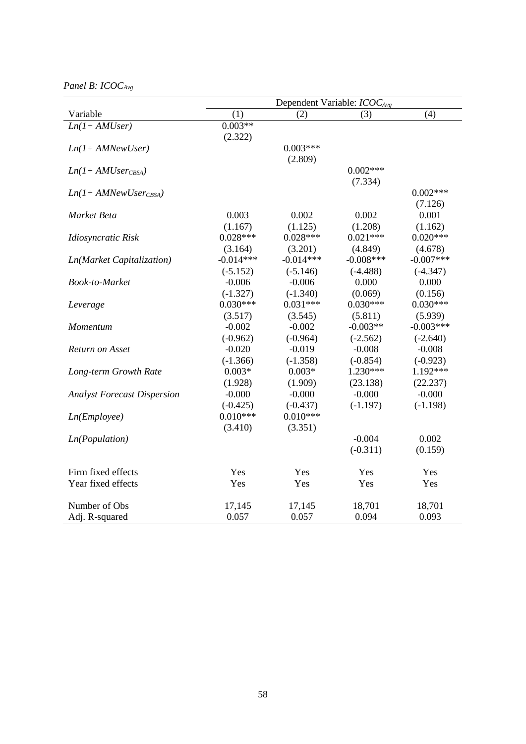*Panel B: $ICOC_{Avg}$*

| Variable | Dependent Variable: $ICOC_{Avg}$ | | | |
|---|---|---|---|---|
| | (1) | (2) | (3) | (4) |
| *Ln(1+ AMUser)* | 0.003** | | | |
| | (2.322) | | | |
| *Ln(1+ AMNewUser)* | | 0.003*** | | |
| | | (2.809) | | |
| *Ln(1+ $AMUser_{CBSA}$)* | | | 0.002*** | |
| | | | (7.334) | |
| *Ln(1+ $AMNewUser_{CBSA}$)* | | | | 0.002*** |
| | | | | (7.126) |
| *Market Beta* | 0.003 | 0.002 | 0.002 | 0.001 |
| | (1.167) | (1.125) | (1.208) | (1.162) |
| *Idiosyncratic Risk* | 0.028*** | 0.028*** | 0.021*** | 0.020*** |
| | (3.164) | (3.201) | (4.849) | (4.678) |
| *Ln(Market Capitalization)* | -0.014*** | -0.014*** | -0.008*** | -0.007*** |
| | (-5.152) | (-5.146) | (-4.488) | (-4.347) |
| *Book-to-Market* | -0.006 | -0.006 | 0.000 | 0.000 |
| | (-1.327) | (-1.340) | (0.069) | (0.156) |
| *Leverage* | 0.030*** | 0.031*** | 0.030*** | 0.030*** |
| | (3.517) | (3.545) | (5.811) | (5.939) |
| *Momentum* | -0.002 | -0.002 | -0.003** | -0.003*** |
| | (-0.962) | (-0.964) | (-2.562) | (-2.640) |
| *Return on Asset* | -0.020 | -0.019 | -0.008 | -0.008 |
| | (-1.366) | (-1.358) | (-0.854) | (-0.923) |
| *Long-term Growth Rate* | 0.003* | 0.003* | 1.230*** | 1.192*** |
| | (1.928) | (1.909) | (23.138) | (22.237) |
| *Analyst Forecast Dispersion* | -0.000 | -0.000 | -0.000 | -0.000 |
| | (-0.425) | (-0.437) | (-1.197) | (-1.198) |
| *Ln(Employee)* | 0.010*** | 0.010*** | | |
| | (3.410) | (3.351) | | |
| *Ln(Population)* | | | -0.004 | 0.002 |
| | | | (-0.311) | (0.159) |
| Firm fixed effects | Yes | Yes | Yes | Yes |
| Year fixed effects | Yes | Yes | Yes | Yes |
| Number of Obs | 17,145 | 17,145 | 18,701 | 18,701 |
| Adj. R-squared | 0.057 | 0.057 | 0.094 | 0.093 |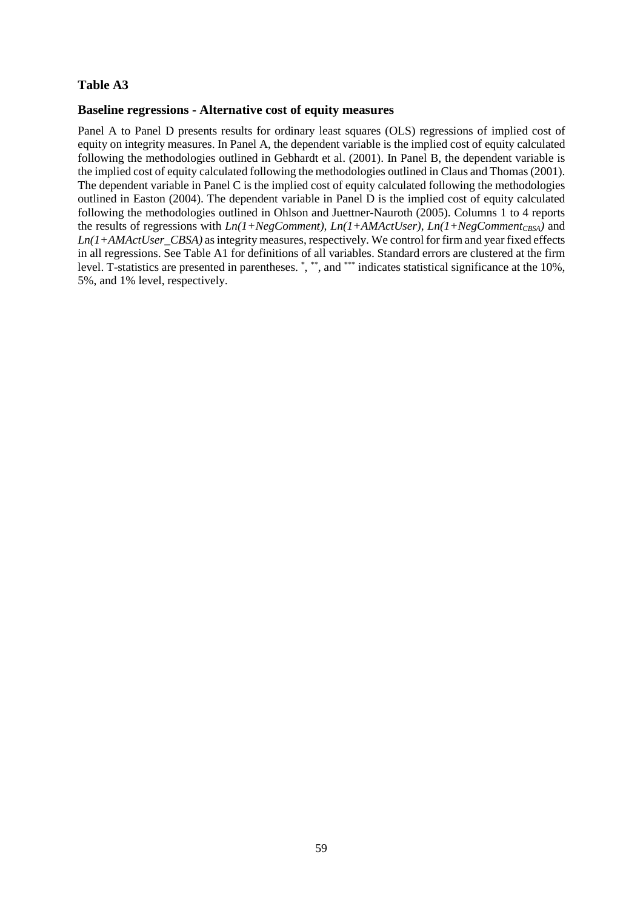**Table A3**

**Baseline regressions - Alternative cost of equity measures**

Panel A to Panel D presents results for ordinary least squares (OLS) regressions of implied cost of equity on integrity measures. In Panel A, the dependent variable is the implied cost of equity calculated following the methodologies outlined in Gebhardt et al. (2001). In Panel B, the dependent variable is the implied cost of equity calculated following the methodologies outlined in Claus and Thomas (2001). The dependent variable in Panel C is the implied cost of equity calculated following the methodologies outlined in Easton (2004). The dependent variable in Panel D is the implied cost of equity calculated following the methodologies outlined in Ohlson and Juettner-Nauroth (2005). Columns 1 to 4 reports the results of regressions with *Ln(1+NegComment)*, *Ln(1+AMActUser)*, *Ln(1+NegComment$_{CBSA}$)* and *Ln(1+AMActUser_CBSA)* as integrity measures, respectively. We control for firm and year fixed effects in all regressions. See Table A1 for definitions of all variables. Standard errors are clustered at the firm level. T-statistics are presented in parentheses. *, **, and *** indicates statistical significance at the 10%, 5%, and 1% level, respectively.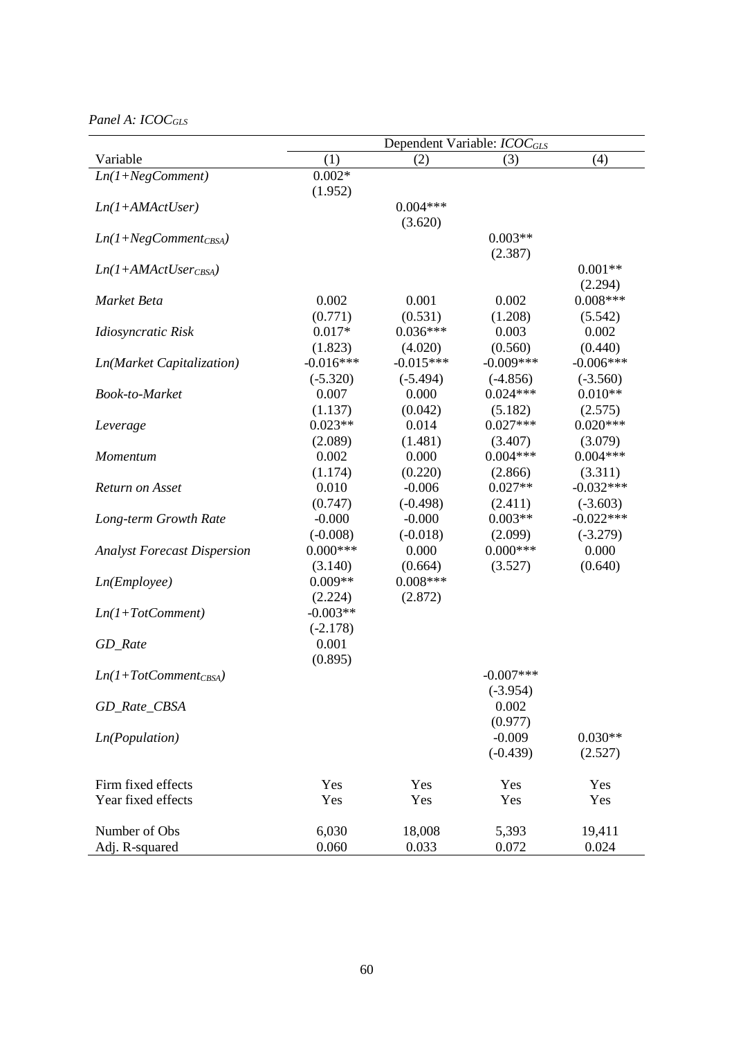*Panel A: $ICOC_{GLS}$*

| | Dependent Variable: $ICOC_{GLS}$ | | | |
|---|---|---|---|---|
| Variable | (1) | (2) | (3) | (4) |
| *Ln(1+NegComment)* | 0.002* | | | |
| | (1.952) | | | |
| *Ln(1+AMActUser)* | | 0.004*** | | |
| | | (3.620) | | |
| *$Ln(1+NegComment_{CBSA})$* | | | 0.003** | |
| | | | (2.387) | |
| *$Ln(1+AMActUser_{CBSA})$* | | | | 0.001** |
| | | | | (2.294) |
| *Market Beta* | 0.002 | 0.001 | 0.002 | 0.008*** |
| | (0.771) | (0.531) | (1.208) | (5.542) |
| *Idiosyncratic Risk* | 0.017* | 0.036*** | 0.003 | 0.002 |
| | (1.823) | (4.020) | (0.560) | (0.440) |
| *Ln(Market Capitalization)* | -0.016*** | -0.015*** | -0.009*** | -0.006*** |
| | (-5.320) | (-5.494) | (-4.856) | (-3.560) |
| *Book-to-Market* | 0.007 | 0.000 | 0.024*** | 0.010** |
| | (1.137) | (0.042) | (5.182) | (2.575) |
| *Leverage* | 0.023** | 0.014 | 0.027*** | 0.020*** |
| | (2.089) | (1.481) | (3.407) | (3.079) |
| *Momentum* | 0.002 | 0.000 | 0.004*** | 0.004*** |
| | (1.174) | (0.220) | (2.866) | (3.311) |
| *Return on Asset* | 0.010 | -0.006 | 0.027** | -0.032*** |
| | (0.747) | (-0.498) | (2.411) | (-3.603) |
| *Long-term Growth Rate* | -0.000 | -0.000 | 0.003** | -0.022*** |
| | (-0.008) | (-0.018) | (2.099) | (-3.279) |
| *Analyst Forecast Dispersion* | 0.000*** | 0.000 | 0.000*** | 0.000 |
| | (3.140) | (0.664) | (3.527) | (0.640) |
| *Ln(Employee)* | 0.009** | 0.008*** | | |
| | (2.224) | (2.872) | | |
| *Ln(1+TotComment)* | -0.003** | | | |
| | (-2.178) | | | |
| *GD_Rate* | 0.001 | | | |
| | (0.895) | | | |
| *$Ln(1+TotComment_{CBSA})$* | | | -0.007*** | |
| | | | (-3.954) | |
| *GD_Rate_CBSA* | | | 0.002 | |
| | | | (0.977) | |
| *Ln(Population)* | | | -0.009 | 0.030** |
| | | | (-0.439) | (2.527) |
| Firm fixed effects | Yes | Yes | Yes | Yes |
| Year fixed effects | Yes | Yes | Yes | Yes |
| Number of Obs | 6,030 | 18,008 | 5,393 | 19,411 |
| Adj. R-squared | 0.060 | 0.033 | 0.072 | 0.024 |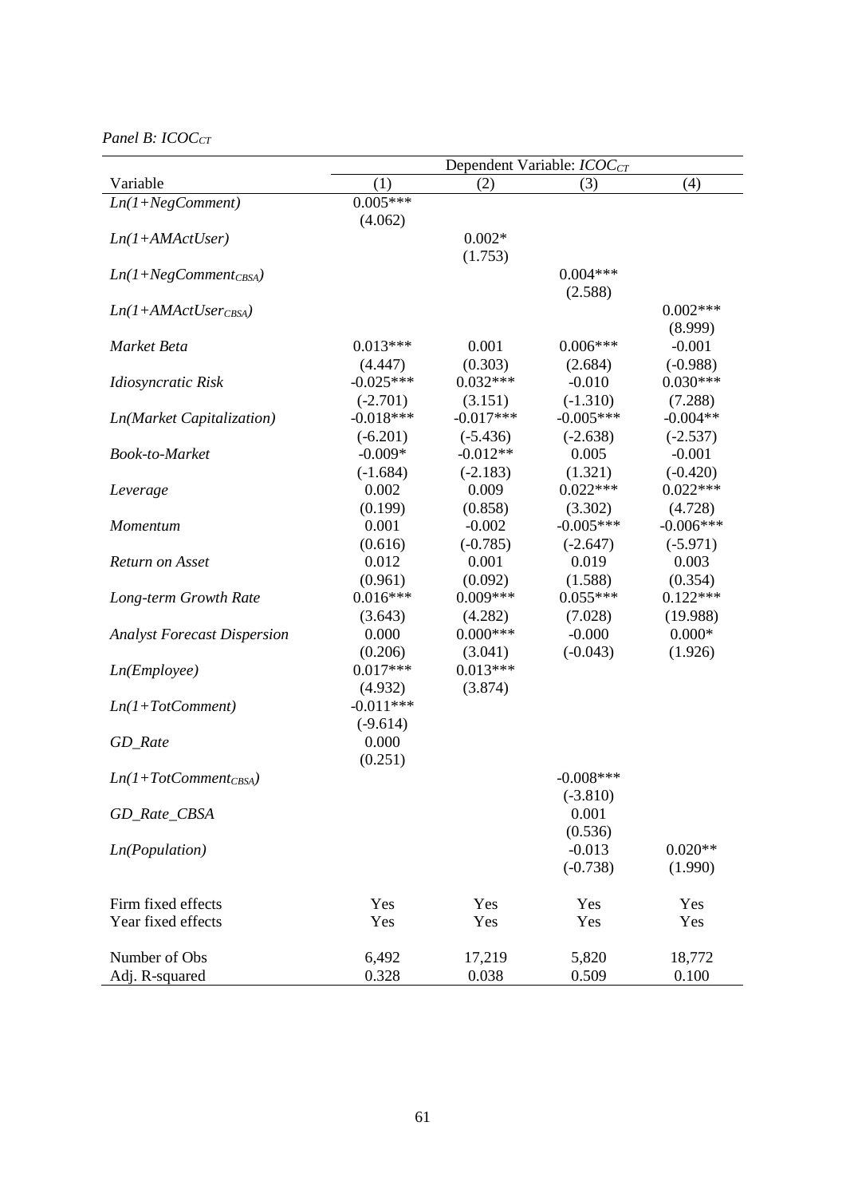*Panel B: $ICOC_{CT}$*

| | Dependent Variable: $ICOC_{CT}$ | | | |
|---|---|---|---|---|
| Variable | (1) | (2) | (3) | (4) |
| *Ln(1+NegComment)* | 0.005*** | | | |
| | (4.062) | | | |
| *Ln(1+AMActUser)* | | 0.002* | | |
| | | (1.753) | | |
| *Ln(1+NegComment$_{CBSA}$)* | | | 0.004*** | |
| | | | (2.588) | |
| *Ln(1+AMActUser$_{CBSA}$)* | | | | 0.002*** |
| | | | | (8.999) |
| *Market Beta* | 0.013*** | 0.001 | 0.006*** | -0.001 |
| | (4.447) | (0.303) | (2.684) | (-0.988) |
| *Idiosyncratic Risk* | -0.025*** | 0.032*** | -0.010 | 0.030*** |
| | (-2.701) | (3.151) | (-1.310) | (7.288) |
| *Ln(Market Capitalization)* | -0.018*** | -0.017*** | -0.005*** | -0.004** |
| | (-6.201) | (-5.436) | (-2.638) | (-2.537) |
| *Book-to-Market* | -0.009* | -0.012** | 0.005 | -0.001 |
| | (-1.684) | (-2.183) | (1.321) | (-0.420) |
| *Leverage* | 0.002 | 0.009 | 0.022*** | 0.022*** |
| | (0.199) | (0.858) | (3.302) | (4.728) |
| *Momentum* | 0.001 | -0.002 | -0.005*** | -0.006*** |
| | (0.616) | (-0.785) | (-2.647) | (-5.971) |
| *Return on Asset* | 0.012 | 0.001 | 0.019 | 0.003 |
| | (0.961) | (0.092) | (1.588) | (0.354) |
| *Long-term Growth Rate* | 0.016*** | 0.009*** | 0.055*** | 0.122*** |
| | (3.643) | (4.282) | (7.028) | (19.988) |
| *Analyst Forecast Dispersion* | 0.000 | 0.000*** | -0.000 | 0.000* |
| | (0.206) | (3.041) | (-0.043) | (1.926) |
| *Ln(Employee)* | 0.017*** | 0.013*** | | |
| | (4.932) | (3.874) | | |
| *Ln(1+TotComment)* | -0.011*** | | | |
| | (-9.614) | | | |
| *GD_Rate* | 0.000 | | | |
| | (0.251) | | | |
| *Ln(1+TotComment$_{CBSA}$)* | | | -0.008*** | |
| | | | (-3.810) | |
| *GD_Rate_CBSA* | | | 0.001 | |
| | | | (0.536) | |
| *Ln(Population)* | | | -0.013 | 0.020** |
| | | | (-0.738) | (1.990) |
| Firm fixed effects | Yes | Yes | Yes | Yes |
| Year fixed effects | Yes | Yes | Yes | Yes |
| Number of Obs | 6,492 | 17,219 | 5,820 | 18,772 |
| Adj. R-squared | 0.328 | 0.038 | 0.509 | 0.100 |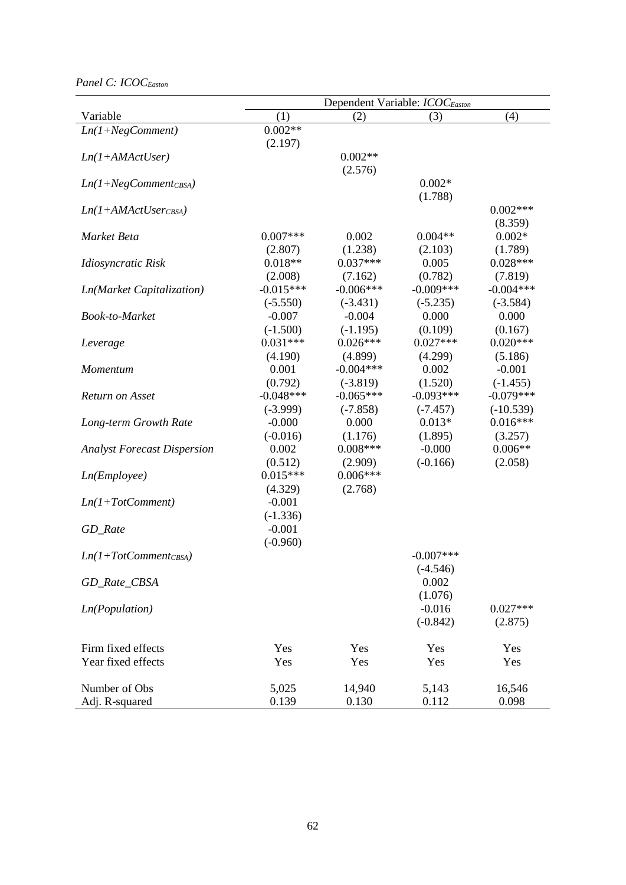*Panel C: $ICOC_{Easton}$*

| Variable | Dependent Variable: $ICOC_{Easton}$ | | | |
|---|---|---|---|---|
| | (1) | (2) | (3) | (4) |
| *Ln(1+NegComment)* | 0.002** | | | |
| | (2.197) | | | |
| *Ln(1+AMActUser)* | | 0.002** | | |
| | | (2.576) | | |
| *$Ln(1+NegComment_{CBSA})$* | | | 0.002* | |
| | | | (1.788) | |
| *$Ln(1+AMActUser_{CBSA})$* | | | | 0.002*** |
| | | | | (8.359) |
| *Market Beta* | 0.007*** | 0.002 | 0.004** | 0.002* |
| | (2.807) | (1.238) | (2.103) | (1.789) |
| *Idiosyncratic Risk* | 0.018** | 0.037*** | 0.005 | 0.028*** |
| | (2.008) | (7.162) | (0.782) | (7.819) |
| *Ln(Market Capitalization)* | -0.015*** | -0.006*** | -0.009*** | -0.004*** |
| | (-5.550) | (-3.431) | (-5.235) | (-3.584) |
| *Book-to-Market* | -0.007 | -0.004 | 0.000 | 0.000 |
| | (-1.500) | (-1.195) | (0.109) | (0.167) |
| *Leverage* | 0.031*** | 0.026*** | 0.027*** | 0.020*** |
| | (4.190) | (4.899) | (4.299) | (5.186) |
| *Momentum* | 0.001 | -0.004*** | 0.002 | -0.001 |
| | (0.792) | (-3.819) | (1.520) | (-1.455) |
| *Return on Asset* | -0.048*** | -0.065*** | -0.093*** | -0.079*** |
| | (-3.999) | (-7.858) | (-7.457) | (-10.539) |
| *Long-term Growth Rate* | -0.000 | 0.000 | 0.013* | 0.016*** |
| | (-0.016) | (1.176) | (1.895) | (3.257) |
| *Analyst Forecast Dispersion* | 0.002 | 0.008*** | -0.000 | 0.006** |
| | (0.512) | (2.909) | (-0.166) | (2.058) |
| *Ln(Employee)* | 0.015*** | 0.006*** | | |
| | (4.329) | (2.768) | | |
| *Ln(1+TotComment)* | -0.001 | | | |
| | (-1.336) | | | |
| *GD_Rate* | -0.001 | | | |
| | (-0.960) | | | |
| *$Ln(1+TotComment_{CBSA})$* | | | -0.007*** | |
| | | | (-4.546) | |
| *GD_Rate_CBSA* | | | 0.002 | |
| | | | (1.076) | |
| *Ln(Population)* | | | -0.016 | 0.027*** |
| | | | (-0.842) | (2.875) |
| Firm fixed effects | Yes | Yes | Yes | Yes |
| Year fixed effects | Yes | Yes | Yes | Yes |
| Number of Obs | 5,025 | 14,940 | 5,143 | 16,546 |
| Adj. R-squared | 0.139 | 0.130 | 0.112 | 0.098 |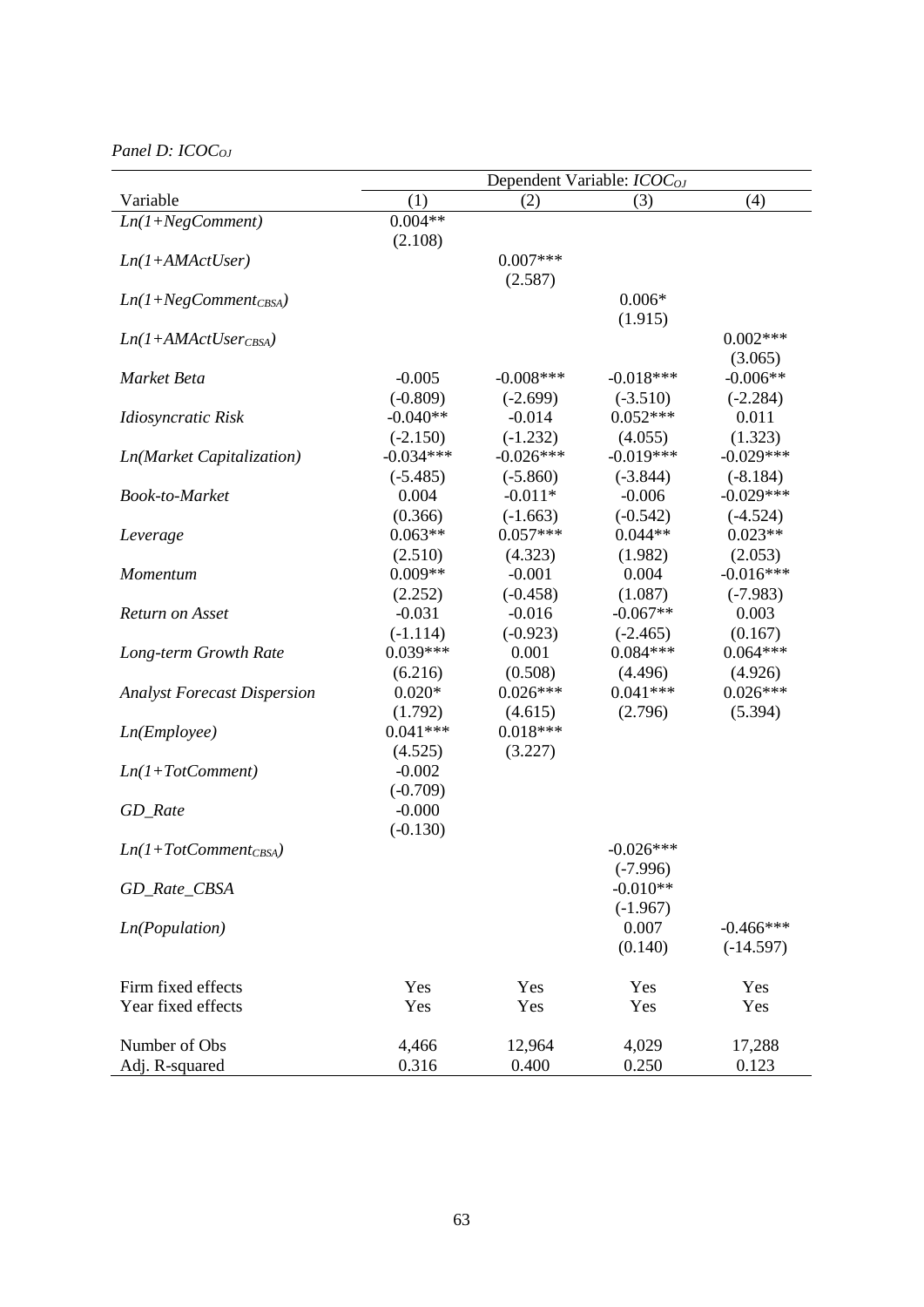*Panel D: $ICOC_{OJ}$*

| | Dependent Variable: $ICOC_{OJ}$ | | | |
|---|---|---|---|---|
| Variable | (1) | (2) | (3) | (4) |
| *Ln(1+NegComment)* | 0.004** | | | |
| | (2.108) | | | |
| *Ln(1+AMActUser)* | | 0.007*** | | |
| | | (2.587) | | |
| *$Ln(1+NegComment_{CBSA})$* | | | 0.006* | |
| | | | (1.915) | |
| *$Ln(1+AMActUser_{CBSA})$* | | | | 0.002*** |
| | | | | (3.065) |
| *Market Beta* | -0.005 | -0.008*** | -0.018*** | -0.006** |
| | (-0.809) | (-2.699) | (-3.510) | (-2.284) |
| *Idiosyncratic Risk* | -0.040** | -0.014 | 0.052*** | 0.011 |
| | (-2.150) | (-1.232) | (4.055) | (1.323) |
| *Ln(Market Capitalization)* | -0.034*** | -0.026*** | -0.019*** | -0.029*** |
| | (-5.485) | (-5.860) | (-3.844) | (-8.184) |
| *Book-to-Market* | 0.004 | -0.011* | -0.006 | -0.029*** |
| | (0.366) | (-1.663) | (-0.542) | (-4.524) |
| *Leverage* | 0.063** | 0.057*** | 0.044** | 0.023** |
| | (2.510) | (4.323) | (1.982) | (2.053) |
| *Momentum* | 0.009** | -0.001 | 0.004 | -0.016*** |
| | (2.252) | (-0.458) | (1.087) | (-7.983) |
| *Return on Asset* | -0.031 | -0.016 | -0.067** | 0.003 |
| | (-1.114) | (-0.923) | (-2.465) | (0.167) |
| *Long-term Growth Rate* | 0.039*** | 0.001 | 0.084*** | 0.064*** |
| | (6.216) | (0.508) | (4.496) | (4.926) |
| *Analyst Forecast Dispersion* | 0.020* | 0.026*** | 0.041*** | 0.026*** |
| | (1.792) | (4.615) | (2.796) | (5.394) |
| *Ln(Employee)* | 0.041*** | 0.018*** | | |
| | (4.525) | (3.227) | | |
| *Ln(1+TotComment)* | -0.002 | | | |
| | (-0.709) | | | |
| *GD_Rate* | -0.000 | | | |
| | (-0.130) | | | |
| *$Ln(1+TotComment_{CBSA})$* | | | -0.026*** | |
| | | | (-7.996) | |
| *GD_Rate_CBSA* | | | -0.010** | |
| | | | (-1.967) | |
| *Ln(Population)* | | | 0.007 | -0.466*** |
| | | | (0.140) | (-14.597) |
| Firm fixed effects | Yes | Yes | Yes | Yes |
| Year fixed effects | Yes | Yes | Yes | Yes |
| Number of Obs | 4,466 | 12,964 | 4,029 | 17,288 |
| Adj. R-squared | 0.316 | 0.400 | 0.250 | 0.123 |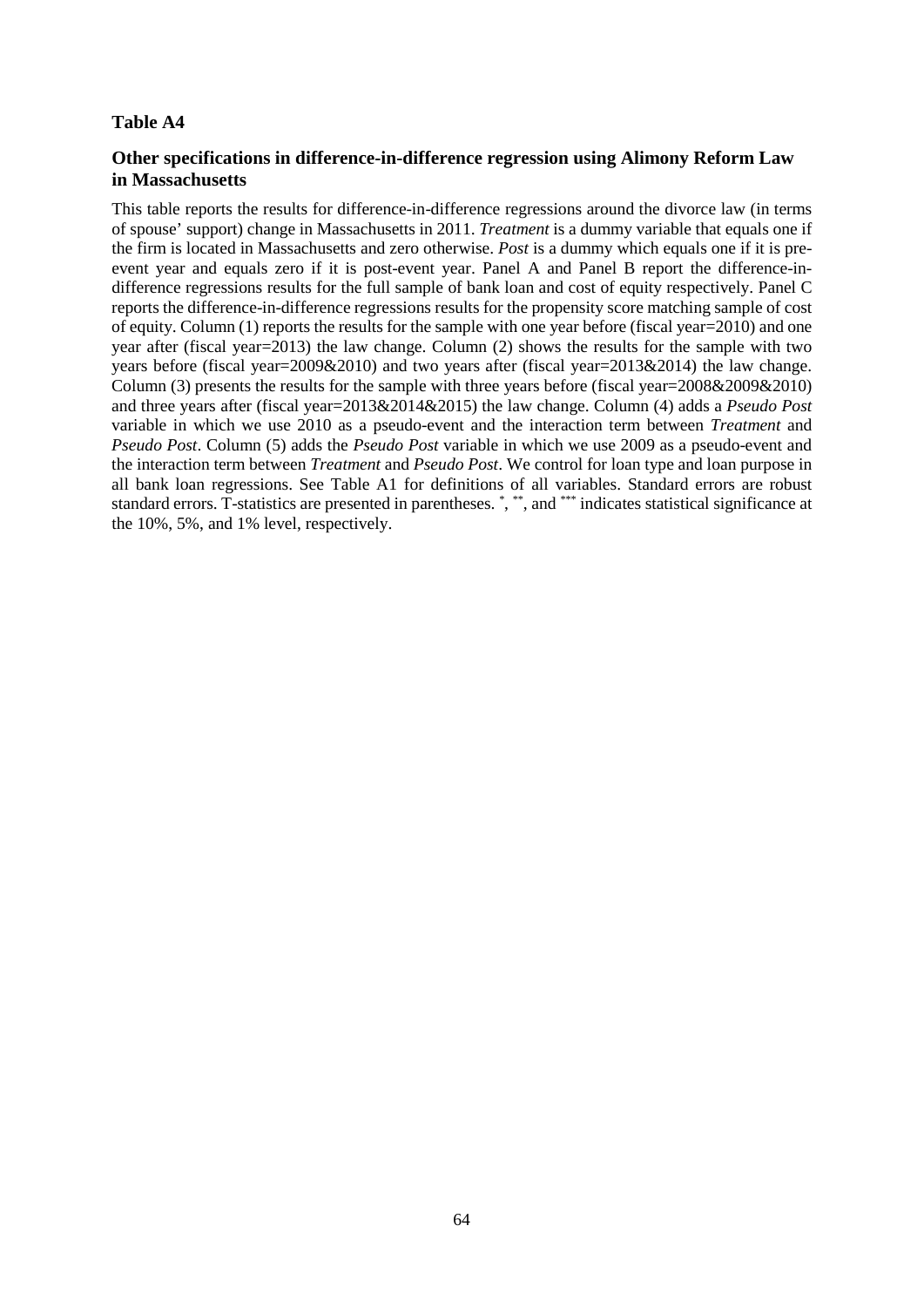**Table A4**

**Other specifications in difference-in-difference regression using Alimony Reform Law in Massachusetts**

This table reports the results for difference-in-difference regressions around the divorce law (in terms of spouse' support) change in Massachusetts in 2011. *Treatment* is a dummy variable that equals one if the firm is located in Massachusetts and zero otherwise. *Post* is a dummy which equals one if it is pre-event year and equals zero if it is post-event year. Panel A and Panel B report the difference-in-difference regressions results for the full sample of bank loan and cost of equity respectively. Panel C reports the difference-in-difference regressions results for the propensity score matching sample of cost of equity. Column (1) reports the results for the sample with one year before (fiscal year=2010) and one year after (fiscal year=2013) the law change. Column (2) shows the results for the sample with two years before (fiscal year=2009&2010) and two years after (fiscal year=2013&2014) the law change. Column (3) presents the results for the sample with three years before (fiscal year=2008&2009&2010) and three years after (fiscal year=2013&2014&2015) the law change. Column (4) adds a *Pseudo Post* variable in which we use 2010 as a pseudo-event and the interaction term between *Treatment* and *Pseudo Post*. Column (5) adds the *Pseudo Post* variable in which we use 2009 as a pseudo-event and the interaction term between *Treatment* and *Pseudo Post*. We control for loan type and loan purpose in all bank loan regressions. See Table A1 for definitions of all variables. Standard errors are robust standard errors. T-statistics are presented in parentheses. *, **, and *** indicates statistical significance at the 10%, 5%, and 1% level, respectively.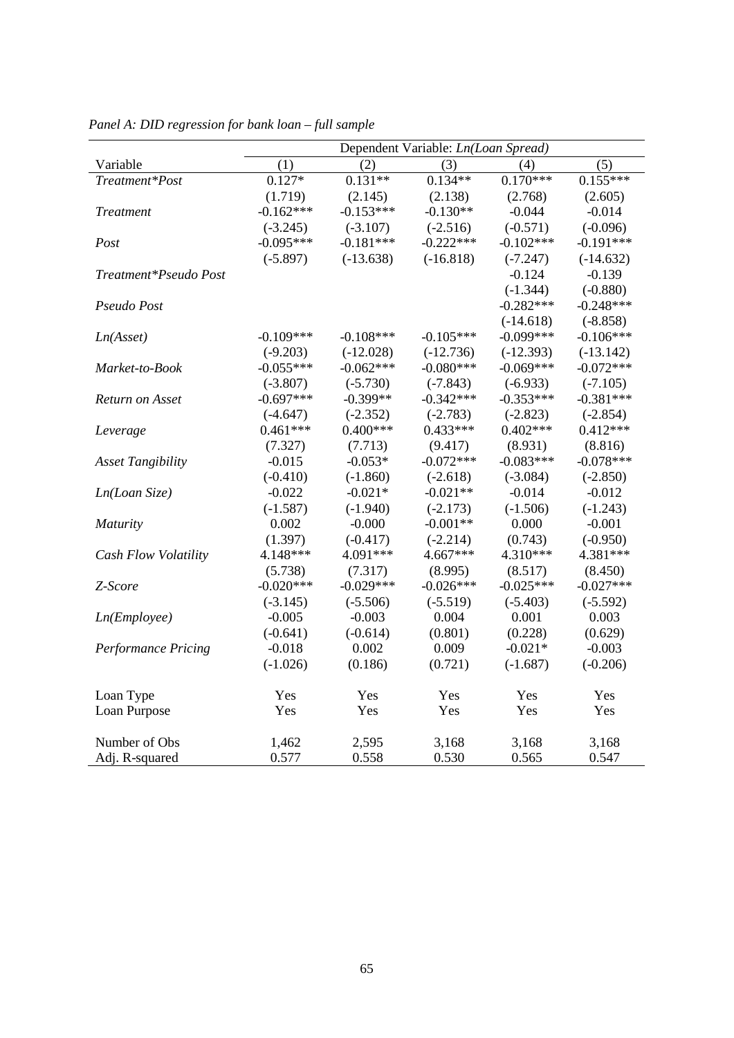*Panel A: DID regression for bank loan – full sample*

| | Dependent Variable: *Ln(Loan Spread)* | | | | |
|---|---|---|---|---|---|
| Variable | (1) | (2) | (3) | (4) | (5) |
| *Treatment\*Post* | 0.127* | 0.131** | 0.134** | 0.170*** | 0.155*** |
| | (1.719) | (2.145) | (2.138) | (2.768) | (2.605) |
| *Treatment* | -0.162*** | -0.153*** | -0.130** | -0.044 | -0.014 |
| | (-3.245) | (-3.107) | (-2.516) | (-0.571) | (-0.096) |
| *Post* | -0.095*** | -0.181*** | -0.222*** | -0.102*** | -0.191*** |
| | (-5.897) | (-13.638) | (-16.818) | (-7.247) | (-14.632) |
| *Treatment\*Pseudo Post* | | | | -0.124 | -0.139 |
| | | | | (-1.344) | (-0.880) |
| *Pseudo Post* | | | | -0.282*** | -0.248*** |
| | | | | (-14.618) | (-8.858) |
| *Ln(Asset)* | -0.109*** | -0.108*** | -0.105*** | -0.099*** | -0.106*** |
| | (-9.203) | (-12.028) | (-12.736) | (-12.393) | (-13.142) |
| *Market-to-Book* | -0.055*** | -0.062*** | -0.080*** | -0.069*** | -0.072*** |
| | (-3.807) | (-5.730) | (-7.843) | (-6.933) | (-7.105) |
| *Return on Asset* | -0.697*** | -0.399** | -0.342*** | -0.353*** | -0.381*** |
| | (-4.647) | (-2.352) | (-2.783) | (-2.823) | (-2.854) |
| *Leverage* | 0.461*** | 0.400*** | 0.433*** | 0.402*** | 0.412*** |
| | (7.327) | (7.713) | (9.417) | (8.931) | (8.816) |
| *Asset Tangibility* | -0.015 | -0.053* | -0.072*** | -0.083*** | -0.078*** |
| | (-0.410) | (-1.860) | (-2.618) | (-3.084) | (-2.850) |
| *Ln(Loan Size)* | -0.022 | -0.021* | -0.021** | -0.014 | -0.012 |
| | (-1.587) | (-1.940) | (-2.173) | (-1.506) | (-1.243) |
| *Maturity* | 0.002 | -0.000 | -0.001** | 0.000 | -0.001 |
| | (1.397) | (-0.417) | (-2.214) | (0.743) | (-0.950) |
| *Cash Flow Volatility* | 4.148*** | 4.091*** | 4.667*** | 4.310*** | 4.381*** |
| | (5.738) | (7.317) | (8.995) | (8.517) | (8.450) |
| *Z-Score* | -0.020*** | -0.029*** | -0.026*** | -0.025*** | -0.027*** |
| | (-3.145) | (-5.506) | (-5.519) | (-5.403) | (-5.592) |
| *Ln(Employee)* | -0.005 | -0.003 | 0.004 | 0.001 | 0.003 |
| | (-0.641) | (-0.614) | (0.801) | (0.228) | (0.629) |
| *Performance Pricing* | -0.018 | 0.002 | 0.009 | -0.021* | -0.003 |
| | (-1.026) | (0.186) | (0.721) | (-1.687) | (-0.206) |
| Loan Type | Yes | Yes | Yes | Yes | Yes |
| Loan Purpose | Yes | Yes | Yes | Yes | Yes |
| Number of Obs | 1,462 | 2,595 | 3,168 | 3,168 | 3,168 |
| Adj. R-squared | 0.577 | 0.558 | 0.530 | 0.565 | 0.547 |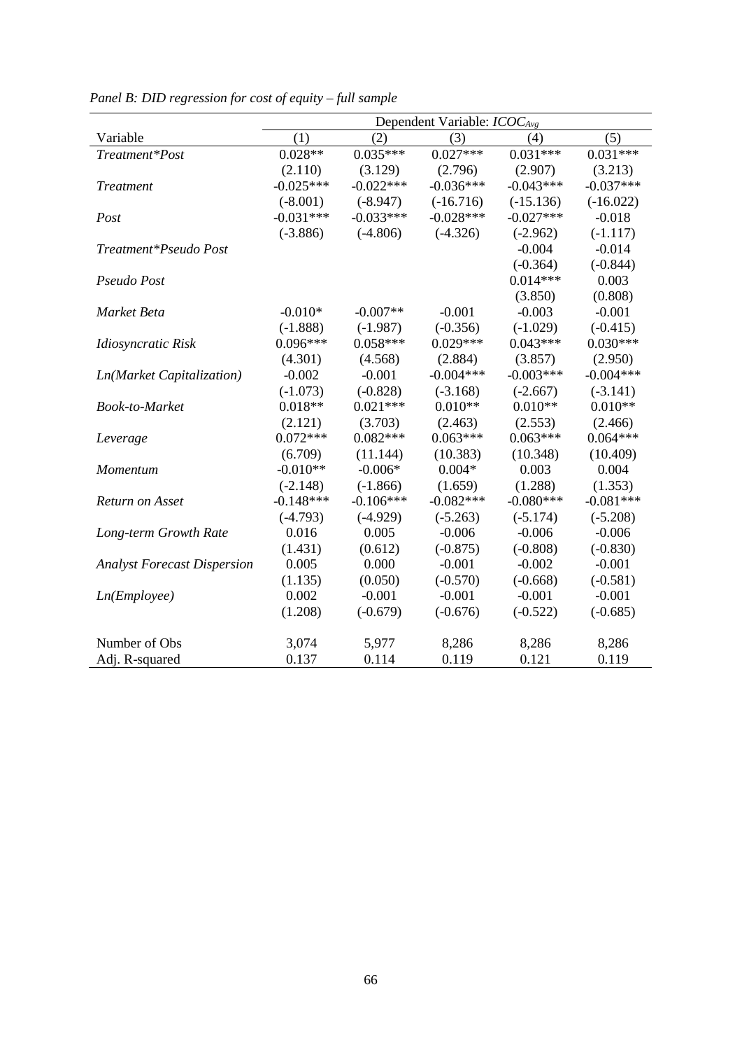*Panel B: DID regression for cost of equity – full sample*

| | Dependent Variable: $ICOC_{Avg}$ | | | | |
|---|---|---|---|---|---|
| Variable | (1) | (2) | (3) | (4) | (5) |
| *Treatment\*Post* | 0.028** | 0.035*** | 0.027*** | 0.031*** | 0.031*** |
| | (2.110) | (3.129) | (2.796) | (2.907) | (3.213) |
| *Treatment* | -0.025*** | -0.022*** | -0.036*** | -0.043*** | -0.037*** |
| | (-8.001) | (-8.947) | (-16.716) | (-15.136) | (-16.022) |
| *Post* | -0.031*** | -0.033*** | -0.028*** | -0.027*** | -0.018 |
| | (-3.886) | (-4.806) | (-4.326) | (-2.962) | (-1.117) |
| *Treatment\*Pseudo Post* | | | | -0.004 | -0.014 |
| | | | | (-0.364) | (-0.844) |
| *Pseudo Post* | | | | 0.014*** | 0.003 |
| | | | | (3.850) | (0.808) |
| *Market Beta* | -0.010* | -0.007** | -0.001 | -0.003 | -0.001 |
| | (-1.888) | (-1.987) | (-0.356) | (-1.029) | (-0.415) |
| *Idiosyncratic Risk* | 0.096*** | 0.058*** | 0.029*** | 0.043*** | 0.030*** |
| | (4.301) | (4.568) | (2.884) | (3.857) | (2.950) |
| *Ln(Market Capitalization)* | -0.002 | -0.001 | -0.004*** | -0.003*** | -0.004*** |
| | (-1.073) | (-0.828) | (-3.168) | (-2.667) | (-3.141) |
| *Book-to-Market* | 0.018** | 0.021*** | 0.010** | 0.010** | 0.010** |
| | (2.121) | (3.703) | (2.463) | (2.553) | (2.466) |
| *Leverage* | 0.072*** | 0.082*** | 0.063*** | 0.063*** | 0.064*** |
| | (6.709) | (11.144) | (10.383) | (10.348) | (10.409) |
| *Momentum* | -0.010** | -0.006* | 0.004* | 0.003 | 0.004 |
| | (-2.148) | (-1.866) | (1.659) | (1.288) | (1.353) |
| *Return on Asset* | -0.148*** | -0.106*** | -0.082*** | -0.080*** | -0.081*** |
| | (-4.793) | (-4.929) | (-5.263) | (-5.174) | (-5.208) |
| *Long-term Growth Rate* | 0.016 | 0.005 | -0.006 | -0.006 | -0.006 |
| | (1.431) | (0.612) | (-0.875) | (-0.808) | (-0.830) |
| *Analyst Forecast Dispersion* | 0.005 | 0.000 | -0.001 | -0.002 | -0.001 |
| | (1.135) | (0.050) | (-0.570) | (-0.668) | (-0.581) |
| *Ln(Employee)* | 0.002 | -0.001 | -0.001 | -0.001 | -0.001 |
| | (1.208) | (-0.679) | (-0.676) | (-0.522) | (-0.685) |
| Number of Obs | 3,074 | 5,977 | 8,286 | 8,286 | 8,286 |
| Adj. R-squared | 0.137 | 0.114 | 0.119 | 0.121 | 0.119 |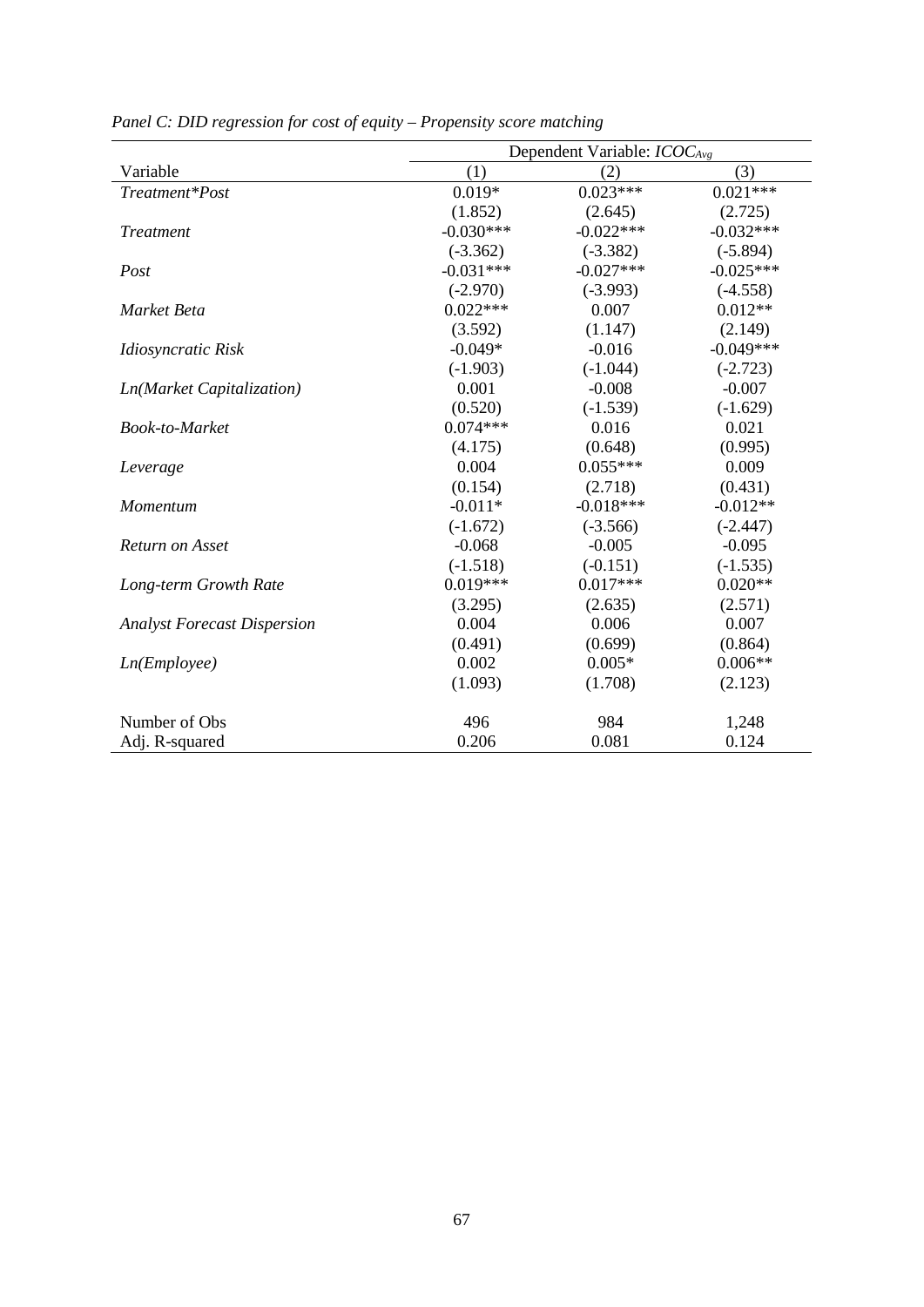*Panel C: DID regression for cost of equity – Propensity score matching*

| | Dependent Variable: $ICOC_{Avg}$ | | |
|---|---|---|---|
| Variable | (1) | (2) | (3) |
| *Treatment\*Post* | 0.019* | 0.023*** | 0.021*** |
| | (1.852) | (2.645) | (2.725) |
| *Treatment* | -0.030*** | -0.022*** | -0.032*** |
| | (-3.362) | (-3.382) | (-5.894) |
| *Post* | -0.031*** | -0.027*** | -0.025*** |
| | (-2.970) | (-3.993) | (-4.558) |
| *Market Beta* | 0.022*** | 0.007 | 0.012** |
| | (3.592) | (1.147) | (2.149) |
| *Idiosyncratic Risk* | -0.049* | -0.016 | -0.049*** |
| | (-1.903) | (-1.044) | (-2.723) |
| *Ln(Market Capitalization)* | 0.001 | -0.008 | -0.007 |
| | (0.520) | (-1.539) | (-1.629) |
| *Book-to-Market* | 0.074*** | 0.016 | 0.021 |
| | (4.175) | (0.648) | (0.995) |
| *Leverage* | 0.004 | 0.055*** | 0.009 |
| | (0.154) | (2.718) | (0.431) |
| *Momentum* | -0.011* | -0.018*** | -0.012** |
| | (-1.672) | (-3.566) | (-2.447) |
| *Return on Asset* | -0.068 | -0.005 | -0.095 |
| | (-1.518) | (-0.151) | (-1.535) |
| *Long-term Growth Rate* | 0.019*** | 0.017*** | 0.020** |
| | (3.295) | (2.635) | (2.571) |
| *Analyst Forecast Dispersion* | 0.004 | 0.006 | 0.007 |
| | (0.491) | (0.699) | (0.864) |
| *Ln(Employee)* | 0.002 | 0.005* | 0.006** |
| | (1.093) | (1.708) | (2.123) |
| Number of Obs | 496 | 984 | 1,248 |
| Adj. R-squared | 0.206 | 0.081 | 0.124 |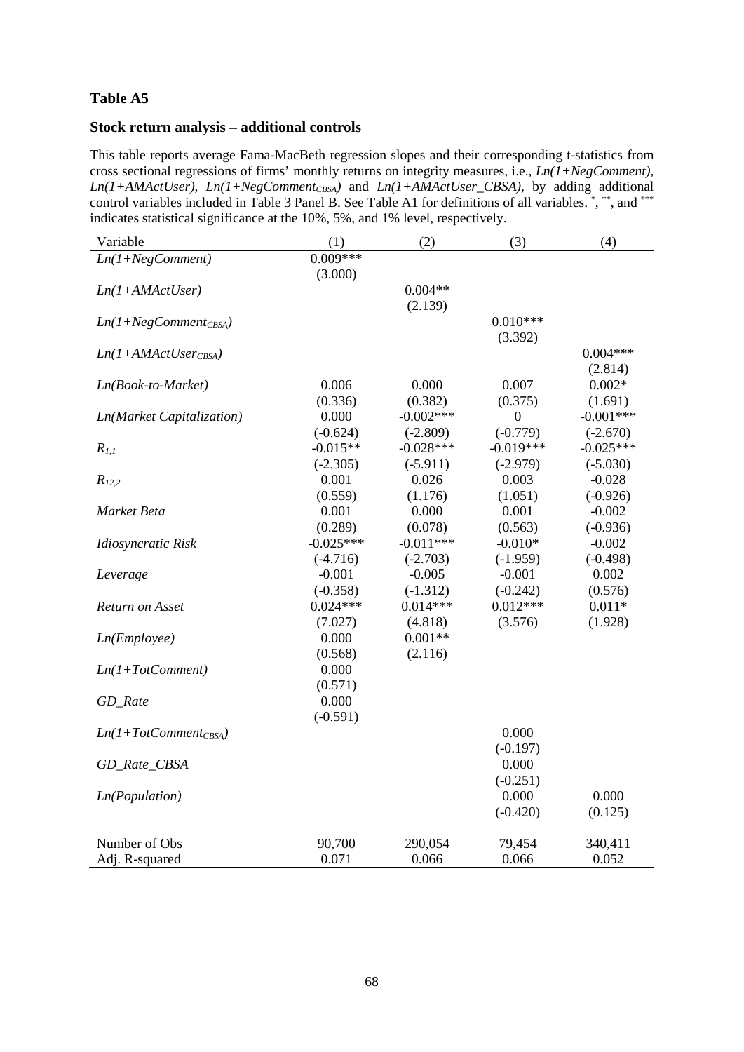**Table A5**

**Stock return analysis – additional controls**

This table reports average Fama-MacBeth regression slopes and their corresponding t-statistics from cross sectional regressions of firms' monthly returns on integrity measures, i.e., *Ln(1+NegComment)*, *Ln(1+AMActUser)*, $Ln(1+NegComment_{CBSA})$ and *Ln(1+AMActUser_CBSA)*, by adding additional control variables included in Table 3 Panel B. See Table A1 for definitions of all variables. *, **, and *** indicates statistical significance at the 10%, 5%, and 1% level, respectively.

| Variable | (1) | (2) | (3) | (4) |
|---|---|---|---|---|
| *Ln(1+NegComment)* | 0.009*** | | | |
| | (3.000) | | | |
| *Ln(1+AMActUser)* | | 0.004** | | |
| | | (2.139) | | |
| $Ln(1+NegComment_{CBSA})$ | | | 0.010*** | |
| | | | (3.392) | |
| $Ln(1+AMActUser_{CBSA})$ | | | | 0.004*** |
| | | | | (2.814) |
| *Ln(Book-to-Market)* | 0.006 | 0.000 | 0.007 | 0.002* |
| | (0.336) | (0.382) | (0.375) | (1.691) |
| *Ln(Market Capitalization)* | 0.000 | -0.002*** | 0 | -0.001*** |
| | (-0.624) | (-2.809) | (-0.779) | (-2.670) |
| $R_{1,1}$ | -0.015** | -0.028*** | -0.019*** | -0.025*** |
| | (-2.305) | (-5.911) | (-2.979) | (-5.030) |
| $R_{12,2}$ | 0.001 | 0.026 | 0.003 | -0.028 |
| | (0.559) | (1.176) | (1.051) | (-0.926) |
| *Market Beta* | 0.001 | 0.000 | 0.001 | -0.002 |
| | (0.289) | (0.078) | (0.563) | (-0.936) |
| *Idiosyncratic Risk* | -0.025*** | -0.011*** | -0.010* | -0.002 |
| | (-4.716) | (-2.703) | (-1.959) | (-0.498) |
| *Leverage* | -0.001 | -0.005 | -0.001 | 0.002 |
| | (-0.358) | (-1.312) | (-0.242) | (0.576) |
| *Return on Asset* | 0.024*** | 0.014*** | 0.012*** | 0.011* |
| | (7.027) | (4.818) | (3.576) | (1.928) |
| *Ln(Employee)* | 0.000 | 0.001** | | |
| | (0.568) | (2.116) | | |
| *Ln(1+TotComment)* | 0.000 | | | |
| | (0.571) | | | |
| *GD_Rate* | 0.000 | | | |
| | (-0.591) | | | |
| $Ln(1+TotComment_{CBSA})$ | | | 0.000 | |
| | | | (-0.197) | |
| *GD_Rate_CBSA* | | | 0.000 | |
| | | | (-0.251) | |
| *Ln(Population)* | | | 0.000 | 0.000 |
| | | | (-0.420) | (0.125) |
| Number of Obs | 90,700 | 290,054 | 79,454 | 340,411 |
| Adj. R-squared | 0.071 | 0.066 | 0.066 | 0.052 |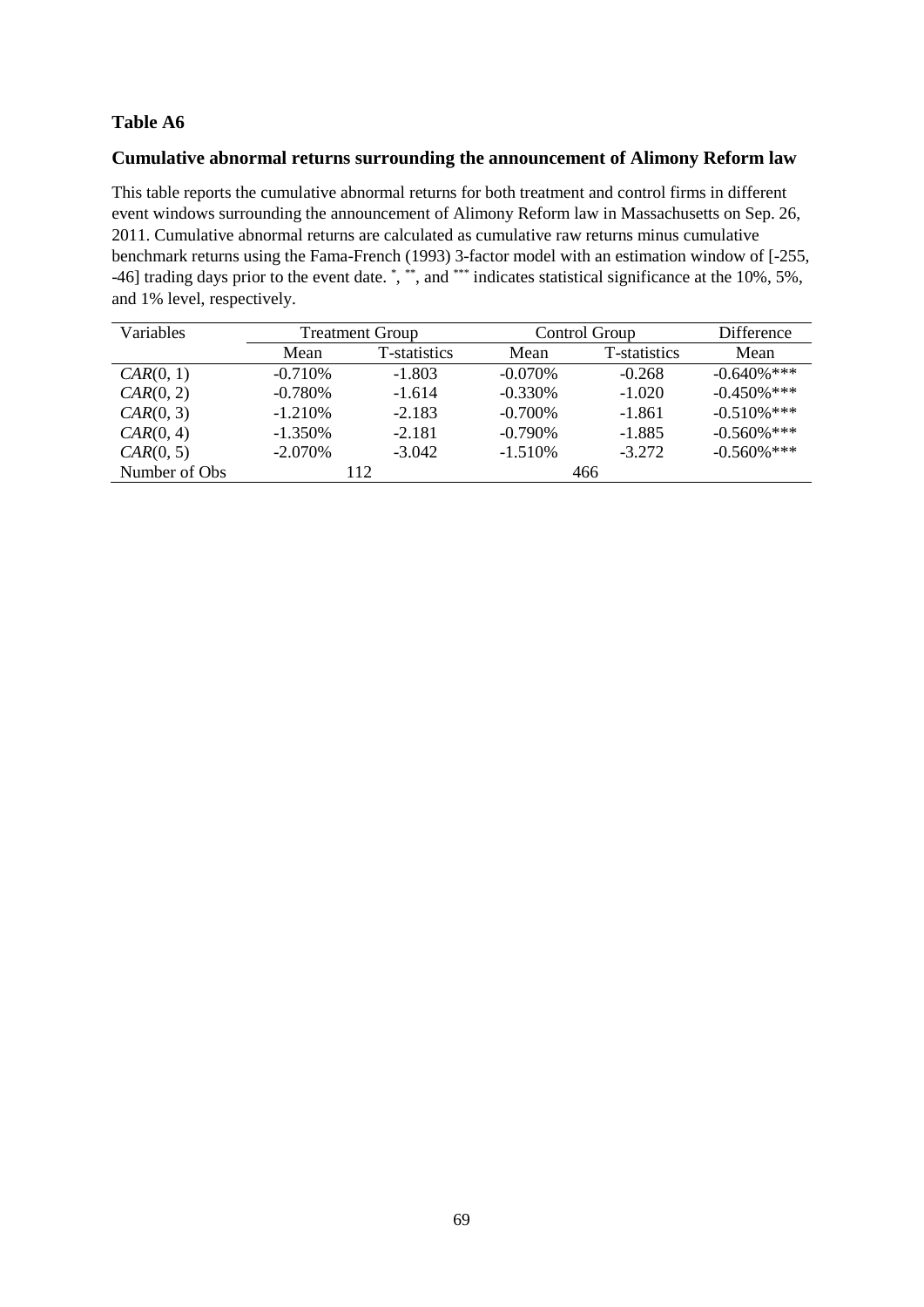**Table A6**

**Cumulative abnormal returns surrounding the announcement of Alimony Reform law**

This table reports the cumulative abnormal returns for both treatment and control firms in different event windows surrounding the announcement of Alimony Reform law in Massachusetts on Sep. 26, 2011. Cumulative abnormal returns are calculated as cumulative raw returns minus cumulative benchmark returns using the Fama-French (1993) 3-factor model with an estimation window of [-255, -46] trading days prior to the event date. *, **, and *** indicates statistical significance at the 10%, 5%, and 1% level, respectively.

| Variables | Treatment Group | | Control Group | | Difference |
|---|---|---|---|---|---|
| | Mean | T-statistics | Mean | T-statistics | Mean |
| *CAR*(0, 1) | -0.710% | -1.803 | -0.070% | -0.268 | -0.640%*** |
| *CAR*(0, 2) | -0.780% | -1.614 | -0.330% | -1.020 | -0.450%*** |
| *CAR*(0, 3) | -1.210% | -2.183 | -0.700% | -1.861 | -0.510%*** |
| *CAR*(0, 4) | -1.350% | -2.181 | -0.790% | -1.885 | -0.560%*** |
| *CAR*(0, 5) | -2.070% | -3.042 | -1.510% | -3.272 | -0.560%*** |
| Number of Obs | 112 | | 466 | | |